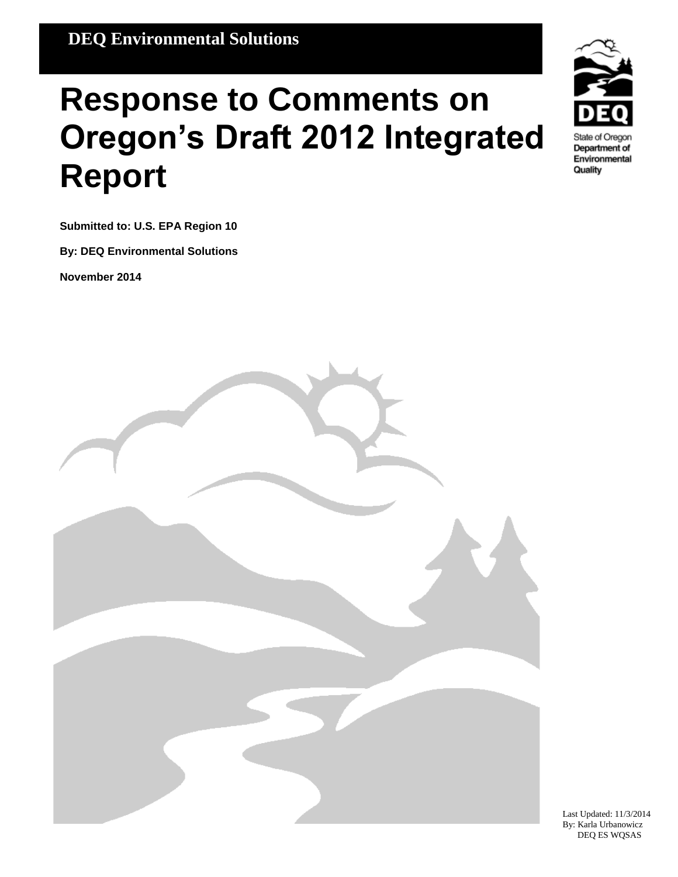**DEQ Environmental Solutions**

# Response to Comments on Oregon's Draft 2012 Integrated Report

State of Oregon
Department of Environmental Quality

**Submitted to: U.S. EPA Region 10**

**By: DEQ Environmental Solutions**

**November 2014**

Last Updated: 11/3/2014
By: Karla Urbanowicz
DEQ ES WQSAS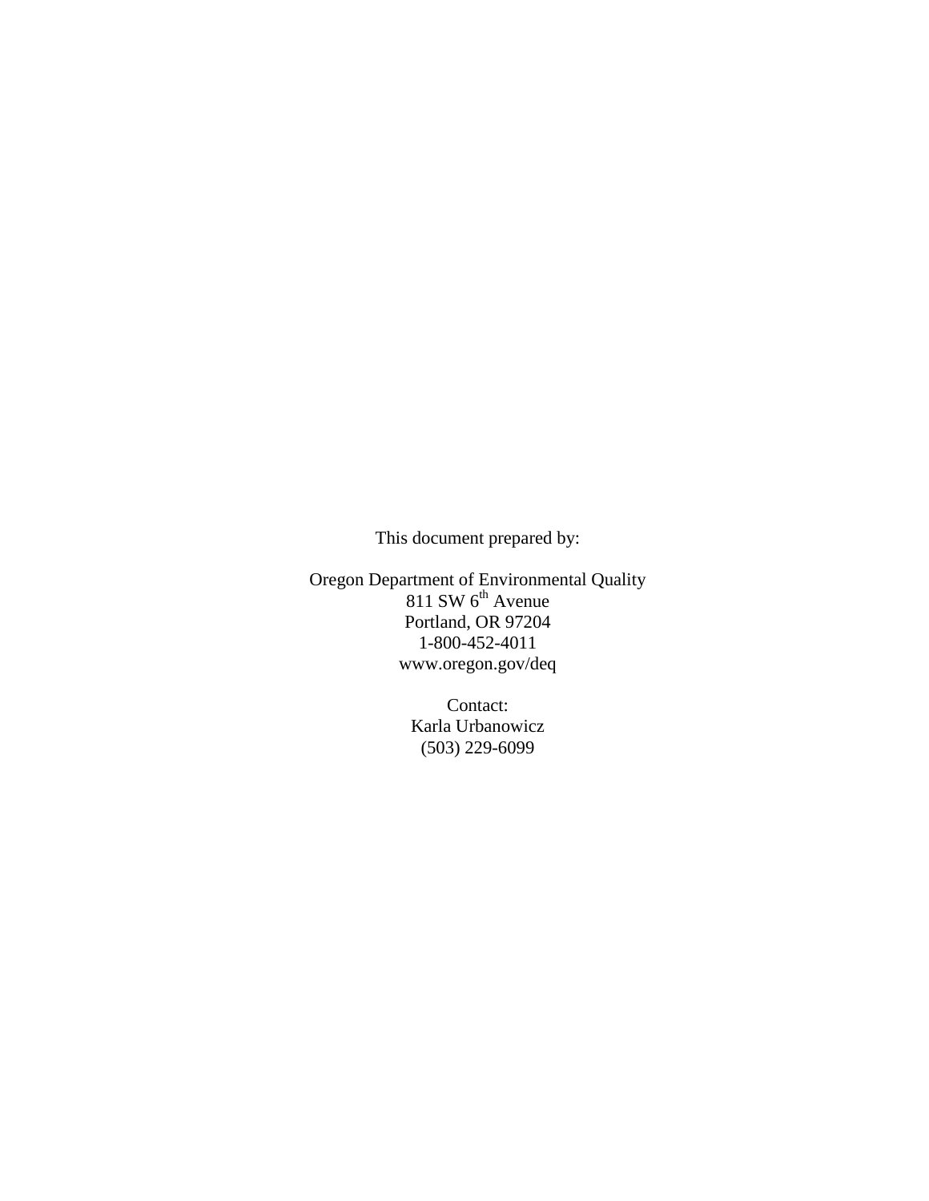This document prepared by:

Oregon Department of Environmental Quality
811 SW 6th Avenue
Portland, OR 97204
1-800-452-4011
www.oregon.gov/deq

Contact:
Karla Urbanowicz
(503) 229-6099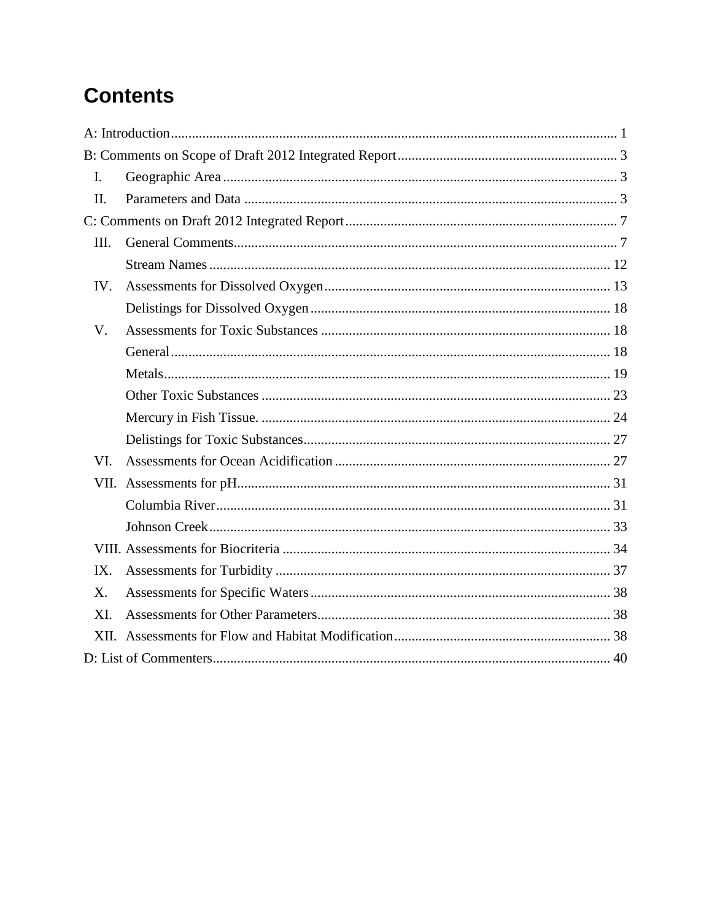# Contents

A: Introduction ............................................................................................................................ 1

B: Comments on Scope of Draft 2012 Integrated Report .............................................................. 3

- I. Geographic Area ................................................................................................................. 3
- II. Parameters and Data .......................................................................................................... 3

C: Comments on Draft 2012 Integrated Report ............................................................................. 7

- III. General Comments ............................................................................................................. 7
  - Stream Names ................................................................................................................... 12
- IV. Assessments for Dissolved Oxygen .................................................................................. 13
  - Delistings for Dissolved Oxygen ...................................................................................... 18
- V. Assessments for Toxic Substances .................................................................................... 18
  - General .............................................................................................................................. 18
  - Metals ................................................................................................................................ 19
  - Other Toxic Substances ..................................................................................................... 23
  - Mercury in Fish Tissue. ..................................................................................................... 24
  - Delistings for Toxic Substances ........................................................................................ 27
- VI. Assessments for Ocean Acidification ............................................................................... 27
- VII. Assessments for pH ........................................................................................................... 31
  - Columbia River ................................................................................................................. 31
  - Johnson Creek ................................................................................................................... 33
- VIII. Assessments for Biocriteria .............................................................................................. 34
- IX. Assessments for Turbidity ................................................................................................. 37
- X. Assessments for Specific Waters ....................................................................................... 38
- XI. Assessments for Other Parameters .................................................................................... 38
- XII. Assessments for Flow and Habitat Modification .............................................................. 38

D: List of Commenters .................................................................................................................. 40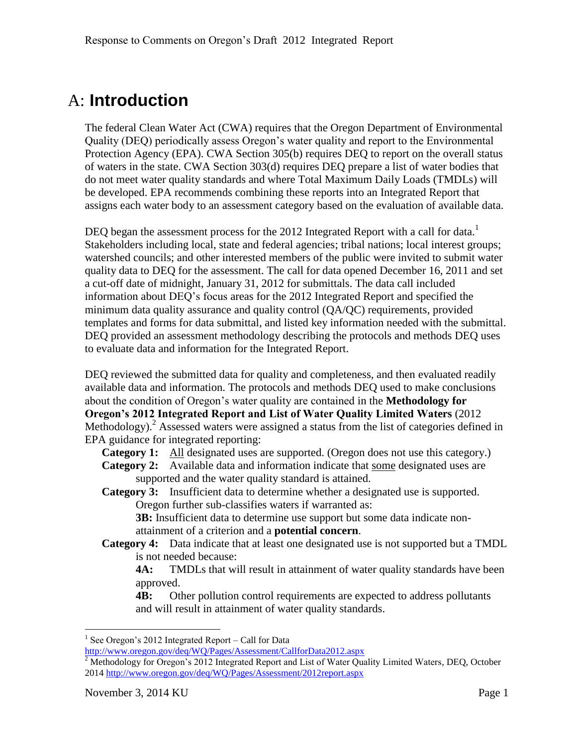# A: **Introduction**

The federal Clean Water Act (CWA) requires that the Oregon Department of Environmental Quality (DEQ) periodically assess Oregon's water quality and report to the Environmental Protection Agency (EPA). CWA Section 305(b) requires DEQ to report on the overall status of waters in the state. CWA Section 303(d) requires DEQ prepare a list of water bodies that do not meet water quality standards and where Total Maximum Daily Loads (TMDLs) will be developed. EPA recommends combining these reports into an Integrated Report that assigns each water body to an assessment category based on the evaluation of available data.

DEQ began the assessment process for the 2012 Integrated Report with a call for data.[1] Stakeholders including local, state and federal agencies; tribal nations; local interest groups; watershed councils; and other interested members of the public were invited to submit water quality data to DEQ for the assessment. The call for data opened December 16, 2011 and set a cut-off date of midnight, January 31, 2012 for submittals. The data call included information about DEQ's focus areas for the 2012 Integrated Report and specified the minimum data quality assurance and quality control (QA/QC) requirements, provided templates and forms for data submittal, and listed key information needed with the submittal. DEQ provided an assessment methodology describing the protocols and methods DEQ uses to evaluate data and information for the Integrated Report.

DEQ reviewed the submitted data for quality and completeness, and then evaluated readily available data and information. The protocols and methods DEQ used to make conclusions about the condition of Oregon's water quality are contained in the **Methodology for Oregon's 2012 Integrated Report and List of Water Quality Limited Waters** (2012 Methodology).[2] Assessed waters were assigned a status from the list of categories defined in EPA guidance for integrated reporting:

- **Category 1:** All designated uses are supported. (Oregon does not use this category.)
- **Category 2:** Available data and information indicate that some designated uses are supported and the water quality standard is attained.
- **Category 3:** Insufficient data to determine whether a designated use is supported. Oregon further sub-classifies waters if warranted as:
  - **3B:** Insufficient data to determine use support but some data indicate non-attainment of a criterion and a **potential concern**.
- **Category 4:** Data indicate that at least one designated use is not supported but a TMDL is not needed because:
  - **4A:** TMDLs that will result in attainment of water quality standards have been approved.
  - **4B:** Other pollution control requirements are expected to address pollutants and will result in attainment of water quality standards.

---

[1] See Oregon's 2012 Integrated Report – Call for Data http://www.oregon.gov/deq/WQ/Pages/Assessment/CallforData2012.aspx

[2] Methodology for Oregon's 2012 Integrated Report and List of Water Quality Limited Waters, DEQ, October 2014 http://www.oregon.gov/deq/WQ/Pages/Assessment/2012report.aspx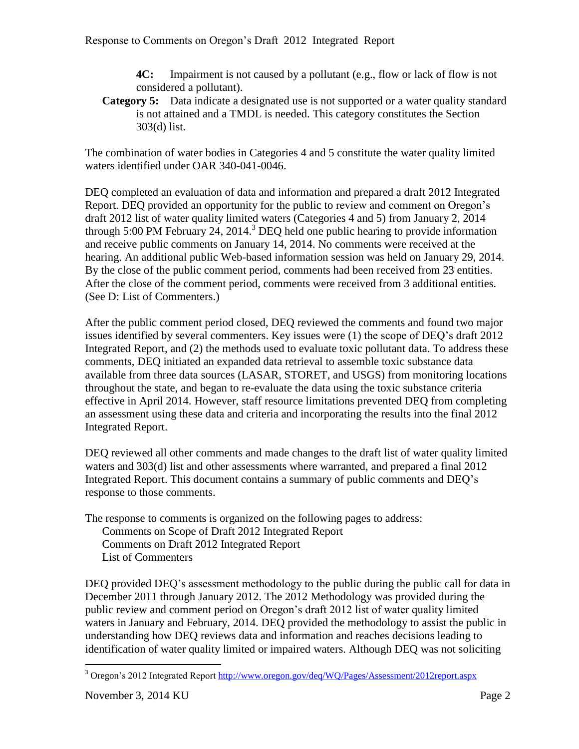**4C:** Impairment is not caused by a pollutant (e.g., flow or lack of flow is not considered a pollutant).

**Category 5:** Data indicate a designated use is not supported or a water quality standard is not attained and a TMDL is needed. This category constitutes the Section 303(d) list.

The combination of water bodies in Categories 4 and 5 constitute the water quality limited waters identified under OAR 340-041-0046.

DEQ completed an evaluation of data and information and prepared a draft 2012 Integrated Report. DEQ provided an opportunity for the public to review and comment on Oregon's draft 2012 list of water quality limited waters (Categories 4 and 5) from January 2, 2014 through 5:00 PM February 24, 2014.[3] DEQ held one public hearing to provide information and receive public comments on January 14, 2014. No comments were received at the hearing. An additional public Web-based information session was held on January 29, 2014. By the close of the public comment period, comments had been received from 23 entities. After the close of the comment period, comments were received from 3 additional entities. (See D: List of Commenters.)

After the public comment period closed, DEQ reviewed the comments and found two major issues identified by several commenters. Key issues were (1) the scope of DEQ's draft 2012 Integrated Report, and (2) the methods used to evaluate toxic pollutant data. To address these comments, DEQ initiated an expanded data retrieval to assemble toxic substance data available from three data sources (LASAR, STORET, and USGS) from monitoring locations throughout the state, and began to re-evaluate the data using the toxic substance criteria effective in April 2014. However, staff resource limitations prevented DEQ from completing an assessment using these data and criteria and incorporating the results into the final 2012 Integrated Report.

DEQ reviewed all other comments and made changes to the draft list of water quality limited waters and 303(d) list and other assessments where warranted, and prepared a final 2012 Integrated Report. This document contains a summary of public comments and DEQ's response to those comments.

The response to comments is organized on the following pages to address:

- Comments on Scope of Draft 2012 Integrated Report
- Comments on Draft 2012 Integrated Report
- List of Commenters

DEQ provided DEQ's assessment methodology to the public during the public call for data in December 2011 through January 2012. The 2012 Methodology was provided during the public review and comment period on Oregon's draft 2012 list of water quality limited waters in January and February, 2014. DEQ provided the methodology to assist the public in understanding how DEQ reviews data and information and reaches decisions leading to identification of water quality limited or impaired waters. Although DEQ was not soliciting

---

[3] Oregon's 2012 Integrated Report http://www.oregon.gov/deq/WQ/Pages/Assessment/2012report.aspx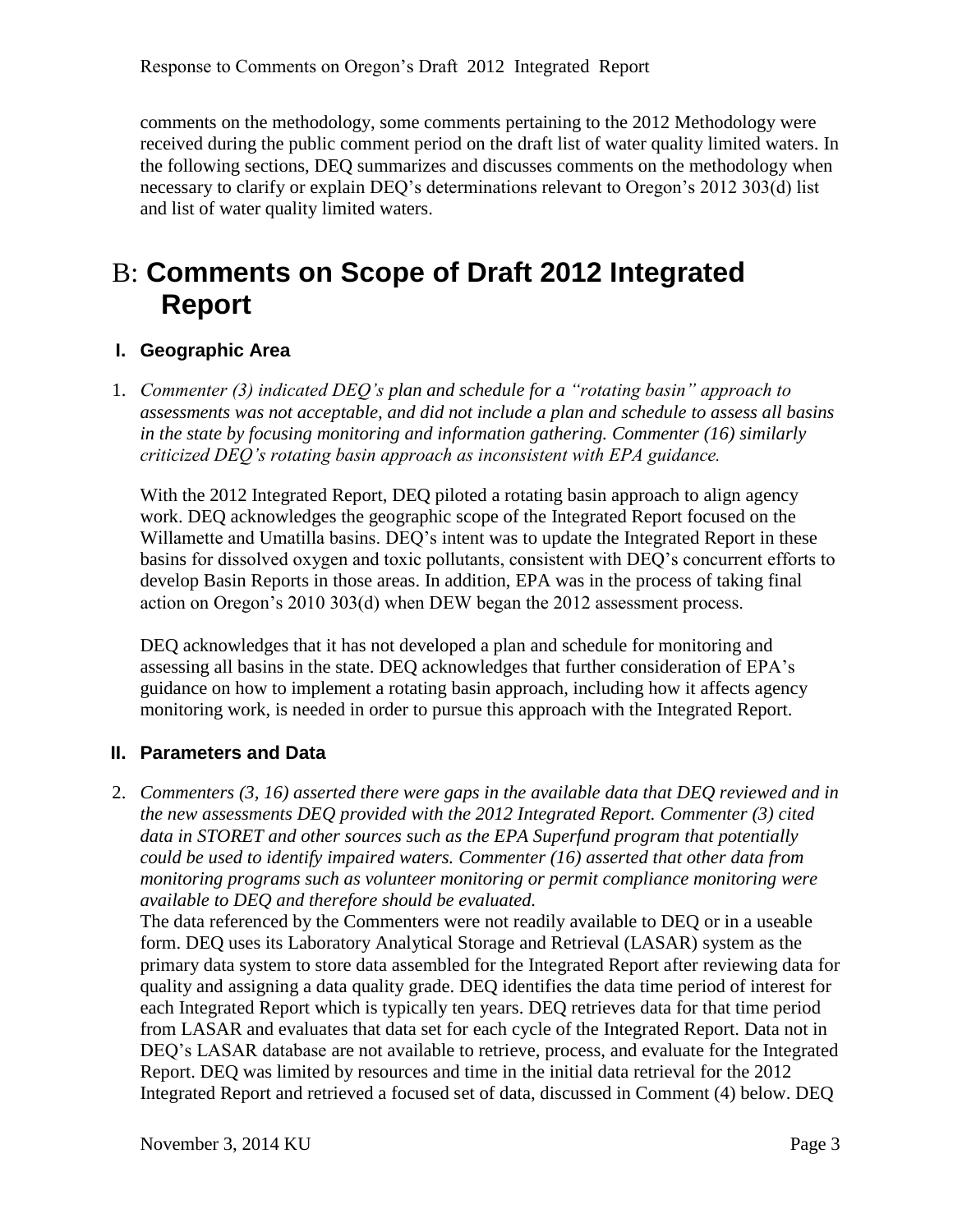comments on the methodology, some comments pertaining to the 2012 Methodology were received during the public comment period on the draft list of water quality limited waters. In the following sections, DEQ summarizes and discusses comments on the methodology when necessary to clarify or explain DEQ's determinations relevant to Oregon's 2012 303(d) list and list of water quality limited waters.

# B: **Comments on Scope of Draft 2012 Integrated Report**

## I. Geographic Area

1. *Commenter (3) indicated DEQ's plan and schedule for a "rotating basin" approach to assessments was not acceptable, and did not include a plan and schedule to assess all basins in the state by focusing monitoring and information gathering. Commenter (16) similarly criticized DEQ's rotating basin approach as inconsistent with EPA guidance.*

   With the 2012 Integrated Report, DEQ piloted a rotating basin approach to align agency work. DEQ acknowledges the geographic scope of the Integrated Report focused on the Willamette and Umatilla basins. DEQ's intent was to update the Integrated Report in these basins for dissolved oxygen and toxic pollutants, consistent with DEQ's concurrent efforts to develop Basin Reports in those areas. In addition, EPA was in the process of taking final action on Oregon's 2010 303(d) when DEW began the 2012 assessment process.

   DEQ acknowledges that it has not developed a plan and schedule for monitoring and assessing all basins in the state. DEQ acknowledges that further consideration of EPA's guidance on how to implement a rotating basin approach, including how it affects agency monitoring work, is needed in order to pursue this approach with the Integrated Report.

## II. Parameters and Data

2. *Commenters (3, 16) asserted there were gaps in the available data that DEQ reviewed and in the new assessments DEQ provided with the 2012 Integrated Report. Commenter (3) cited data in STORET and other sources such as the EPA Superfund program that potentially could be used to identify impaired waters. Commenter (16) asserted that other data from monitoring programs such as volunteer monitoring or permit compliance monitoring were available to DEQ and therefore should be evaluated.*

   The data referenced by the Commenters were not readily available to DEQ or in a useable form. DEQ uses its Laboratory Analytical Storage and Retrieval (LASAR) system as the primary data system to store data assembled for the Integrated Report after reviewing data for quality and assigning a data quality grade. DEQ identifies the data time period of interest for each Integrated Report which is typically ten years. DEQ retrieves data for that time period from LASAR and evaluates that data set for each cycle of the Integrated Report. Data not in DEQ's LASAR database are not available to retrieve, process, and evaluate for the Integrated Report. DEQ was limited by resources and time in the initial data retrieval for the 2012 Integrated Report and retrieved a focused set of data, discussed in Comment (4) below. DEQ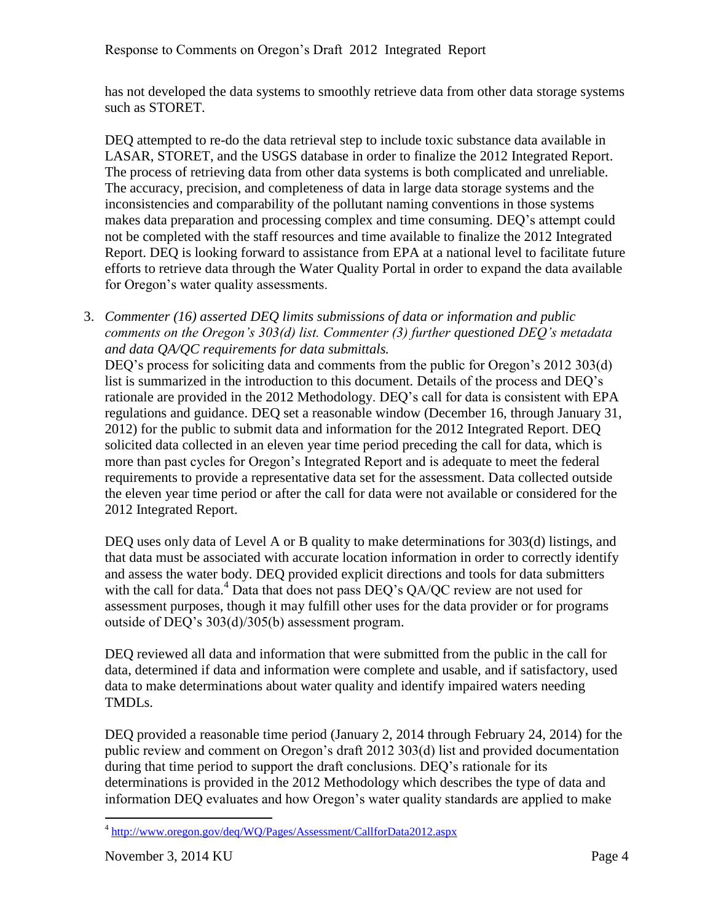has not developed the data systems to smoothly retrieve data from other data storage systems such as STORET.

DEQ attempted to re-do the data retrieval step to include toxic substance data available in LASAR, STORET, and the USGS database in order to finalize the 2012 Integrated Report. The process of retrieving data from other data systems is both complicated and unreliable. The accuracy, precision, and completeness of data in large data storage systems and the inconsistencies and comparability of the pollutant naming conventions in those systems makes data preparation and processing complex and time consuming. DEQ's attempt could not be completed with the staff resources and time available to finalize the 2012 Integrated Report. DEQ is looking forward to assistance from EPA at a national level to facilitate future efforts to retrieve data through the Water Quality Portal in order to expand the data available for Oregon's water quality assessments.

3. *Commenter (16) asserted DEQ limits submissions of data or information and public comments on the Oregon's 303(d) list. Commenter (3) further questioned DEQ's metadata and data QA/QC requirements for data submittals.*
   DEQ's process for soliciting data and comments from the public for Oregon's 2012 303(d) list is summarized in the introduction to this document. Details of the process and DEQ's rationale are provided in the 2012 Methodology. DEQ's call for data is consistent with EPA regulations and guidance. DEQ set a reasonable window (December 16, through January 31, 2012) for the public to submit data and information for the 2012 Integrated Report. DEQ solicited data collected in an eleven year time period preceding the call for data, which is more than past cycles for Oregon's Integrated Report and is adequate to meet the federal requirements to provide a representative data set for the assessment. Data collected outside the eleven year time period or after the call for data were not available or considered for the 2012 Integrated Report.

   DEQ uses only data of Level A or B quality to make determinations for 303(d) listings, and that data must be associated with accurate location information in order to correctly identify and assess the water body. DEQ provided explicit directions and tools for data submitters with the call for data.[4] Data that does not pass DEQ's QA/QC review are not used for assessment purposes, though it may fulfill other uses for the data provider or for programs outside of DEQ's 303(d)/305(b) assessment program.

   DEQ reviewed all data and information that were submitted from the public in the call for data, determined if data and information were complete and usable, and if satisfactory, used data to make determinations about water quality and identify impaired waters needing TMDLs.

   DEQ provided a reasonable time period (January 2, 2014 through February 24, 2014) for the public review and comment on Oregon's draft 2012 303(d) list and provided documentation during that time period to support the draft conclusions. DEQ's rationale for its determinations is provided in the 2012 Methodology which describes the type of data and information DEQ evaluates and how Oregon's water quality standards are applied to make

[4] http://www.oregon.gov/deq/WQ/Pages/Assessment/CallforData2012.aspx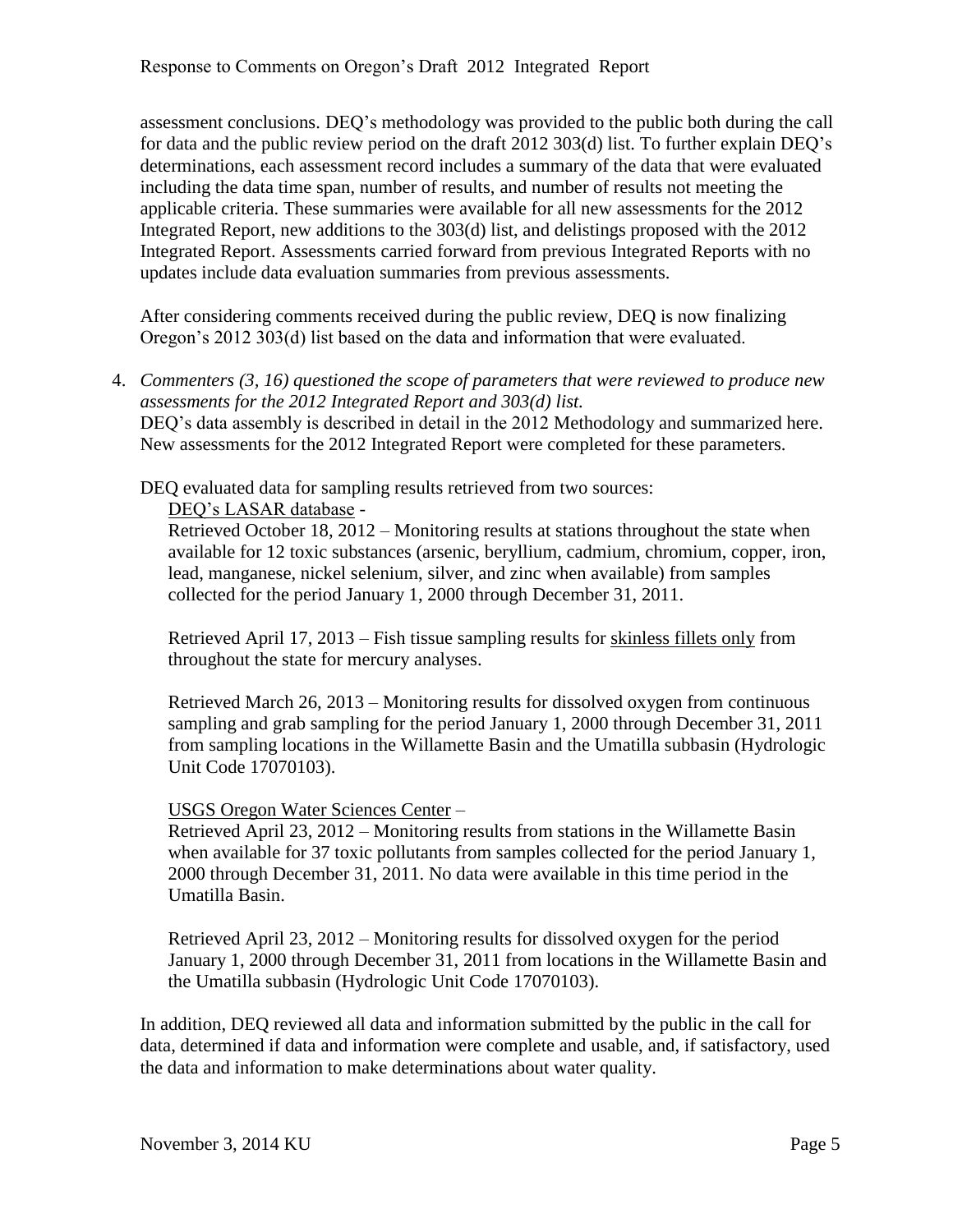assessment conclusions. DEQ's methodology was provided to the public both during the call for data and the public review period on the draft 2012 303(d) list. To further explain DEQ's determinations, each assessment record includes a summary of the data that were evaluated including the data time span, number of results, and number of results not meeting the applicable criteria. These summaries were available for all new assessments for the 2012 Integrated Report, new additions to the 303(d) list, and delistings proposed with the 2012 Integrated Report. Assessments carried forward from previous Integrated Reports with no updates include data evaluation summaries from previous assessments.

After considering comments received during the public review, DEQ is now finalizing Oregon's 2012 303(d) list based on the data and information that were evaluated.

4. *Commenters (3, 16) questioned the scope of parameters that were reviewed to produce new assessments for the 2012 Integrated Report and 303(d) list.*
   DEQ's data assembly is described in detail in the 2012 Methodology and summarized here. New assessments for the 2012 Integrated Report were completed for these parameters.

   DEQ evaluated data for sampling results retrieved from two sources:

   DEQ's LASAR database -
   Retrieved October 18, 2012 – Monitoring results at stations throughout the state when available for 12 toxic substances (arsenic, beryllium, cadmium, chromium, copper, iron, lead, manganese, nickel selenium, silver, and zinc when available) from samples collected for the period January 1, 2000 through December 31, 2011.

   Retrieved April 17, 2013 – Fish tissue sampling results for skinless fillets only from throughout the state for mercury analyses.

   Retrieved March 26, 2013 – Monitoring results for dissolved oxygen from continuous sampling and grab sampling for the period January 1, 2000 through December 31, 2011 from sampling locations in the Willamette Basin and the Umatilla subbasin (Hydrologic Unit Code 17070103).

   USGS Oregon Water Sciences Center –
   Retrieved April 23, 2012 – Monitoring results from stations in the Willamette Basin when available for 37 toxic pollutants from samples collected for the period January 1, 2000 through December 31, 2011. No data were available in this time period in the Umatilla Basin.

   Retrieved April 23, 2012 – Monitoring results for dissolved oxygen for the period January 1, 2000 through December 31, 2011 from locations in the Willamette Basin and the Umatilla subbasin (Hydrologic Unit Code 17070103).

   In addition, DEQ reviewed all data and information submitted by the public in the call for data, determined if data and information were complete and usable, and, if satisfactory, used the data and information to make determinations about water quality.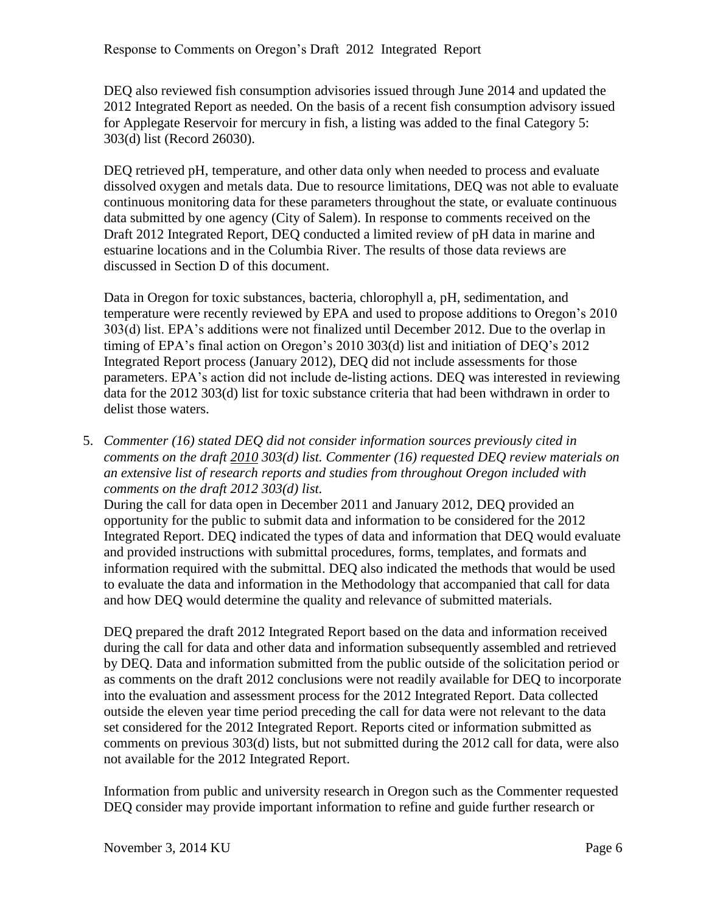DEQ also reviewed fish consumption advisories issued through June 2014 and updated the 2012 Integrated Report as needed. On the basis of a recent fish consumption advisory issued for Applegate Reservoir for mercury in fish, a listing was added to the final Category 5: 303(d) list (Record 26030).

DEQ retrieved pH, temperature, and other data only when needed to process and evaluate dissolved oxygen and metals data. Due to resource limitations, DEQ was not able to evaluate continuous monitoring data for these parameters throughout the state, or evaluate continuous data submitted by one agency (City of Salem). In response to comments received on the Draft 2012 Integrated Report, DEQ conducted a limited review of pH data in marine and estuarine locations and in the Columbia River. The results of those data reviews are discussed in Section D of this document.

Data in Oregon for toxic substances, bacteria, chlorophyll a, pH, sedimentation, and temperature were recently reviewed by EPA and used to propose additions to Oregon's 2010 303(d) list. EPA's additions were not finalized until December 2012. Due to the overlap in timing of EPA's final action on Oregon's 2010 303(d) list and initiation of DEQ's 2012 Integrated Report process (January 2012), DEQ did not include assessments for those parameters. EPA's action did not include de-listing actions. DEQ was interested in reviewing data for the 2012 303(d) list for toxic substance criteria that had been withdrawn in order to delist those waters.

5. *Commenter (16) stated DEQ did not consider information sources previously cited in comments on the draft 2010 303(d) list. Commenter (16) requested DEQ review materials on an extensive list of research reports and studies from throughout Oregon included with comments on the draft 2012 303(d) list.*

   During the call for data open in December 2011 and January 2012, DEQ provided an opportunity for the public to submit data and information to be considered for the 2012 Integrated Report. DEQ indicated the types of data and information that DEQ would evaluate and provided instructions with submittal procedures, forms, templates, and formats and information required with the submittal. DEQ also indicated the methods that would be used to evaluate the data and information in the Methodology that accompanied that call for data and how DEQ would determine the quality and relevance of submitted materials.

   DEQ prepared the draft 2012 Integrated Report based on the data and information received during the call for data and other data and information subsequently assembled and retrieved by DEQ. Data and information submitted from the public outside of the solicitation period or as comments on the draft 2012 conclusions were not readily available for DEQ to incorporate into the evaluation and assessment process for the 2012 Integrated Report. Data collected outside the eleven year time period preceding the call for data were not relevant to the data set considered for the 2012 Integrated Report. Reports cited or information submitted as comments on previous 303(d) lists, but not submitted during the 2012 call for data, were also not available for the 2012 Integrated Report.

   Information from public and university research in Oregon such as the Commenter requested DEQ consider may provide important information to refine and guide further research or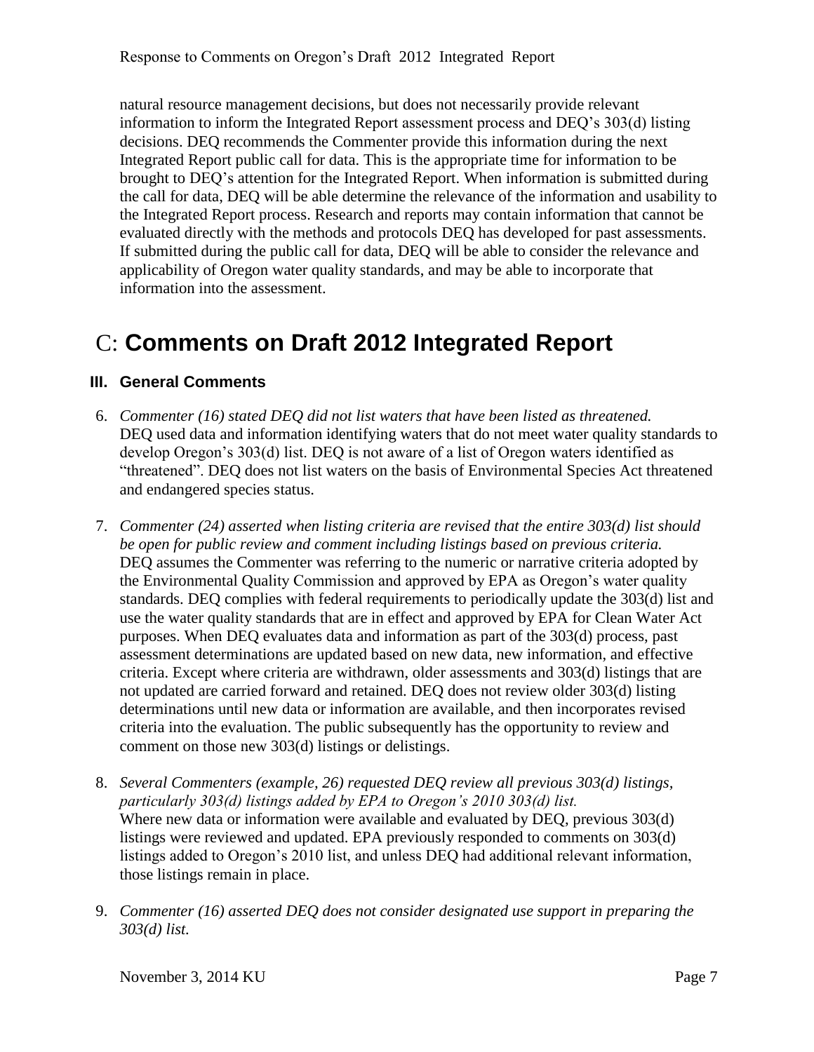natural resource management decisions, but does not necessarily provide relevant information to inform the Integrated Report assessment process and DEQ's 303(d) listing decisions. DEQ recommends the Commenter provide this information during the next Integrated Report public call for data. This is the appropriate time for information to be brought to DEQ's attention for the Integrated Report. When information is submitted during the call for data, DEQ will be able determine the relevance of the information and usability to the Integrated Report process. Research and reports may contain information that cannot be evaluated directly with the methods and protocols DEQ has developed for past assessments. If submitted during the public call for data, DEQ will be able to consider the relevance and applicability of Oregon water quality standards, and may be able to incorporate that information into the assessment.

# C: **Comments on Draft 2012 Integrated Report**

## III. General Comments

6. *Commenter (16) stated DEQ did not list waters that have been listed as threatened.*
DEQ used data and information identifying waters that do not meet water quality standards to develop Oregon's 303(d) list. DEQ is not aware of a list of Oregon waters identified as "threatened". DEQ does not list waters on the basis of Environmental Species Act threatened and endangered species status.

7. *Commenter (24) asserted when listing criteria are revised that the entire 303(d) list should be open for public review and comment including listings based on previous criteria.*
DEQ assumes the Commenter was referring to the numeric or narrative criteria adopted by the Environmental Quality Commission and approved by EPA as Oregon's water quality standards. DEQ complies with federal requirements to periodically update the 303(d) list and use the water quality standards that are in effect and approved by EPA for Clean Water Act purposes. When DEQ evaluates data and information as part of the 303(d) process, past assessment determinations are updated based on new data, new information, and effective criteria. Except where criteria are withdrawn, older assessments and 303(d) listings that are not updated are carried forward and retained. DEQ does not review older 303(d) listing determinations until new data or information are available, and then incorporates revised criteria into the evaluation. The public subsequently has the opportunity to review and comment on those new 303(d) listings or delistings.

8. *Several Commenters (example, 26) requested DEQ review all previous 303(d) listings, particularly 303(d) listings added by EPA to Oregon's 2010 303(d) list.*
Where new data or information were available and evaluated by DEQ, previous 303(d) listings were reviewed and updated. EPA previously responded to comments on 303(d) listings added to Oregon's 2010 list, and unless DEQ had additional relevant information, those listings remain in place.

9. *Commenter (16) asserted DEQ does not consider designated use support in preparing the 303(d) list.*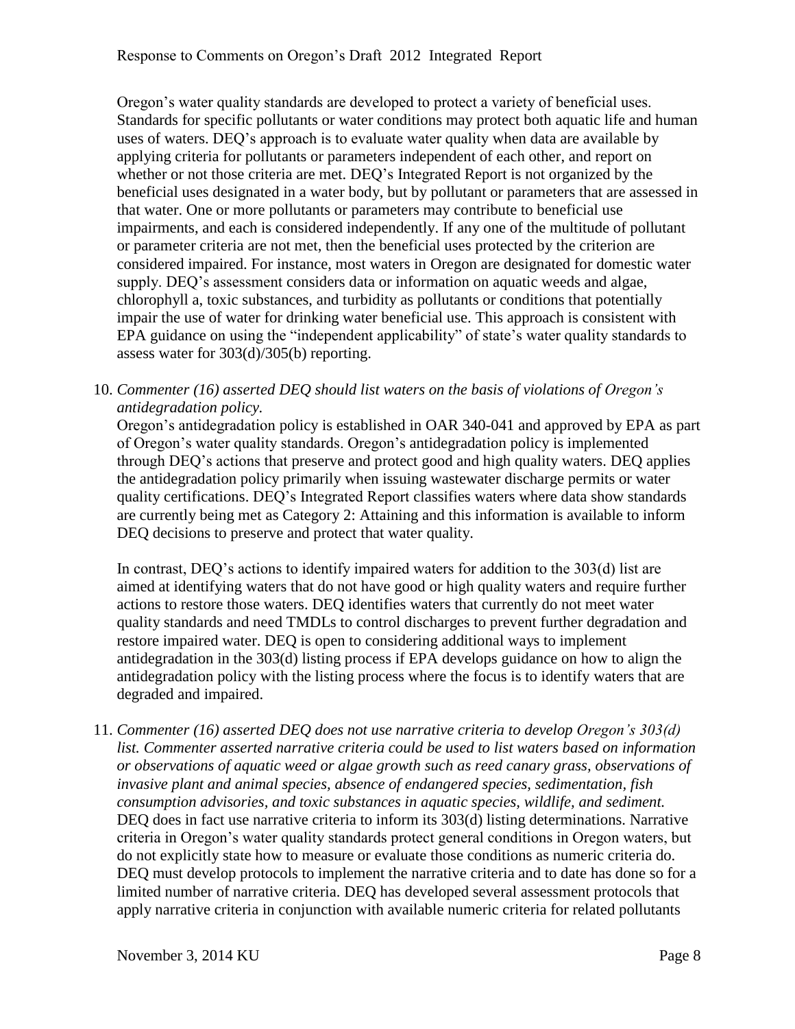Oregon's water quality standards are developed to protect a variety of beneficial uses. Standards for specific pollutants or water conditions may protect both aquatic life and human uses of waters. DEQ's approach is to evaluate water quality when data are available by applying criteria for pollutants or parameters independent of each other, and report on whether or not those criteria are met. DEQ's Integrated Report is not organized by the beneficial uses designated in a water body, but by pollutant or parameters that are assessed in that water. One or more pollutants or parameters may contribute to beneficial use impairments, and each is considered independently. If any one of the multitude of pollutant or parameter criteria are not met, then the beneficial uses protected by the criterion are considered impaired. For instance, most waters in Oregon are designated for domestic water supply. DEQ's assessment considers data or information on aquatic weeds and algae, chlorophyll a, toxic substances, and turbidity as pollutants or conditions that potentially impair the use of water for drinking water beneficial use. This approach is consistent with EPA guidance on using the "independent applicability" of state's water quality standards to assess water for 303(d)/305(b) reporting.

10. *Commenter (16) asserted DEQ should list waters on the basis of violations of Oregon's antidegradation policy.*
   Oregon's antidegradation policy is established in OAR 340-041 and approved by EPA as part of Oregon's water quality standards. Oregon's antidegradation policy is implemented through DEQ's actions that preserve and protect good and high quality waters. DEQ applies the antidegradation policy primarily when issuing wastewater discharge permits or water quality certifications. DEQ's Integrated Report classifies waters where data show standards are currently being met as Category 2: Attaining and this information is available to inform DEQ decisions to preserve and protect that water quality.

   In contrast, DEQ's actions to identify impaired waters for addition to the 303(d) list are aimed at identifying waters that do not have good or high quality waters and require further actions to restore those waters. DEQ identifies waters that currently do not meet water quality standards and need TMDLs to control discharges to prevent further degradation and restore impaired water. DEQ is open to considering additional ways to implement antidegradation in the 303(d) listing process if EPA develops guidance on how to align the antidegradation policy with the listing process where the focus is to identify waters that are degraded and impaired.

11. *Commenter (16) asserted DEQ does not use narrative criteria to develop Oregon's 303(d) list. Commenter asserted narrative criteria could be used to list waters based on information or observations of aquatic weed or algae growth such as reed canary grass, observations of invasive plant and animal species, absence of endangered species, sedimentation, fish consumption advisories, and toxic substances in aquatic species, wildlife, and sediment.*
   DEQ does in fact use narrative criteria to inform its 303(d) listing determinations. Narrative criteria in Oregon's water quality standards protect general conditions in Oregon waters, but do not explicitly state how to measure or evaluate those conditions as numeric criteria do. DEQ must develop protocols to implement the narrative criteria and to date has done so for a limited number of narrative criteria. DEQ has developed several assessment protocols that apply narrative criteria in conjunction with available numeric criteria for related pollutants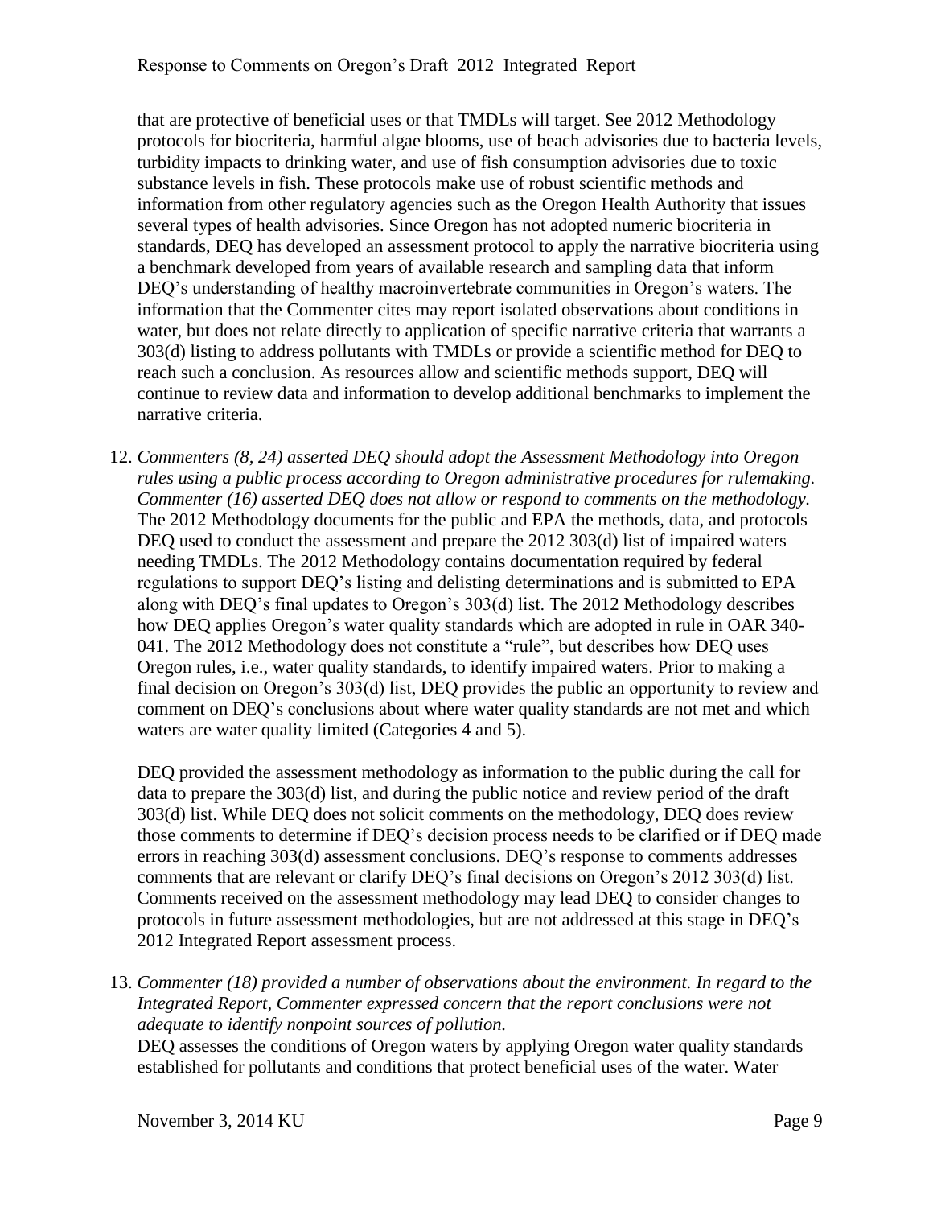that are protective of beneficial uses or that TMDLs will target. See 2012 Methodology protocols for biocriteria, harmful algae blooms, use of beach advisories due to bacteria levels, turbidity impacts to drinking water, and use of fish consumption advisories due to toxic substance levels in fish. These protocols make use of robust scientific methods and information from other regulatory agencies such as the Oregon Health Authority that issues several types of health advisories. Since Oregon has not adopted numeric biocriteria in standards, DEQ has developed an assessment protocol to apply the narrative biocriteria using a benchmark developed from years of available research and sampling data that inform DEQ's understanding of healthy macroinvertebrate communities in Oregon's waters. The information that the Commenter cites may report isolated observations about conditions in water, but does not relate directly to application of specific narrative criteria that warrants a 303(d) listing to address pollutants with TMDLs or provide a scientific method for DEQ to reach such a conclusion. As resources allow and scientific methods support, DEQ will continue to review data and information to develop additional benchmarks to implement the narrative criteria.

12. *Commenters (8, 24) asserted DEQ should adopt the Assessment Methodology into Oregon rules using a public process according to Oregon administrative procedures for rulemaking. Commenter (16) asserted DEQ does not allow or respond to comments on the methodology.*
    The 2012 Methodology documents for the public and EPA the methods, data, and protocols DEQ used to conduct the assessment and prepare the 2012 303(d) list of impaired waters needing TMDLs. The 2012 Methodology contains documentation required by federal regulations to support DEQ's listing and delisting determinations and is submitted to EPA along with DEQ's final updates to Oregon's 303(d) list. The 2012 Methodology describes how DEQ applies Oregon's water quality standards which are adopted in rule in OAR 340-041. The 2012 Methodology does not constitute a "rule", but describes how DEQ uses Oregon rules, i.e., water quality standards, to identify impaired waters. Prior to making a final decision on Oregon's 303(d) list, DEQ provides the public an opportunity to review and comment on DEQ's conclusions about where water quality standards are not met and which waters are water quality limited (Categories 4 and 5).

    DEQ provided the assessment methodology as information to the public during the call for data to prepare the 303(d) list, and during the public notice and review period of the draft 303(d) list. While DEQ does not solicit comments on the methodology, DEQ does review those comments to determine if DEQ's decision process needs to be clarified or if DEQ made errors in reaching 303(d) assessment conclusions. DEQ's response to comments addresses comments that are relevant or clarify DEQ's final decisions on Oregon's 2012 303(d) list. Comments received on the assessment methodology may lead DEQ to consider changes to protocols in future assessment methodologies, but are not addressed at this stage in DEQ's 2012 Integrated Report assessment process.

13. *Commenter (18) provided a number of observations about the environment. In regard to the Integrated Report, Commenter expressed concern that the report conclusions were not adequate to identify nonpoint sources of pollution.*
    DEQ assesses the conditions of Oregon waters by applying Oregon water quality standards established for pollutants and conditions that protect beneficial uses of the water. Water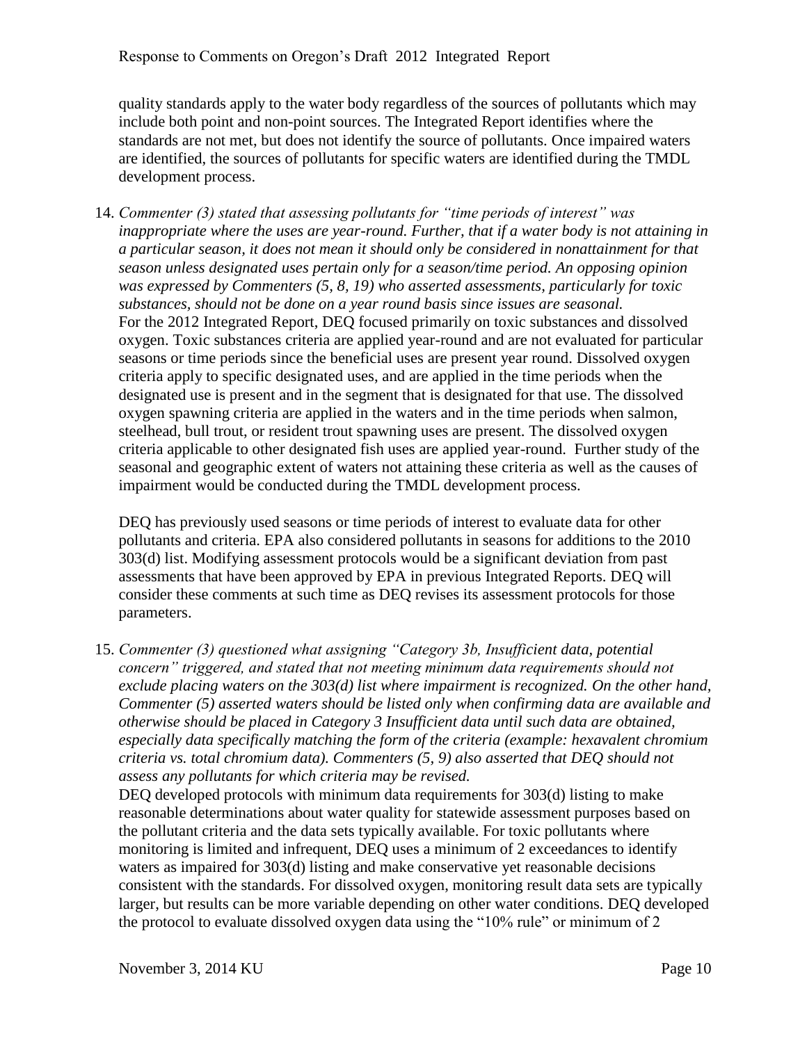quality standards apply to the water body regardless of the sources of pollutants which may include both point and non-point sources. The Integrated Report identifies where the standards are not met, but does not identify the source of pollutants. Once impaired waters are identified, the sources of pollutants for specific waters are identified during the TMDL development process.

14. *Commenter (3) stated that assessing pollutants for "time periods of interest" was inappropriate where the uses are year-round. Further, that if a water body is not attaining in a particular season, it does not mean it should only be considered in nonattainment for that season unless designated uses pertain only for a season/time period. An opposing opinion was expressed by Commenters (5, 8, 19) who asserted assessments, particularly for toxic substances, should not be done on a year round basis since issues are seasonal.*
   For the 2012 Integrated Report, DEQ focused primarily on toxic substances and dissolved oxygen. Toxic substances criteria are applied year-round and are not evaluated for particular seasons or time periods since the beneficial uses are present year round. Dissolved oxygen criteria apply to specific designated uses, and are applied in the time periods when the designated use is present and in the segment that is designated for that use. The dissolved oxygen spawning criteria are applied in the waters and in the time periods when salmon, steelhead, bull trout, or resident trout spawning uses are present. The dissolved oxygen criteria applicable to other designated fish uses are applied year-round. Further study of the seasonal and geographic extent of waters not attaining these criteria as well as the causes of impairment would be conducted during the TMDL development process.

   DEQ has previously used seasons or time periods of interest to evaluate data for other pollutants and criteria. EPA also considered pollutants in seasons for additions to the 2010 303(d) list. Modifying assessment protocols would be a significant deviation from past assessments that have been approved by EPA in previous Integrated Reports. DEQ will consider these comments at such time as DEQ revises its assessment protocols for those parameters.

15. *Commenter (3) questioned what assigning "Category 3b, Insufficient data, potential concern" triggered, and stated that not meeting minimum data requirements should not exclude placing waters on the 303(d) list where impairment is recognized. On the other hand, Commenter (5) asserted waters should be listed only when confirming data are available and otherwise should be placed in Category 3 Insufficient data until such data are obtained, especially data specifically matching the form of the criteria (example: hexavalent chromium criteria vs. total chromium data). Commenters (5, 9) also asserted that DEQ should not assess any pollutants for which criteria may be revised.*
   DEQ developed protocols with minimum data requirements for 303(d) listing to make reasonable determinations about water quality for statewide assessment purposes based on the pollutant criteria and the data sets typically available. For toxic pollutants where monitoring is limited and infrequent, DEQ uses a minimum of 2 exceedances to identify waters as impaired for 303(d) listing and make conservative yet reasonable decisions consistent with the standards. For dissolved oxygen, monitoring result data sets are typically larger, but results can be more variable depending on other water conditions. DEQ developed the protocol to evaluate dissolved oxygen data using the "10% rule" or minimum of 2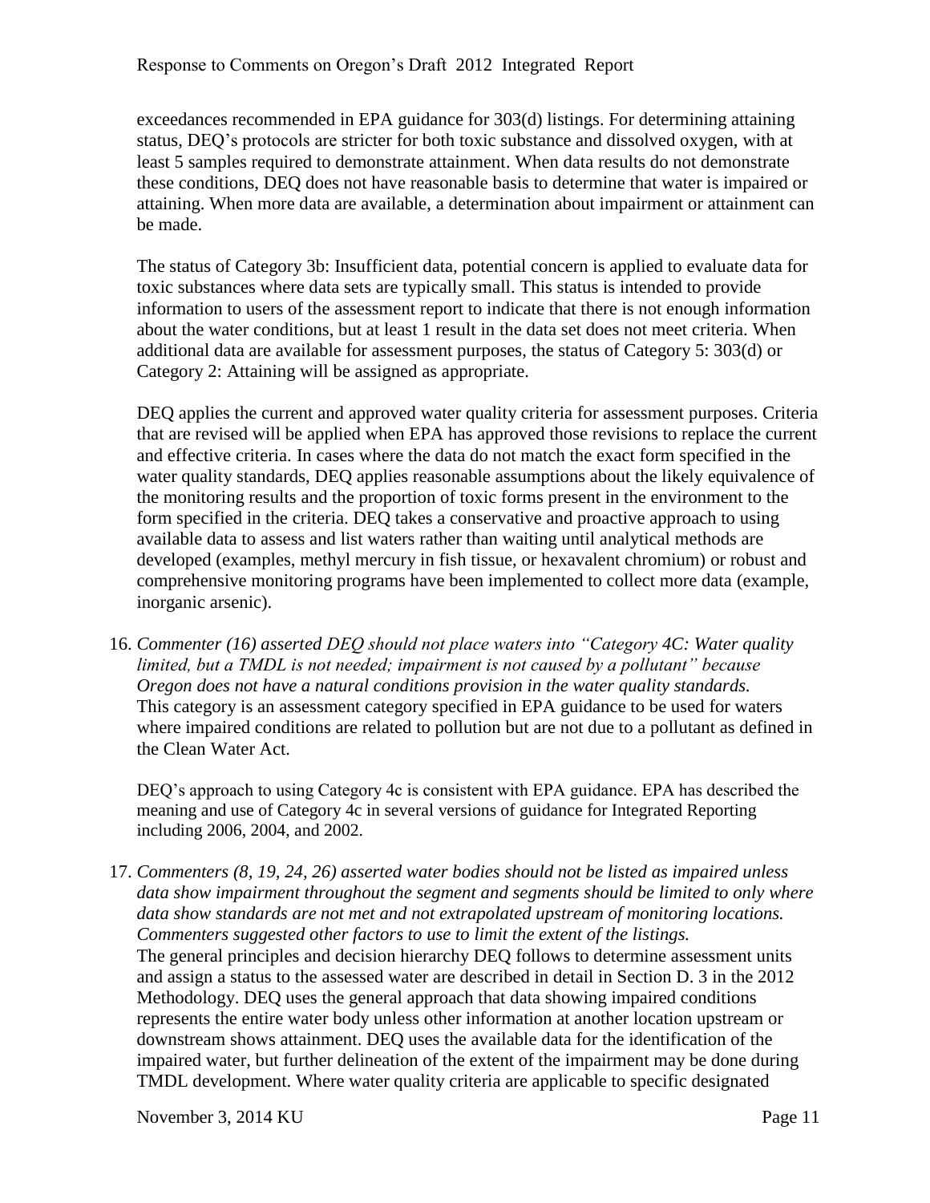exceedances recommended in EPA guidance for 303(d) listings. For determining attaining status, DEQ's protocols are stricter for both toxic substance and dissolved oxygen, with at least 5 samples required to demonstrate attainment. When data results do not demonstrate these conditions, DEQ does not have reasonable basis to determine that water is impaired or attaining. When more data are available, a determination about impairment or attainment can be made.

The status of Category 3b: Insufficient data, potential concern is applied to evaluate data for toxic substances where data sets are typically small. This status is intended to provide information to users of the assessment report to indicate that there is not enough information about the water conditions, but at least 1 result in the data set does not meet criteria. When additional data are available for assessment purposes, the status of Category 5: 303(d) or Category 2: Attaining will be assigned as appropriate.

DEQ applies the current and approved water quality criteria for assessment purposes. Criteria that are revised will be applied when EPA has approved those revisions to replace the current and effective criteria. In cases where the data do not match the exact form specified in the water quality standards, DEQ applies reasonable assumptions about the likely equivalence of the monitoring results and the proportion of toxic forms present in the environment to the form specified in the criteria. DEQ takes a conservative and proactive approach to using available data to assess and list waters rather than waiting until analytical methods are developed (examples, methyl mercury in fish tissue, or hexavalent chromium) or robust and comprehensive monitoring programs have been implemented to collect more data (example, inorganic arsenic).

16. *Commenter (16) asserted DEQ should not place waters into "Category 4C: Water quality limited, but a TMDL is not needed; impairment is not caused by a pollutant" because Oregon does not have a natural conditions provision in the water quality standards.*
This category is an assessment category specified in EPA guidance to be used for waters where impaired conditions are related to pollution but are not due to a pollutant as defined in the Clean Water Act.

    DEQ's approach to using Category 4c is consistent with EPA guidance. EPA has described the meaning and use of Category 4c in several versions of guidance for Integrated Reporting including 2006, 2004, and 2002.

17. *Commenters (8, 19, 24, 26) asserted water bodies should not be listed as impaired unless data show impairment throughout the segment and segments should be limited to only where data show standards are not met and not extrapolated upstream of monitoring locations. Commenters suggested other factors to use to limit the extent of the listings.*
The general principles and decision hierarchy DEQ follows to determine assessment units and assign a status to the assessed water are described in detail in Section D. 3 in the 2012 Methodology. DEQ uses the general approach that data showing impaired conditions represents the entire water body unless other information at another location upstream or downstream shows attainment. DEQ uses the available data for the identification of the impaired water, but further delineation of the extent of the impairment may be done during TMDL development. Where water quality criteria are applicable to specific designated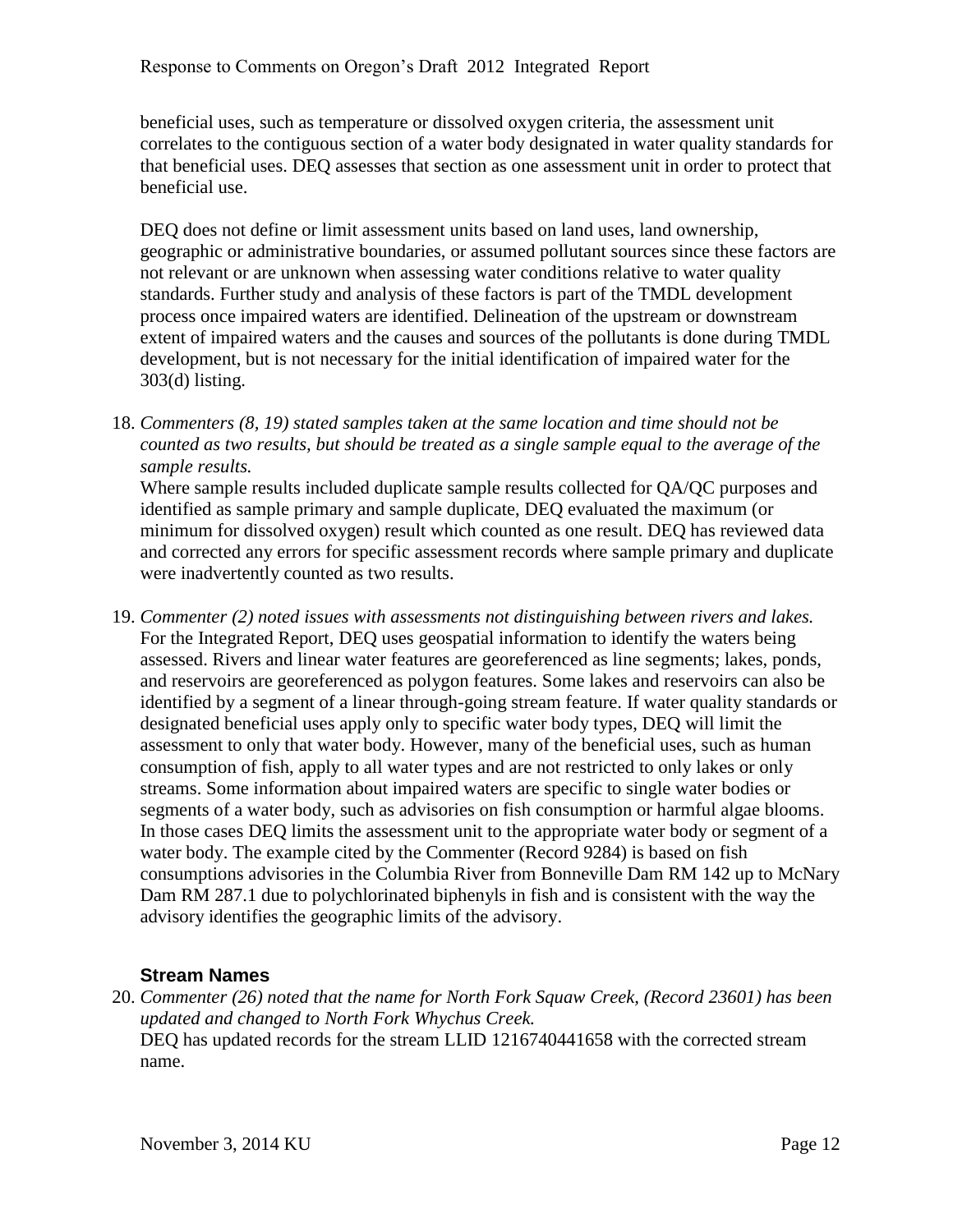beneficial uses, such as temperature or dissolved oxygen criteria, the assessment unit correlates to the contiguous section of a water body designated in water quality standards for that beneficial uses. DEQ assesses that section as one assessment unit in order to protect that beneficial use.

DEQ does not define or limit assessment units based on land uses, land ownership, geographic or administrative boundaries, or assumed pollutant sources since these factors are not relevant or are unknown when assessing water conditions relative to water quality standards. Further study and analysis of these factors is part of the TMDL development process once impaired waters are identified. Delineation of the upstream or downstream extent of impaired waters and the causes and sources of the pollutants is done during TMDL development, but is not necessary for the initial identification of impaired water for the 303(d) listing.

18. *Commenters (8, 19) stated samples taken at the same location and time should not be counted as two results, but should be treated as a single sample equal to the average of the sample results.*
    Where sample results included duplicate sample results collected for QA/QC purposes and identified as sample primary and sample duplicate, DEQ evaluated the maximum (or minimum for dissolved oxygen) result which counted as one result. DEQ has reviewed data and corrected any errors for specific assessment records where sample primary and duplicate were inadvertently counted as two results.

19. *Commenter (2) noted issues with assessments not distinguishing between rivers and lakes.*
    For the Integrated Report, DEQ uses geospatial information to identify the waters being assessed. Rivers and linear water features are georeferenced as line segments; lakes, ponds, and reservoirs are georeferenced as polygon features. Some lakes and reservoirs can also be identified by a segment of a linear through-going stream feature. If water quality standards or designated beneficial uses apply only to specific water body types, DEQ will limit the assessment to only that water body. However, many of the beneficial uses, such as human consumption of fish, apply to all water types and are not restricted to only lakes or only streams. Some information about impaired waters are specific to single water bodies or segments of a water body, such as advisories on fish consumption or harmful algae blooms. In those cases DEQ limits the assessment unit to the appropriate water body or segment of a water body. The example cited by the Commenter (Record 9284) is based on fish consumptions advisories in the Columbia River from Bonneville Dam RM 142 up to McNary Dam RM 287.1 due to polychlorinated biphenyls in fish and is consistent with the way the advisory identifies the geographic limits of the advisory.

### Stream Names

20. *Commenter (26) noted that the name for North Fork Squaw Creek, (Record 23601) has been updated and changed to North Fork Whychus Creek.*
    DEQ has updated records for the stream LLID 1216740441658 with the corrected stream name.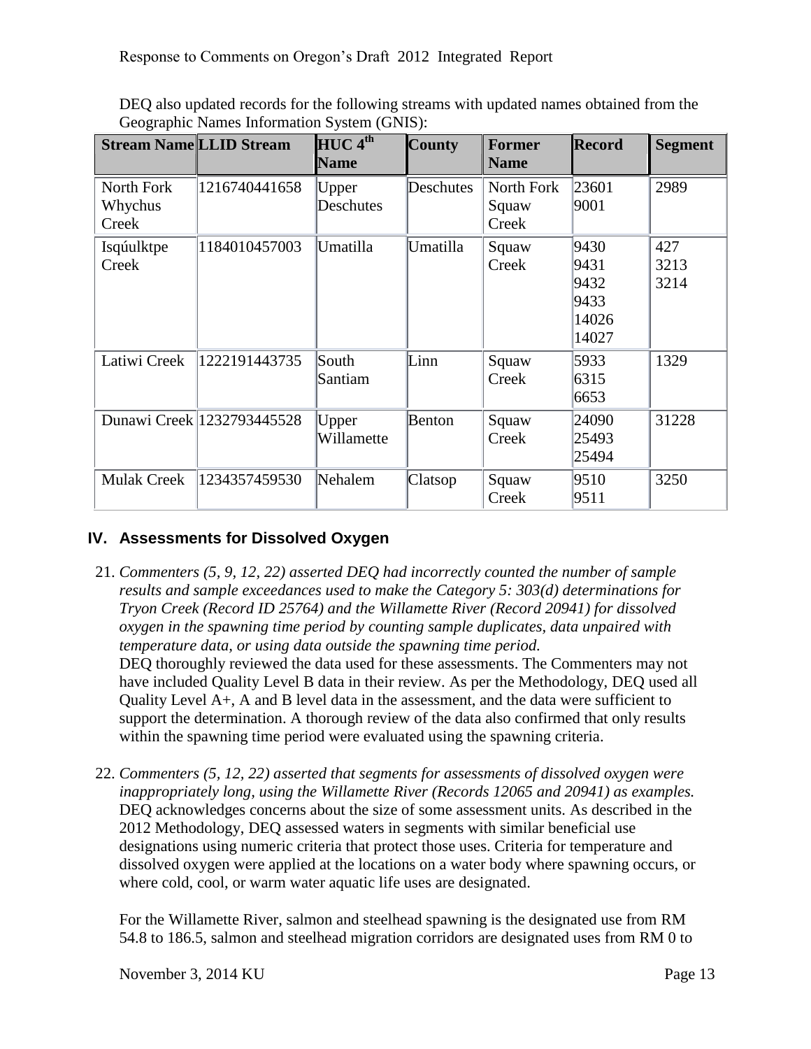DEQ also updated records for the following streams with updated names obtained from the Geographic Names Information System (GNIS):

| Stream Name | LLID Stream | HUC 4th Name | County | Former Name | Record | Segment |
|---|---|---|---|---|---|---|
| North Fork Whychus Creek | 1216740441658 | Upper Deschutes | Deschutes | North Fork Squaw Creek | 23601<br>9001 | 2989 |
| Isqúulktpe Creek | 1184010457003 | Umatilla | Umatilla | Squaw Creek | 9430<br>9431<br>9432<br>9433<br>14026<br>14027 | 427<br>3213<br>3214 |
| Latiwi Creek | 1222191443735 | South Santiam | Linn | Squaw Creek | 5933<br>6315<br>6653 | 1329 |
| Dunawi Creek | 1232793445528 | Upper Willamette | Benton | Squaw Creek | 24090<br>25493<br>25494 | 31228 |
| Mulak Creek | 1234357459530 | Nehalem | Clatsop | Squaw Creek | 9510<br>9511 | 3250 |

## IV. Assessments for Dissolved Oxygen

21. *Commenters (5, 9, 12, 22) asserted DEQ had incorrectly counted the number of sample results and sample exceedances used to make the Category 5: 303(d) determinations for Tryon Creek (Record ID 25764) and the Willamette River (Record 20941) for dissolved oxygen in the spawning time period by counting sample duplicates, data unpaired with temperature data, or using data outside the spawning time period.*
    DEQ thoroughly reviewed the data used for these assessments. The Commenters may not have included Quality Level B data in their review. As per the Methodology, DEQ used all Quality Level A+, A and B level data in the assessment, and the data were sufficient to support the determination. A thorough review of the data also confirmed that only results within the spawning time period were evaluated using the spawning criteria.

22. *Commenters (5, 12, 22) asserted that segments for assessments of dissolved oxygen were inappropriately long, using the Willamette River (Records 12065 and 20941) as examples.*
    DEQ acknowledges concerns about the size of some assessment units. As described in the 2012 Methodology, DEQ assessed waters in segments with similar beneficial use designations using numeric criteria that protect those uses. Criteria for temperature and dissolved oxygen were applied at the locations on a water body where spawning occurs, or where cold, cool, or warm water aquatic life uses are designated.

    For the Willamette River, salmon and steelhead spawning is the designated use from RM 54.8 to 186.5, salmon and steelhead migration corridors are designated uses from RM 0 to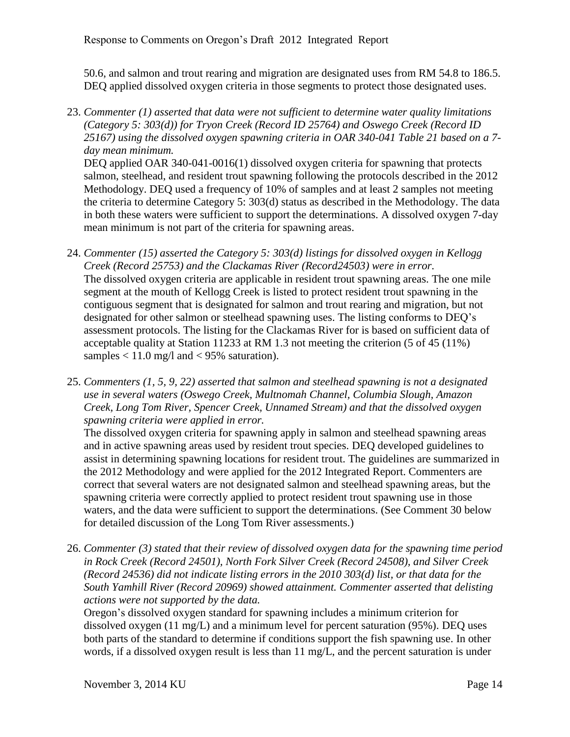50.6, and salmon and trout rearing and migration are designated uses from RM 54.8 to 186.5. DEQ applied dissolved oxygen criteria in those segments to protect those designated uses.

23. *Commenter (1) asserted that data were not sufficient to determine water quality limitations (Category 5: 303(d)) for Tryon Creek (Record ID 25764) and Oswego Creek (Record ID 25167) using the dissolved oxygen spawning criteria in OAR 340-041 Table 21 based on a 7-day mean minimum.*
   DEQ applied OAR 340-041-0016(1) dissolved oxygen criteria for spawning that protects salmon, steelhead, and resident trout spawning following the protocols described in the 2012 Methodology. DEQ used a frequency of 10% of samples and at least 2 samples not meeting the criteria to determine Category 5: 303(d) status as described in the Methodology. The data in both these waters were sufficient to support the determinations. A dissolved oxygen 7-day mean minimum is not part of the criteria for spawning areas.

24. *Commenter (15) asserted the Category 5: 303(d) listings for dissolved oxygen in Kellogg Creek (Record 25753) and the Clackamas River (Record24503) were in error.*
   The dissolved oxygen criteria are applicable in resident trout spawning areas. The one mile segment at the mouth of Kellogg Creek is listed to protect resident trout spawning in the contiguous segment that is designated for salmon and trout rearing and migration, but not designated for other salmon or steelhead spawning uses. The listing conforms to DEQ's assessment protocols. The listing for the Clackamas River for is based on sufficient data of acceptable quality at Station 11233 at RM 1.3 not meeting the criterion (5 of 45 (11%) samples < 11.0 mg/l and < 95% saturation).

25. *Commenters (1, 5, 9, 22) asserted that salmon and steelhead spawning is not a designated use in several waters (Oswego Creek, Multnomah Channel, Columbia Slough, Amazon Creek, Long Tom River, Spencer Creek, Unnamed Stream) and that the dissolved oxygen spawning criteria were applied in error.*
   The dissolved oxygen criteria for spawning apply in salmon and steelhead spawning areas and in active spawning areas used by resident trout species. DEQ developed guidelines to assist in determining spawning locations for resident trout. The guidelines are summarized in the 2012 Methodology and were applied for the 2012 Integrated Report. Commenters are correct that several waters are not designated salmon and steelhead spawning areas, but the spawning criteria were correctly applied to protect resident trout spawning use in those waters, and the data were sufficient to support the determinations. (See Comment 30 below for detailed discussion of the Long Tom River assessments.)

26. *Commenter (3) stated that their review of dissolved oxygen data for the spawning time period in Rock Creek (Record 24501), North Fork Silver Creek (Record 24508), and Silver Creek (Record 24536) did not indicate listing errors in the 2010 303(d) list, or that data for the South Yamhill River (Record 20969) showed attainment. Commenter asserted that delisting actions were not supported by the data.*
   Oregon's dissolved oxygen standard for spawning includes a minimum criterion for dissolved oxygen (11 mg/L) and a minimum level for percent saturation (95%). DEQ uses both parts of the standard to determine if conditions support the fish spawning use. In other words, if a dissolved oxygen result is less than 11 mg/L, and the percent saturation is under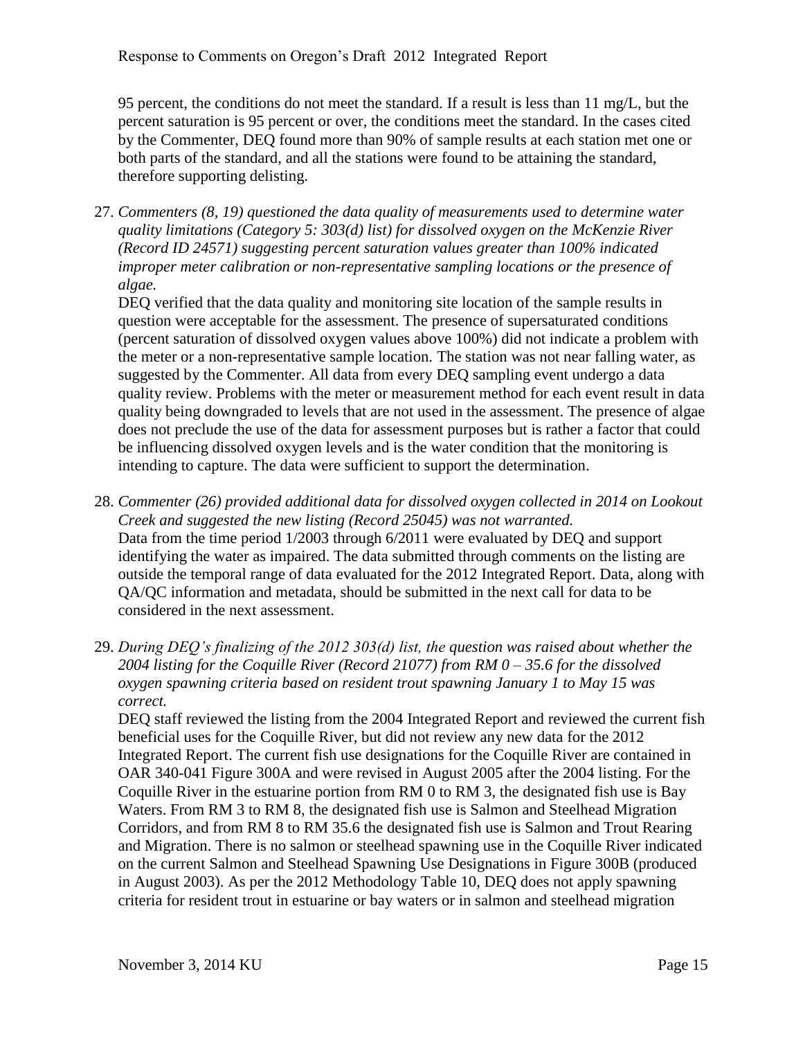95 percent, the conditions do not meet the standard. If a result is less than 11 mg/L, but the percent saturation is 95 percent or over, the conditions meet the standard. In the cases cited by the Commenter, DEQ found more than 90% of sample results at each station met one or both parts of the standard, and all the stations were found to be attaining the standard, therefore supporting delisting.

27. *Commenters (8, 19) questioned the data quality of measurements used to determine water quality limitations (Category 5: 303(d) list) for dissolved oxygen on the McKenzie River (Record ID 24571) suggesting percent saturation values greater than 100% indicated improper meter calibration or non-representative sampling locations or the presence of algae.*
   DEQ verified that the data quality and monitoring site location of the sample results in question were acceptable for the assessment. The presence of supersaturated conditions (percent saturation of dissolved oxygen values above 100%) did not indicate a problem with the meter or a non-representative sample location. The station was not near falling water, as suggested by the Commenter. All data from every DEQ sampling event undergo a data quality review. Problems with the meter or measurement method for each event result in data quality being downgraded to levels that are not used in the assessment. The presence of algae does not preclude the use of the data for assessment purposes but is rather a factor that could be influencing dissolved oxygen levels and is the water condition that the monitoring is intending to capture. The data were sufficient to support the determination.

28. *Commenter (26) provided additional data for dissolved oxygen collected in 2014 on Lookout Creek and suggested the new listing (Record 25045) was not warranted.*
   Data from the time period 1/2003 through 6/2011 were evaluated by DEQ and support identifying the water as impaired. The data submitted through comments on the listing are outside the temporal range of data evaluated for the 2012 Integrated Report. Data, along with QA/QC information and metadata, should be submitted in the next call for data to be considered in the next assessment.

29. *During DEQ's finalizing of the 2012 303(d) list, the question was raised about whether the 2004 listing for the Coquille River (Record 21077) from RM 0 – 35.6 for the dissolved oxygen spawning criteria based on resident trout spawning January 1 to May 15 was correct.*
   DEQ staff reviewed the listing from the 2004 Integrated Report and reviewed the current fish beneficial uses for the Coquille River, but did not review any new data for the 2012 Integrated Report. The current fish use designations for the Coquille River are contained in OAR 340-041 Figure 300A and were revised in August 2005 after the 2004 listing. For the Coquille River in the estuarine portion from RM 0 to RM 3, the designated fish use is Bay Waters. From RM 3 to RM 8, the designated fish use is Salmon and Steelhead Migration Corridors, and from RM 8 to RM 35.6 the designated fish use is Salmon and Trout Rearing and Migration. There is no salmon or steelhead spawning use in the Coquille River indicated on the current Salmon and Steelhead Spawning Use Designations in Figure 300B (produced in August 2003). As per the 2012 Methodology Table 10, DEQ does not apply spawning criteria for resident trout in estuarine or bay waters or in salmon and steelhead migration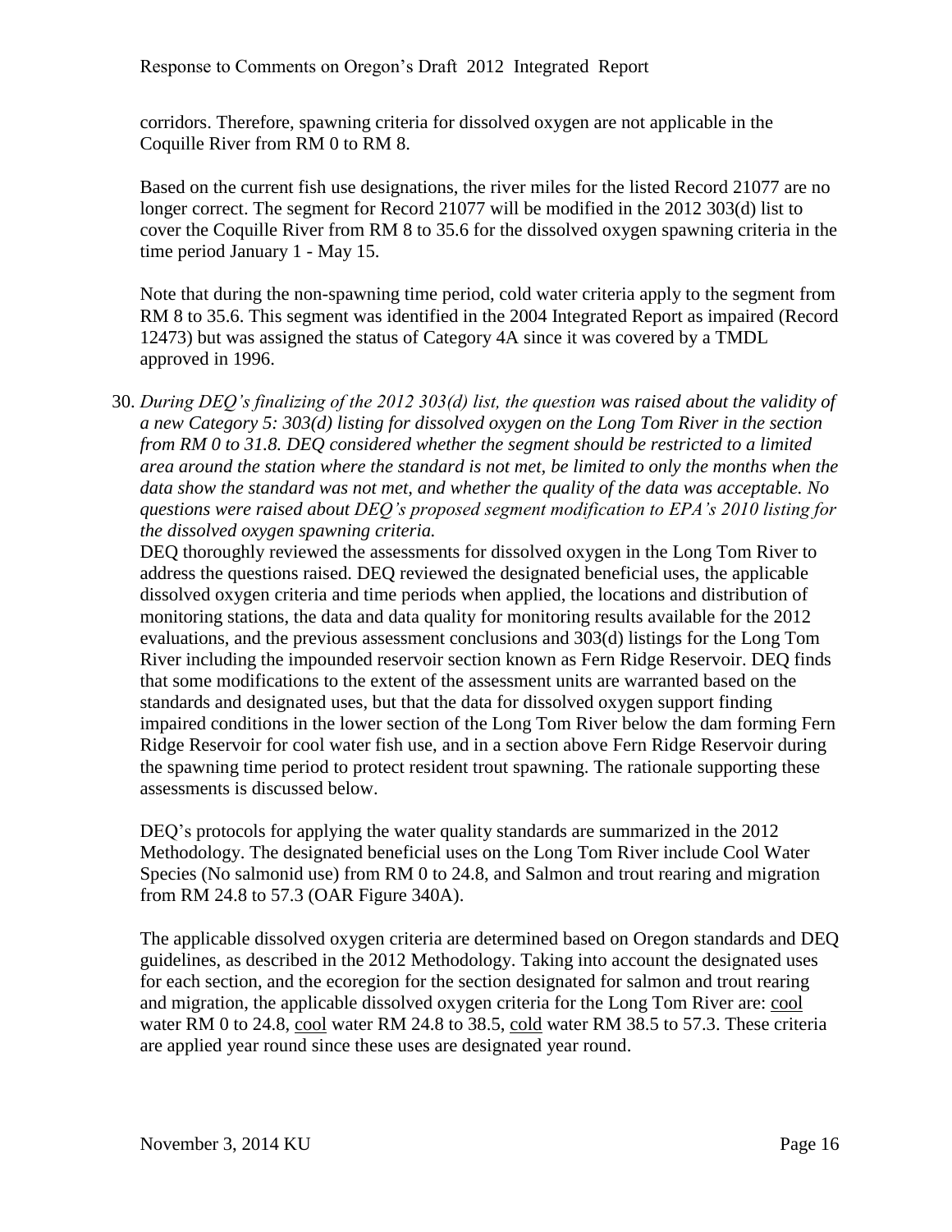corridors. Therefore, spawning criteria for dissolved oxygen are not applicable in the Coquille River from RM 0 to RM 8.

Based on the current fish use designations, the river miles for the listed Record 21077 are no longer correct. The segment for Record 21077 will be modified in the 2012 303(d) list to cover the Coquille River from RM 8 to 35.6 for the dissolved oxygen spawning criteria in the time period January 1 - May 15.

Note that during the non-spawning time period, cold water criteria apply to the segment from RM 8 to 35.6. This segment was identified in the 2004 Integrated Report as impaired (Record 12473) but was assigned the status of Category 4A since it was covered by a TMDL approved in 1996.

30. *During DEQ's finalizing of the 2012 303(d) list, the question was raised about the validity of a new Category 5: 303(d) listing for dissolved oxygen on the Long Tom River in the section from RM 0 to 31.8. DEQ considered whether the segment should be restricted to a limited area around the station where the standard is not met, be limited to only the months when the data show the standard was not met, and whether the quality of the data was acceptable. No questions were raised about DEQ's proposed segment modification to EPA's 2010 listing for the dissolved oxygen spawning criteria.*

    DEQ thoroughly reviewed the assessments for dissolved oxygen in the Long Tom River to address the questions raised. DEQ reviewed the designated beneficial uses, the applicable dissolved oxygen criteria and time periods when applied, the locations and distribution of monitoring stations, the data and data quality for monitoring results available for the 2012 evaluations, and the previous assessment conclusions and 303(d) listings for the Long Tom River including the impounded reservoir section known as Fern Ridge Reservoir. DEQ finds that some modifications to the extent of the assessment units are warranted based on the standards and designated uses, but that the data for dissolved oxygen support finding impaired conditions in the lower section of the Long Tom River below the dam forming Fern Ridge Reservoir for cool water fish use, and in a section above Fern Ridge Reservoir during the spawning time period to protect resident trout spawning. The rationale supporting these assessments is discussed below.

    DEQ's protocols for applying the water quality standards are summarized in the 2012 Methodology. The designated beneficial uses on the Long Tom River include Cool Water Species (No salmonid use) from RM 0 to 24.8, and Salmon and trout rearing and migration from RM 24.8 to 57.3 (OAR Figure 340A).

    The applicable dissolved oxygen criteria are determined based on Oregon standards and DEQ guidelines, as described in the 2012 Methodology. Taking into account the designated uses for each section, and the ecoregion for the section designated for salmon and trout rearing and migration, the applicable dissolved oxygen criteria for the Long Tom River are: cool water RM 0 to 24.8, cool water RM 24.8 to 38.5, cold water RM 38.5 to 57.3. These criteria are applied year round since these uses are designated year round.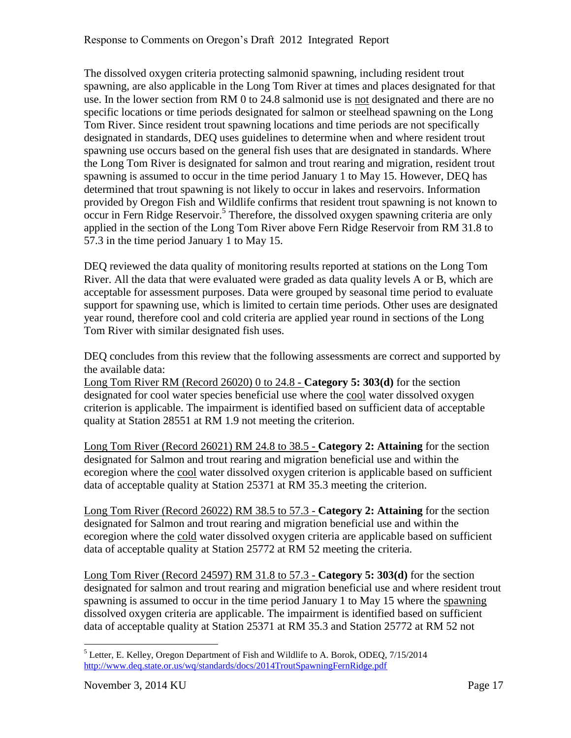The dissolved oxygen criteria protecting salmonid spawning, including resident trout spawning, are also applicable in the Long Tom River at times and places designated for that use. In the lower section from RM 0 to 24.8 salmonid use is not designated and there are no specific locations or time periods designated for salmon or steelhead spawning on the Long Tom River. Since resident trout spawning locations and time periods are not specifically designated in standards, DEQ uses guidelines to determine when and where resident trout spawning use occurs based on the general fish uses that are designated in standards. Where the Long Tom River is designated for salmon and trout rearing and migration, resident trout spawning is assumed to occur in the time period January 1 to May 15. However, DEQ has determined that trout spawning is not likely to occur in lakes and reservoirs. Information provided by Oregon Fish and Wildlife confirms that resident trout spawning is not known to occur in Fern Ridge Reservoir.[5] Therefore, the dissolved oxygen spawning criteria are only applied in the section of the Long Tom River above Fern Ridge Reservoir from RM 31.8 to 57.3 in the time period January 1 to May 15.

DEQ reviewed the data quality of monitoring results reported at stations on the Long Tom River. All the data that were evaluated were graded as data quality levels A or B, which are acceptable for assessment purposes. Data were grouped by seasonal time period to evaluate support for spawning use, which is limited to certain time periods. Other uses are designated year round, therefore cool and cold criteria are applied year round in sections of the Long Tom River with similar designated fish uses.

DEQ concludes from this review that the following assessments are correct and supported by the available data:

Long Tom River RM (Record 26020) 0 to 24.8 - **Category 5: 303(d)** for the section designated for cool water species beneficial use where the cool water dissolved oxygen criterion is applicable. The impairment is identified based on sufficient data of acceptable quality at Station 28551 at RM 1.9 not meeting the criterion.

Long Tom River (Record 26021) RM 24.8 to 38.5 - **Category 2: Attaining** for the section designated for Salmon and trout rearing and migration beneficial use and within the ecoregion where the cool water dissolved oxygen criterion is applicable based on sufficient data of acceptable quality at Station 25371 at RM 35.3 meeting the criterion.

Long Tom River (Record 26022) RM 38.5 to 57.3 - **Category 2: Attaining** for the section designated for Salmon and trout rearing and migration beneficial use and within the ecoregion where the cold water dissolved oxygen criteria are applicable based on sufficient data of acceptable quality at Station 25772 at RM 52 meeting the criteria.

Long Tom River (Record 24597) RM 31.8 to 57.3 - **Category 5: 303(d)** for the section designated for salmon and trout rearing and migration beneficial use and where resident trout spawning is assumed to occur in the time period January 1 to May 15 where the spawning dissolved oxygen criteria are applicable. The impairment is identified based on sufficient data of acceptable quality at Station 25371 at RM 35.3 and Station 25772 at RM 52 not

[5] Letter, E. Kelley, Oregon Department of Fish and Wildlife to A. Borok, ODEQ, 7/15/2014 http://www.deq.state.or.us/wq/standards/docs/2014TroutSpawningFernRidge.pdf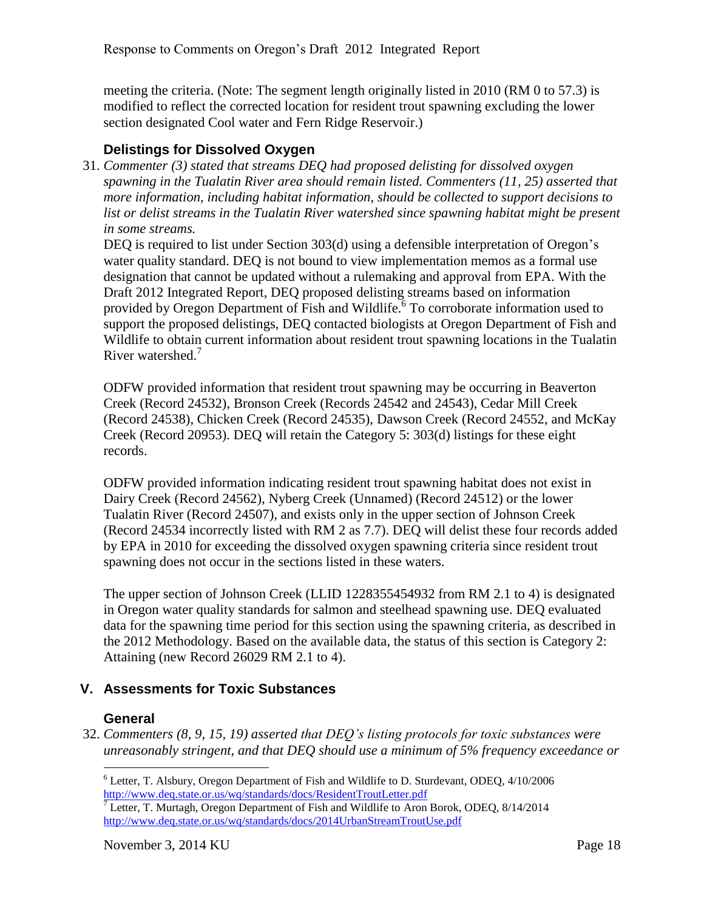meeting the criteria. (Note: The segment length originally listed in 2010 (RM 0 to 57.3) is modified to reflect the corrected location for resident trout spawning excluding the lower section designated Cool water and Fern Ridge Reservoir.)

### Delistings for Dissolved Oxygen

31. *Commenter (3) stated that streams DEQ had proposed delisting for dissolved oxygen spawning in the Tualatin River area should remain listed. Commenters (11, 25) asserted that more information, including habitat information, should be collected to support decisions to list or delist streams in the Tualatin River watershed since spawning habitat might be present in some streams.*

   DEQ is required to list under Section 303(d) using a defensible interpretation of Oregon's water quality standard. DEQ is not bound to view implementation memos as a formal use designation that cannot be updated without a rulemaking and approval from EPA. With the Draft 2012 Integrated Report, DEQ proposed delisting streams based on information provided by Oregon Department of Fish and Wildlife.[6] To corroborate information used to support the proposed delistings, DEQ contacted biologists at Oregon Department of Fish and Wildlife to obtain current information about resident trout spawning locations in the Tualatin River watershed.[7]

   ODFW provided information that resident trout spawning may be occurring in Beaverton Creek (Record 24532), Bronson Creek (Records 24542 and 24543), Cedar Mill Creek (Record 24538), Chicken Creek (Record 24535), Dawson Creek (Record 24552, and McKay Creek (Record 20953). DEQ will retain the Category 5: 303(d) listings for these eight records.

   ODFW provided information indicating resident trout spawning habitat does not exist in Dairy Creek (Record 24562), Nyberg Creek (Unnamed) (Record 24512) or the lower Tualatin River (Record 24507), and exists only in the upper section of Johnson Creek (Record 24534 incorrectly listed with RM 2 as 7.7). DEQ will delist these four records added by EPA in 2010 for exceeding the dissolved oxygen spawning criteria since resident trout spawning does not occur in the sections listed in these waters.

   The upper section of Johnson Creek (LLID 1228355454932 from RM 2.1 to 4) is designated in Oregon water quality standards for salmon and steelhead spawning use. DEQ evaluated data for the spawning time period for this section using the spawning criteria, as described in the 2012 Methodology. Based on the available data, the status of this section is Category 2: Attaining (new Record 26029 RM 2.1 to 4).

## V. Assessments for Toxic Substances

### General

32. *Commenters (8, 9, 15, 19) asserted that DEQ's listing protocols for toxic substances were unreasonably stringent, and that DEQ should use a minimum of 5% frequency exceedance or*

---

[6] Letter, T. Alsbury, Oregon Department of Fish and Wildlife to D. Sturdevant, ODEQ, 4/10/2006 http://www.deq.state.or.us/wq/standards/docs/ResidentTroutLetter.pdf

[7] Letter, T. Murtagh, Oregon Department of Fish and Wildlife to Aron Borok, ODEQ, 8/14/2014 http://www.deq.state.or.us/wq/standards/docs/2014UrbanStreamTroutUse.pdf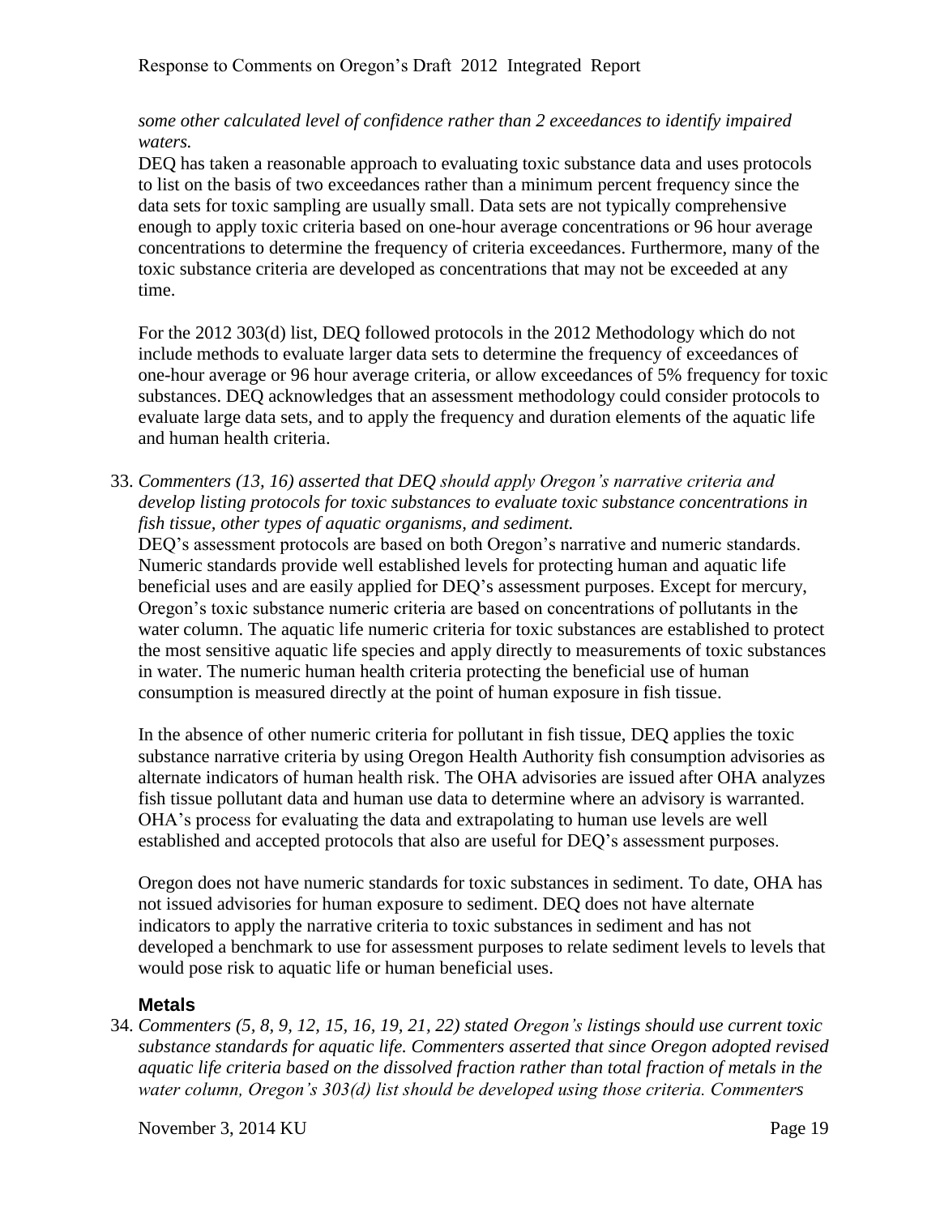*some other calculated level of confidence rather than 2 exceedances to identify impaired waters.*

DEQ has taken a reasonable approach to evaluating toxic substance data and uses protocols to list on the basis of two exceedances rather than a minimum percent frequency since the data sets for toxic sampling are usually small. Data sets are not typically comprehensive enough to apply toxic criteria based on one-hour average concentrations or 96 hour average concentrations to determine the frequency of criteria exceedances. Furthermore, many of the toxic substance criteria are developed as concentrations that may not be exceeded at any time.

For the 2012 303(d) list, DEQ followed protocols in the 2012 Methodology which do not include methods to evaluate larger data sets to determine the frequency of exceedances of one-hour average or 96 hour average criteria, or allow exceedances of 5% frequency for toxic substances. DEQ acknowledges that an assessment methodology could consider protocols to evaluate large data sets, and to apply the frequency and duration elements of the aquatic life and human health criteria.

33. *Commenters (13, 16) asserted that DEQ should apply Oregon's narrative criteria and develop listing protocols for toxic substances to evaluate toxic substance concentrations in fish tissue, other types of aquatic organisms, and sediment.*

    DEQ's assessment protocols are based on both Oregon's narrative and numeric standards. Numeric standards provide well established levels for protecting human and aquatic life beneficial uses and are easily applied for DEQ's assessment purposes. Except for mercury, Oregon's toxic substance numeric criteria are based on concentrations of pollutants in the water column. The aquatic life numeric criteria for toxic substances are established to protect the most sensitive aquatic life species and apply directly to measurements of toxic substances in water. The numeric human health criteria protecting the beneficial use of human consumption is measured directly at the point of human exposure in fish tissue.

    In the absence of other numeric criteria for pollutant in fish tissue, DEQ applies the toxic substance narrative criteria by using Oregon Health Authority fish consumption advisories as alternate indicators of human health risk. The OHA advisories are issued after OHA analyzes fish tissue pollutant data and human use data to determine where an advisory is warranted. OHA's process for evaluating the data and extrapolating to human use levels are well established and accepted protocols that also are useful for DEQ's assessment purposes.

    Oregon does not have numeric standards for toxic substances in sediment. To date, OHA has not issued advisories for human exposure to sediment. DEQ does not have alternate indicators to apply the narrative criteria to toxic substances in sediment and has not developed a benchmark to use for assessment purposes to relate sediment levels to levels that would pose risk to aquatic life or human beneficial uses.

### Metals

34. *Commenters (5, 8, 9, 12, 15, 16, 19, 21, 22) stated Oregon's listings should use current toxic substance standards for aquatic life. Commenters asserted that since Oregon adopted revised aquatic life criteria based on the dissolved fraction rather than total fraction of metals in the water column, Oregon's 303(d) list should be developed using those criteria. Commenters*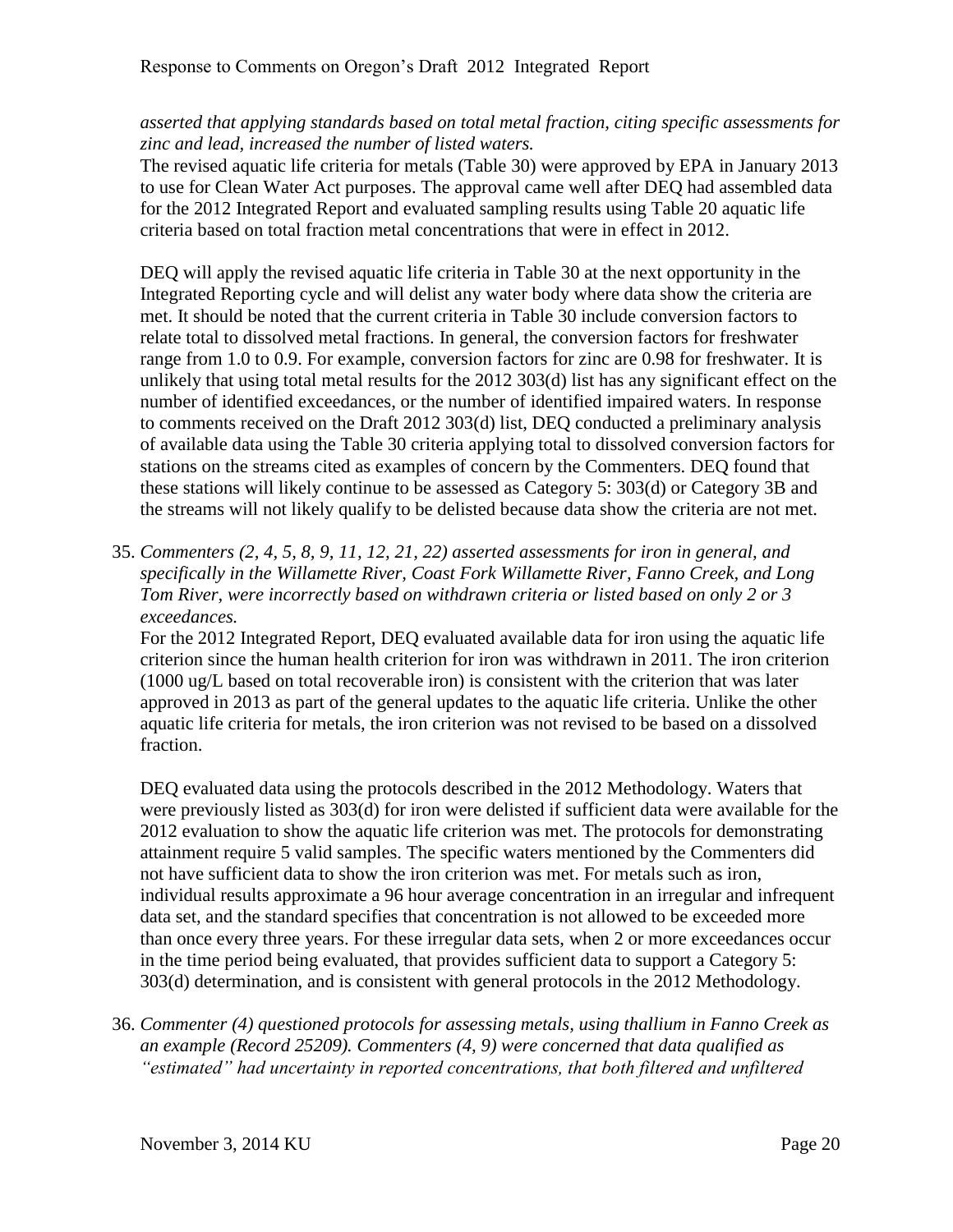*asserted that applying standards based on total metal fraction, citing specific assessments for zinc and lead, increased the number of listed waters.*

The revised aquatic life criteria for metals (Table 30) were approved by EPA in January 2013 to use for Clean Water Act purposes. The approval came well after DEQ had assembled data for the 2012 Integrated Report and evaluated sampling results using Table 20 aquatic life criteria based on total fraction metal concentrations that were in effect in 2012.

DEQ will apply the revised aquatic life criteria in Table 30 at the next opportunity in the Integrated Reporting cycle and will delist any water body where data show the criteria are met. It should be noted that the current criteria in Table 30 include conversion factors to relate total to dissolved metal fractions. In general, the conversion factors for freshwater range from 1.0 to 0.9. For example, conversion factors for zinc are 0.98 for freshwater. It is unlikely that using total metal results for the 2012 303(d) list has any significant effect on the number of identified exceedances, or the number of identified impaired waters. In response to comments received on the Draft 2012 303(d) list, DEQ conducted a preliminary analysis of available data using the Table 30 criteria applying total to dissolved conversion factors for stations on the streams cited as examples of concern by the Commenters. DEQ found that these stations will likely continue to be assessed as Category 5: 303(d) or Category 3B and the streams will not likely qualify to be delisted because data show the criteria are not met.

35. *Commenters (2, 4, 5, 8, 9, 11, 12, 21, 22) asserted assessments for iron in general, and specifically in the Willamette River, Coast Fork Willamette River, Fanno Creek, and Long Tom River, were incorrectly based on withdrawn criteria or listed based on only 2 or 3 exceedances.*

    For the 2012 Integrated Report, DEQ evaluated available data for iron using the aquatic life criterion since the human health criterion for iron was withdrawn in 2011. The iron criterion (1000 ug/L based on total recoverable iron) is consistent with the criterion that was later approved in 2013 as part of the general updates to the aquatic life criteria. Unlike the other aquatic life criteria for metals, the iron criterion was not revised to be based on a dissolved fraction.

    DEQ evaluated data using the protocols described in the 2012 Methodology. Waters that were previously listed as 303(d) for iron were delisted if sufficient data were available for the 2012 evaluation to show the aquatic life criterion was met. The protocols for demonstrating attainment require 5 valid samples. The specific waters mentioned by the Commenters did not have sufficient data to show the iron criterion was met. For metals such as iron, individual results approximate a 96 hour average concentration in an irregular and infrequent data set, and the standard specifies that concentration is not allowed to be exceeded more than once every three years. For these irregular data sets, when 2 or more exceedances occur in the time period being evaluated, that provides sufficient data to support a Category 5: 303(d) determination, and is consistent with general protocols in the 2012 Methodology.

36. *Commenter (4) questioned protocols for assessing metals, using thallium in Fanno Creek as an example (Record 25209). Commenters (4, 9) were concerned that data qualified as "estimated" had uncertainty in reported concentrations, that both filtered and unfiltered*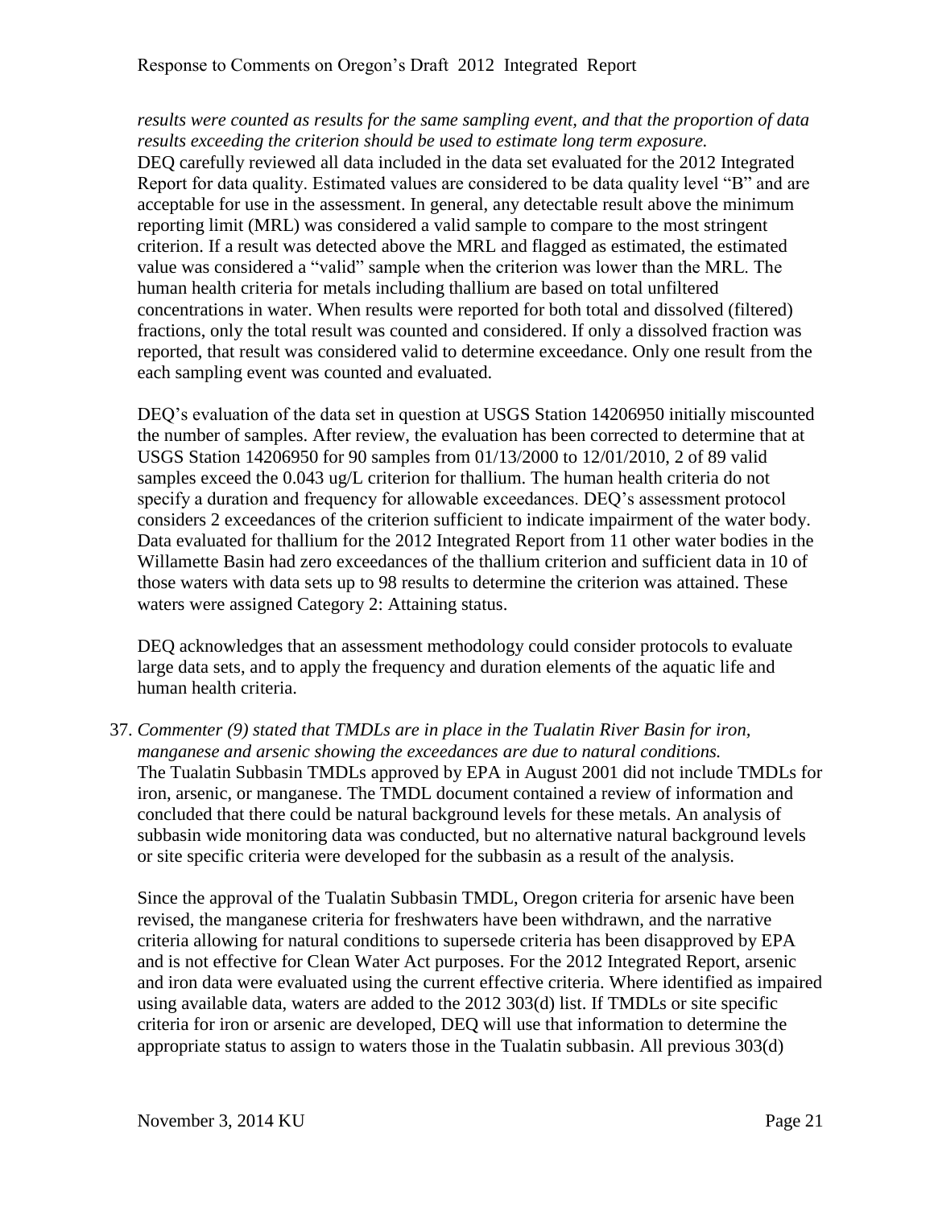*results were counted as results for the same sampling event, and that the proportion of data results exceeding the criterion should be used to estimate long term exposure.*
DEQ carefully reviewed all data included in the data set evaluated for the 2012 Integrated Report for data quality. Estimated values are considered to be data quality level "B" and are acceptable for use in the assessment. In general, any detectable result above the minimum reporting limit (MRL) was considered a valid sample to compare to the most stringent criterion. If a result was detected above the MRL and flagged as estimated, the estimated value was considered a "valid" sample when the criterion was lower than the MRL. The human health criteria for metals including thallium are based on total unfiltered concentrations in water. When results were reported for both total and dissolved (filtered) fractions, only the total result was counted and considered. If only a dissolved fraction was reported, that result was considered valid to determine exceedance. Only one result from the each sampling event was counted and evaluated.

DEQ's evaluation of the data set in question at USGS Station 14206950 initially miscounted the number of samples. After review, the evaluation has been corrected to determine that at USGS Station 14206950 for 90 samples from 01/13/2000 to 12/01/2010, 2 of 89 valid samples exceed the 0.043 ug/L criterion for thallium. The human health criteria do not specify a duration and frequency for allowable exceedances. DEQ's assessment protocol considers 2 exceedances of the criterion sufficient to indicate impairment of the water body. Data evaluated for thallium for the 2012 Integrated Report from 11 other water bodies in the Willamette Basin had zero exceedances of the thallium criterion and sufficient data in 10 of those waters with data sets up to 98 results to determine the criterion was attained. These waters were assigned Category 2: Attaining status.

DEQ acknowledges that an assessment methodology could consider protocols to evaluate large data sets, and to apply the frequency and duration elements of the aquatic life and human health criteria.

37. *Commenter (9) stated that TMDLs are in place in the Tualatin River Basin for iron, manganese and arsenic showing the exceedances are due to natural conditions.*
The Tualatin Subbasin TMDLs approved by EPA in August 2001 did not include TMDLs for iron, arsenic, or manganese. The TMDL document contained a review of information and concluded that there could be natural background levels for these metals. An analysis of subbasin wide monitoring data was conducted, but no alternative natural background levels or site specific criteria were developed for the subbasin as a result of the analysis.

   Since the approval of the Tualatin Subbasin TMDL, Oregon criteria for arsenic have been revised, the manganese criteria for freshwaters have been withdrawn, and the narrative criteria allowing for natural conditions to supersede criteria has been disapproved by EPA and is not effective for Clean Water Act purposes. For the 2012 Integrated Report, arsenic and iron data were evaluated using the current effective criteria. Where identified as impaired using available data, waters are added to the 2012 303(d) list. If TMDLs or site specific criteria for iron or arsenic are developed, DEQ will use that information to determine the appropriate status to assign to waters those in the Tualatin subbasin. All previous 303(d)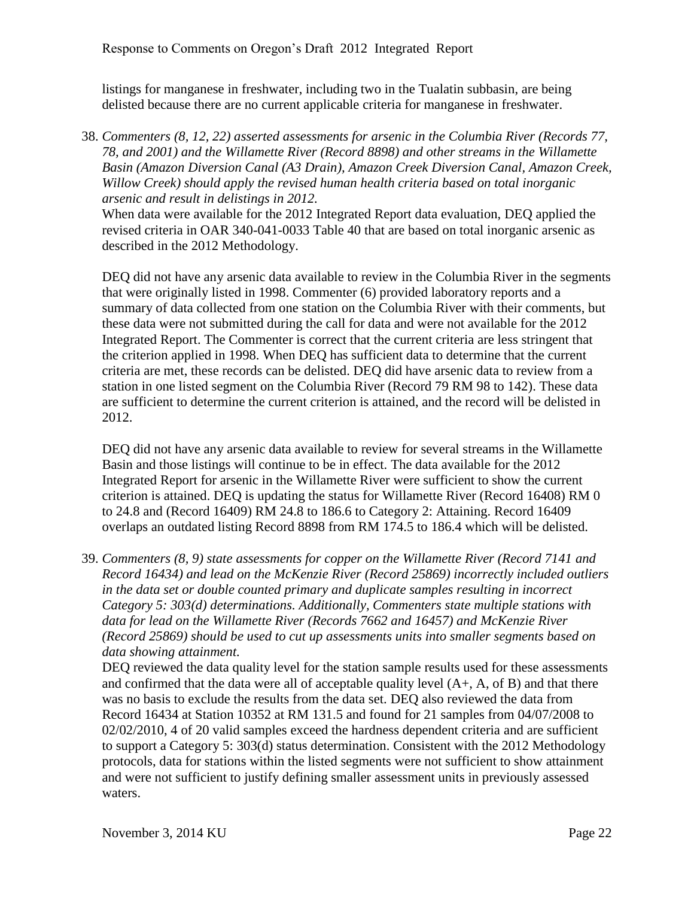listings for manganese in freshwater, including two in the Tualatin subbasin, are being delisted because there are no current applicable criteria for manganese in freshwater.

38. *Commenters (8, 12, 22) asserted assessments for arsenic in the Columbia River (Records 77, 78, and 2001) and the Willamette River (Record 8898) and other streams in the Willamette Basin (Amazon Diversion Canal (A3 Drain), Amazon Creek Diversion Canal, Amazon Creek, Willow Creek) should apply the revised human health criteria based on total inorganic arsenic and result in delistings in 2012.*
   When data were available for the 2012 Integrated Report data evaluation, DEQ applied the revised criteria in OAR 340-041-0033 Table 40 that are based on total inorganic arsenic as described in the 2012 Methodology.

   DEQ did not have any arsenic data available to review in the Columbia River in the segments that were originally listed in 1998. Commenter (6) provided laboratory reports and a summary of data collected from one station on the Columbia River with their comments, but these data were not submitted during the call for data and were not available for the 2012 Integrated Report. The Commenter is correct that the current criteria are less stringent that the criterion applied in 1998. When DEQ has sufficient data to determine that the current criteria are met, these records can be delisted. DEQ did have arsenic data to review from a station in one listed segment on the Columbia River (Record 79 RM 98 to 142). These data are sufficient to determine the current criterion is attained, and the record will be delisted in 2012.

   DEQ did not have any arsenic data available to review for several streams in the Willamette Basin and those listings will continue to be in effect. The data available for the 2012 Integrated Report for arsenic in the Willamette River were sufficient to show the current criterion is attained. DEQ is updating the status for Willamette River (Record 16408) RM 0 to 24.8 and (Record 16409) RM 24.8 to 186.6 to Category 2: Attaining. Record 16409 overlaps an outdated listing Record 8898 from RM 174.5 to 186.4 which will be delisted.

39. *Commenters (8, 9) state assessments for copper on the Willamette River (Record 7141 and Record 16434) and lead on the McKenzie River (Record 25869) incorrectly included outliers in the data set or double counted primary and duplicate samples resulting in incorrect Category 5: 303(d) determinations. Additionally, Commenters state multiple stations with data for lead on the Willamette River (Records 7662 and 16457) and McKenzie River (Record 25869) should be used to cut up assessments units into smaller segments based on data showing attainment.*
   DEQ reviewed the data quality level for the station sample results used for these assessments and confirmed that the data were all of acceptable quality level (A+, A, of B) and that there was no basis to exclude the results from the data set. DEQ also reviewed the data from Record 16434 at Station 10352 at RM 131.5 and found for 21 samples from 04/07/2008 to 02/02/2010, 4 of 20 valid samples exceed the hardness dependent criteria and are sufficient to support a Category 5: 303(d) status determination. Consistent with the 2012 Methodology protocols, data for stations within the listed segments were not sufficient to show attainment and were not sufficient to justify defining smaller assessment units in previously assessed waters.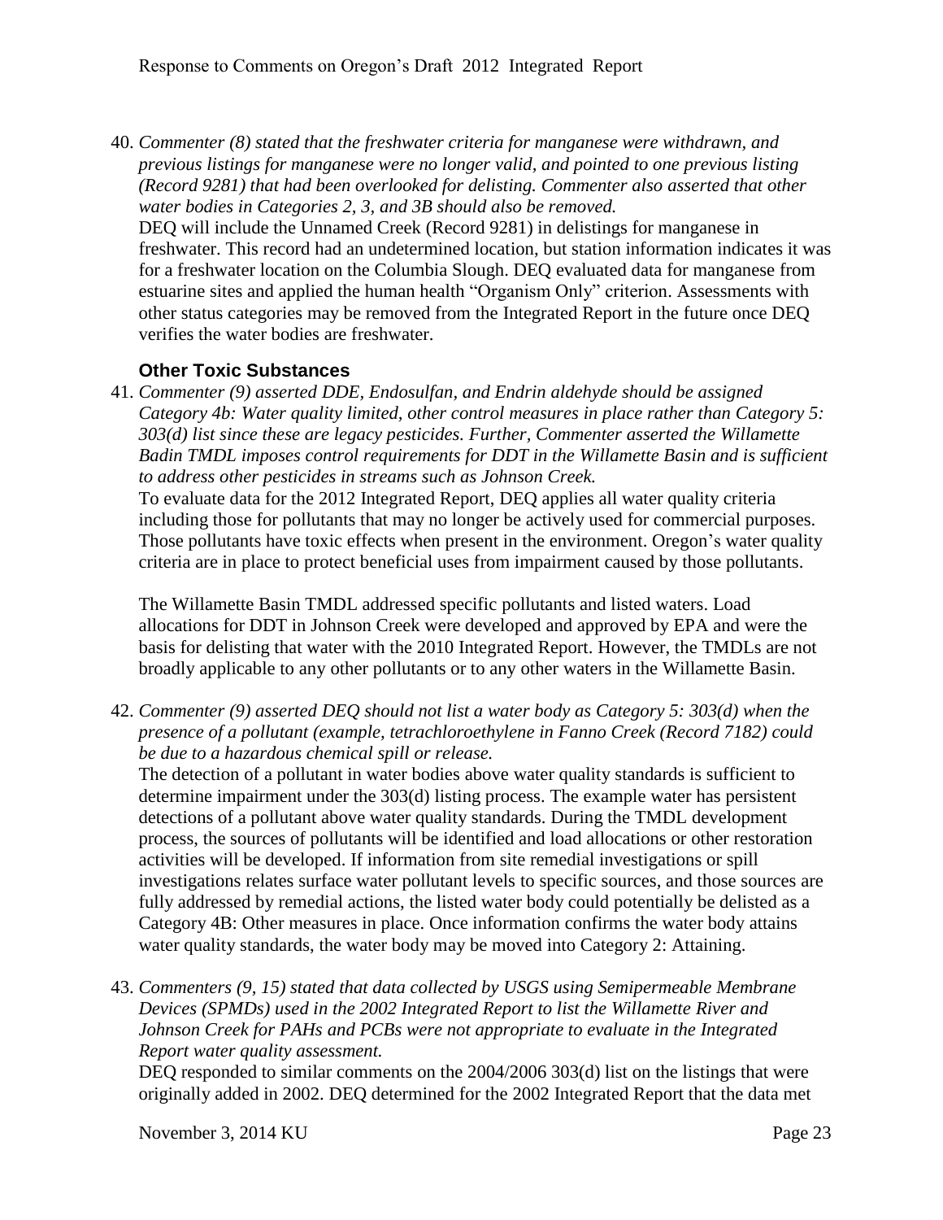40. *Commenter (8) stated that the freshwater criteria for manganese were withdrawn, and previous listings for manganese were no longer valid, and pointed to one previous listing (Record 9281) that had been overlooked for delisting. Commenter also asserted that other water bodies in Categories 2, 3, and 3B should also be removed.*
DEQ will include the Unnamed Creek (Record 9281) in delistings for manganese in freshwater. This record had an undetermined location, but station information indicates it was for a freshwater location on the Columbia Slough. DEQ evaluated data for manganese from estuarine sites and applied the human health "Organism Only" criterion. Assessments with other status categories may be removed from the Integrated Report in the future once DEQ verifies the water bodies are freshwater.

### Other Toxic Substances

41. *Commenter (9) asserted DDE, Endosulfan, and Endrin aldehyde should be assigned Category 4b: Water quality limited, other control measures in place rather than Category 5: 303(d) list since these are legacy pesticides. Further, Commenter asserted the Willamette Badin TMDL imposes control requirements for DDT in the Willamette Basin and is sufficient to address other pesticides in streams such as Johnson Creek.*
To evaluate data for the 2012 Integrated Report, DEQ applies all water quality criteria including those for pollutants that may no longer be actively used for commercial purposes. Those pollutants have toxic effects when present in the environment. Oregon's water quality criteria are in place to protect beneficial uses from impairment caused by those pollutants.

The Willamette Basin TMDL addressed specific pollutants and listed waters. Load allocations for DDT in Johnson Creek were developed and approved by EPA and were the basis for delisting that water with the 2010 Integrated Report. However, the TMDLs are not broadly applicable to any other pollutants or to any other waters in the Willamette Basin.

42. *Commenter (9) asserted DEQ should not list a water body as Category 5: 303(d) when the presence of a pollutant (example, tetrachloroethylene in Fanno Creek (Record 7182) could be due to a hazardous chemical spill or release.*
The detection of a pollutant in water bodies above water quality standards is sufficient to determine impairment under the 303(d) listing process. The example water has persistent detections of a pollutant above water quality standards. During the TMDL development process, the sources of pollutants will be identified and load allocations or other restoration activities will be developed. If information from site remedial investigations or spill investigations relates surface water pollutant levels to specific sources, and those sources are fully addressed by remedial actions, the listed water body could potentially be delisted as a Category 4B: Other measures in place. Once information confirms the water body attains water quality standards, the water body may be moved into Category 2: Attaining.

43. *Commenters (9, 15) stated that data collected by USGS using Semipermeable Membrane Devices (SPMDs) used in the 2002 Integrated Report to list the Willamette River and Johnson Creek for PAHs and PCBs were not appropriate to evaluate in the Integrated Report water quality assessment.*
DEQ responded to similar comments on the 2004/2006 303(d) list on the listings that were originally added in 2002. DEQ determined for the 2002 Integrated Report that the data met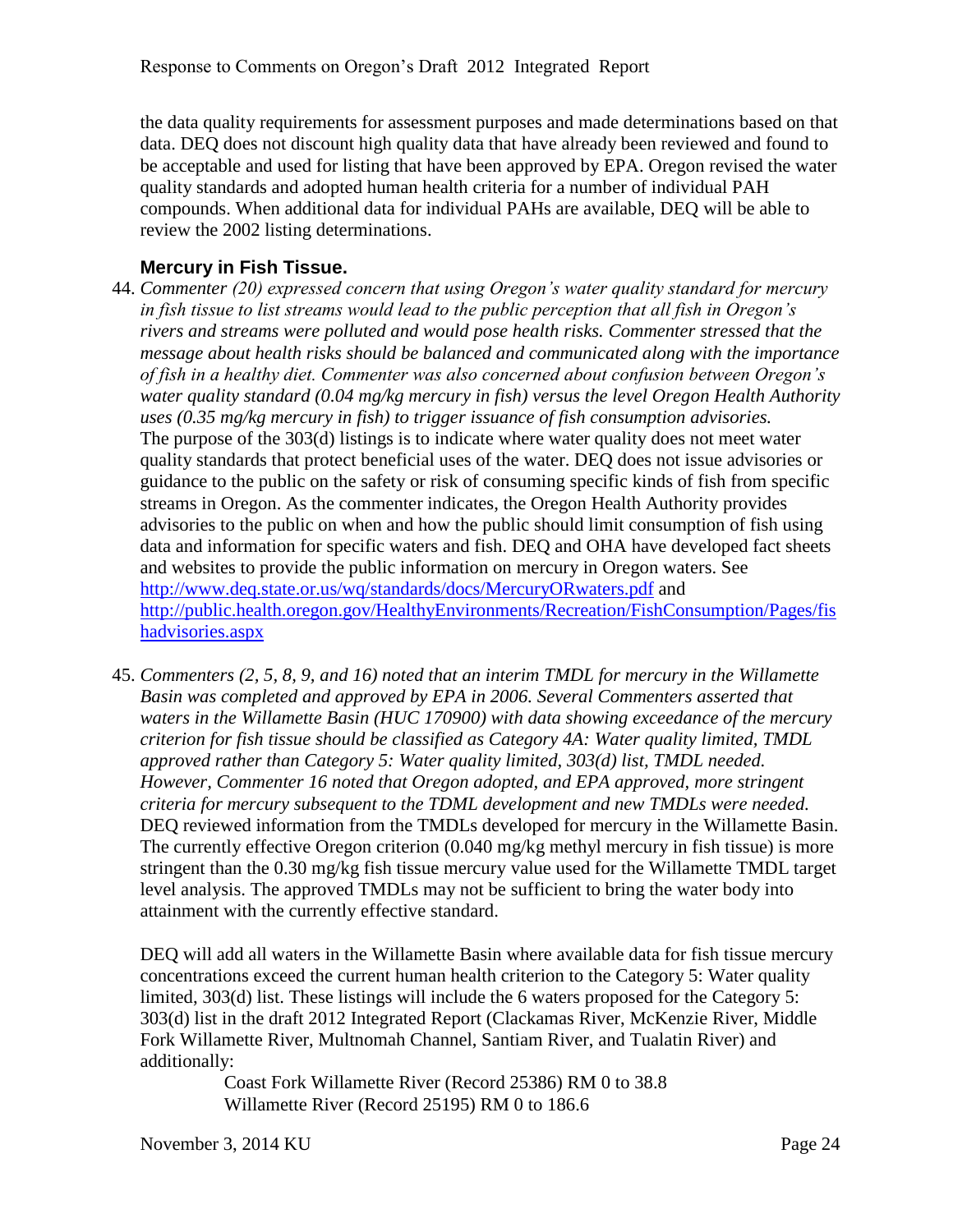the data quality requirements for assessment purposes and made determinations based on that data. DEQ does not discount high quality data that have already been reviewed and found to be acceptable and used for listing that have been approved by EPA. Oregon revised the water quality standards and adopted human health criteria for a number of individual PAH compounds. When additional data for individual PAHs are available, DEQ will be able to review the 2002 listing determinations.

### Mercury in Fish Tissue.

44. *Commenter (20) expressed concern that using Oregon's water quality standard for mercury in fish tissue to list streams would lead to the public perception that all fish in Oregon's rivers and streams were polluted and would pose health risks. Commenter stressed that the message about health risks should be balanced and communicated along with the importance of fish in a healthy diet. Commenter was also concerned about confusion between Oregon's water quality standard (0.04 mg/kg mercury in fish) versus the level Oregon Health Authority uses (0.35 mg/kg mercury in fish) to trigger issuance of fish consumption advisories.*
The purpose of the 303(d) listings is to indicate where water quality does not meet water quality standards that protect beneficial uses of the water. DEQ does not issue advisories or guidance to the public on the safety or risk of consuming specific kinds of fish from specific streams in Oregon. As the commenter indicates, the Oregon Health Authority provides advisories to the public on when and how the public should limit consumption of fish using data and information for specific waters and fish. DEQ and OHA have developed fact sheets and websites to provide the public information on mercury in Oregon waters. See http://www.deq.state.or.us/wq/standards/docs/MercuryORwaters.pdf and http://public.health.oregon.gov/HealthyEnvironments/Recreation/FishConsumption/Pages/fishadvisories.aspx

45. *Commenters (2, 5, 8, 9, and 16) noted that an interim TMDL for mercury in the Willamette Basin was completed and approved by EPA in 2006. Several Commenters asserted that waters in the Willamette Basin (HUC 170900) with data showing exceedance of the mercury criterion for fish tissue should be classified as Category 4A: Water quality limited, TMDL approved rather than Category 5: Water quality limited, 303(d) list, TMDL needed. However, Commenter 16 noted that Oregon adopted, and EPA approved, more stringent criteria for mercury subsequent to the TDML development and new TMDLs were needed.*
DEQ reviewed information from the TMDLs developed for mercury in the Willamette Basin. The currently effective Oregon criterion (0.040 mg/kg methyl mercury in fish tissue) is more stringent than the 0.30 mg/kg fish tissue mercury value used for the Willamette TMDL target level analysis. The approved TMDLs may not be sufficient to bring the water body into attainment with the currently effective standard.

    DEQ will add all waters in the Willamette Basin where available data for fish tissue mercury concentrations exceed the current human health criterion to the Category 5: Water quality limited, 303(d) list. These listings will include the 6 waters proposed for the Category 5: 303(d) list in the draft 2012 Integrated Report (Clackamas River, McKenzie River, Middle Fork Willamette River, Multnomah Channel, Santiam River, and Tualatin River) and additionally:

    Coast Fork Willamette River (Record 25386) RM 0 to 38.8
    Willamette River (Record 25195) RM 0 to 186.6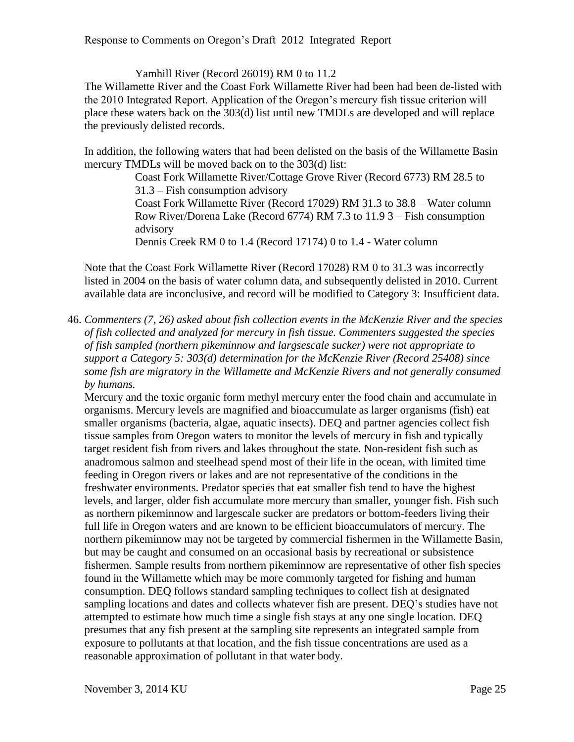Yamhill River (Record 26019) RM 0 to 11.2

The Willamette River and the Coast Fork Willamette River had been had been de-listed with the 2010 Integrated Report. Application of the Oregon's mercury fish tissue criterion will place these waters back on the 303(d) list until new TMDLs are developed and will replace the previously delisted records.

In addition, the following waters that had been delisted on the basis of the Willamette Basin mercury TMDLs will be moved back on to the 303(d) list:

Coast Fork Willamette River/Cottage Grove River (Record 6773) RM 28.5 to 31.3 – Fish consumption advisory
Coast Fork Willamette River (Record 17029) RM 31.3 to 38.8 – Water column
Row River/Dorena Lake (Record 6774) RM 7.3 to 11.9 3 – Fish consumption advisory
Dennis Creek RM 0 to 1.4 (Record 17174) 0 to 1.4 - Water column

Note that the Coast Fork Willamette River (Record 17028) RM 0 to 31.3 was incorrectly listed in 2004 on the basis of water column data, and subsequently delisted in 2010. Current available data are inconclusive, and record will be modified to Category 3: Insufficient data.

46. *Commenters (7, 26) asked about fish collection events in the McKenzie River and the species of fish collected and analyzed for mercury in fish tissue. Commenters suggested the species of fish sampled (northern pikeminnow and largsescale sucker) were not appropriate to support a Category 5: 303(d) determination for the McKenzie River (Record 25408) since some fish are migratory in the Willamette and McKenzie Rivers and not generally consumed by humans.*

Mercury and the toxic organic form methyl mercury enter the food chain and accumulate in organisms. Mercury levels are magnified and bioaccumulate as larger organisms (fish) eat smaller organisms (bacteria, algae, aquatic insects). DEQ and partner agencies collect fish tissue samples from Oregon waters to monitor the levels of mercury in fish and typically target resident fish from rivers and lakes throughout the state. Non-resident fish such as anadromous salmon and steelhead spend most of their life in the ocean, with limited time feeding in Oregon rivers or lakes and are not representative of the conditions in the freshwater environments. Predator species that eat smaller fish tend to have the highest levels, and larger, older fish accumulate more mercury than smaller, younger fish. Fish such as northern pikeminnow and largescale sucker are predators or bottom-feeders living their full life in Oregon waters and are known to be efficient bioaccumulators of mercury. The northern pikeminnow may not be targeted by commercial fishermen in the Willamette Basin, but may be caught and consumed on an occasional basis by recreational or subsistence fishermen. Sample results from northern pikeminnow are representative of other fish species found in the Willamette which may be more commonly targeted for fishing and human consumption. DEQ follows standard sampling techniques to collect fish at designated sampling locations and dates and collects whatever fish are present. DEQ's studies have not attempted to estimate how much time a single fish stays at any one single location. DEQ presumes that any fish present at the sampling site represents an integrated sample from exposure to pollutants at that location, and the fish tissue concentrations are used as a reasonable approximation of pollutant in that water body.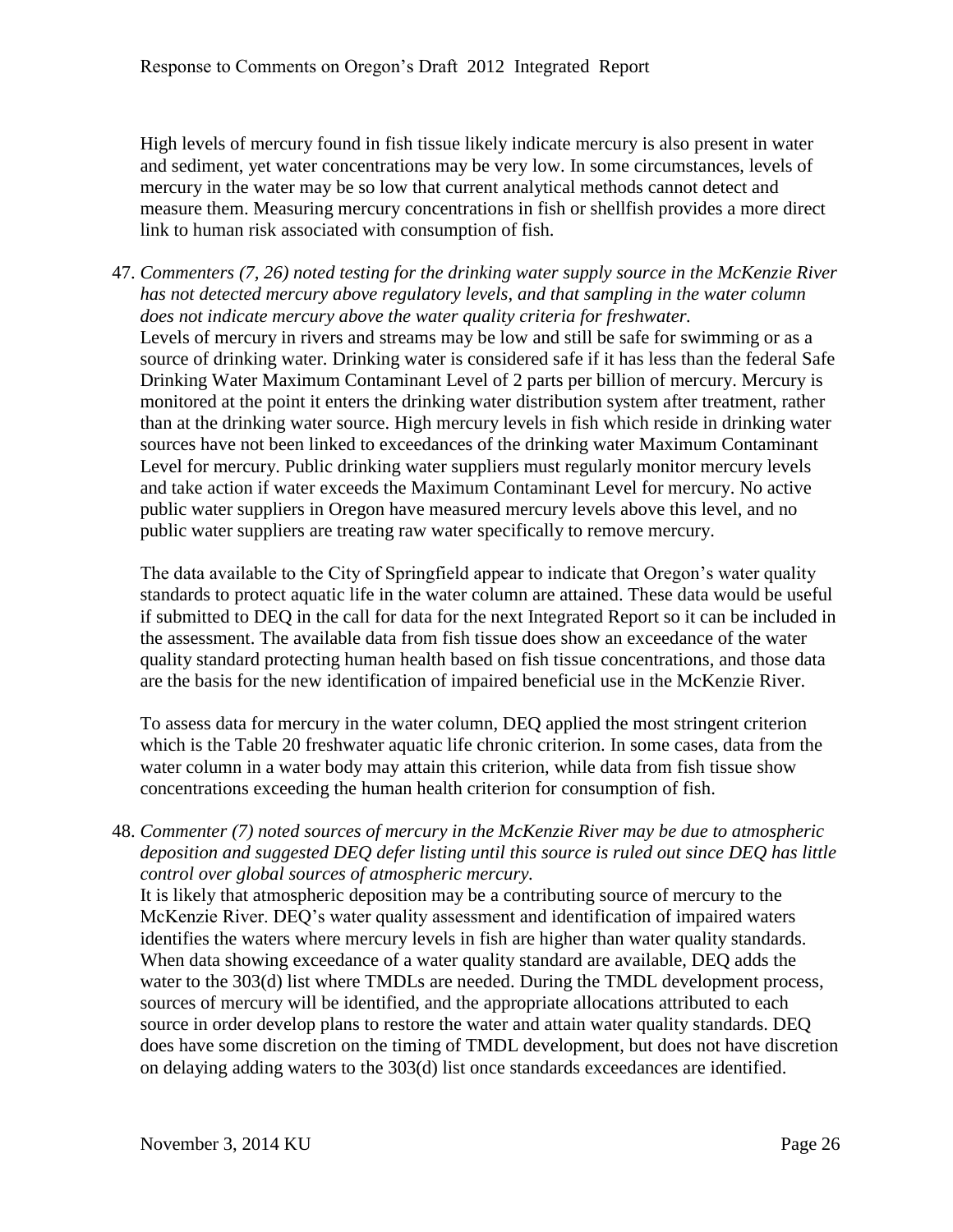High levels of mercury found in fish tissue likely indicate mercury is also present in water and sediment, yet water concentrations may be very low. In some circumstances, levels of mercury in the water may be so low that current analytical methods cannot detect and measure them. Measuring mercury concentrations in fish or shellfish provides a more direct link to human risk associated with consumption of fish.

47. *Commenters (7, 26) noted testing for the drinking water supply source in the McKenzie River has not detected mercury above regulatory levels, and that sampling in the water column does not indicate mercury above the water quality criteria for freshwater.*
Levels of mercury in rivers and streams may be low and still be safe for swimming or as a source of drinking water. Drinking water is considered safe if it has less than the federal Safe Drinking Water Maximum Contaminant Level of 2 parts per billion of mercury. Mercury is monitored at the point it enters the drinking water distribution system after treatment, rather than at the drinking water source. High mercury levels in fish which reside in drinking water sources have not been linked to exceedances of the drinking water Maximum Contaminant Level for mercury. Public drinking water suppliers must regularly monitor mercury levels and take action if water exceeds the Maximum Contaminant Level for mercury. No active public water suppliers in Oregon have measured mercury levels above this level, and no public water suppliers are treating raw water specifically to remove mercury.

   The data available to the City of Springfield appear to indicate that Oregon's water quality standards to protect aquatic life in the water column are attained. These data would be useful if submitted to DEQ in the call for data for the next Integrated Report so it can be included in the assessment. The available data from fish tissue does show an exceedance of the water quality standard protecting human health based on fish tissue concentrations, and those data are the basis for the new identification of impaired beneficial use in the McKenzie River.

   To assess data for mercury in the water column, DEQ applied the most stringent criterion which is the Table 20 freshwater aquatic life chronic criterion. In some cases, data from the water column in a water body may attain this criterion, while data from fish tissue show concentrations exceeding the human health criterion for consumption of fish.

48. *Commenter (7) noted sources of mercury in the McKenzie River may be due to atmospheric deposition and suggested DEQ defer listing until this source is ruled out since DEQ has little control over global sources of atmospheric mercury.*
It is likely that atmospheric deposition may be a contributing source of mercury to the McKenzie River. DEQ's water quality assessment and identification of impaired waters identifies the waters where mercury levels in fish are higher than water quality standards. When data showing exceedance of a water quality standard are available, DEQ adds the water to the 303(d) list where TMDLs are needed. During the TMDL development process, sources of mercury will be identified, and the appropriate allocations attributed to each source in order develop plans to restore the water and attain water quality standards. DEQ does have some discretion on the timing of TMDL development, but does not have discretion on delaying adding waters to the 303(d) list once standards exceedances are identified.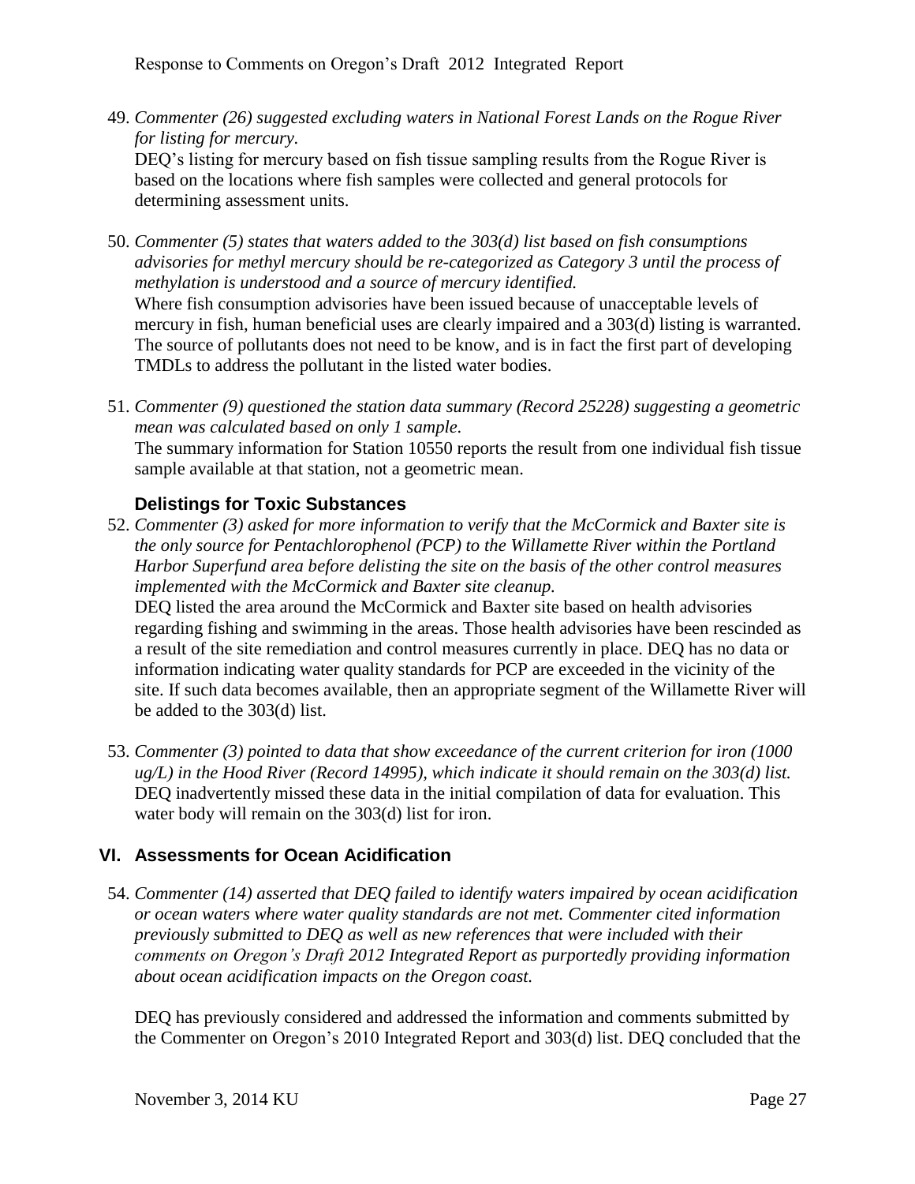49. *Commenter (26) suggested excluding waters in National Forest Lands on the Rogue River for listing for mercury.*
    DEQ's listing for mercury based on fish tissue sampling results from the Rogue River is based on the locations where fish samples were collected and general protocols for determining assessment units.

50. *Commenter (5) states that waters added to the 303(d) list based on fish consumptions advisories for methyl mercury should be re-categorized as Category 3 until the process of methylation is understood and a source of mercury identified.*
    Where fish consumption advisories have been issued because of unacceptable levels of mercury in fish, human beneficial uses are clearly impaired and a 303(d) listing is warranted. The source of pollutants does not need to be know, and is in fact the first part of developing TMDLs to address the pollutant in the listed water bodies.

51. *Commenter (9) questioned the station data summary (Record 25228) suggesting a geometric mean was calculated based on only 1 sample.*
    The summary information for Station 10550 reports the result from one individual fish tissue sample available at that station, not a geometric mean.

### Delistings for Toxic Substances

52. *Commenter (3) asked for more information to verify that the McCormick and Baxter site is the only source for Pentachlorophenol (PCP) to the Willamette River within the Portland Harbor Superfund area before delisting the site on the basis of the other control measures implemented with the McCormick and Baxter site cleanup.*
    DEQ listed the area around the McCormick and Baxter site based on health advisories regarding fishing and swimming in the areas. Those health advisories have been rescinded as a result of the site remediation and control measures currently in place. DEQ has no data or information indicating water quality standards for PCP are exceeded in the vicinity of the site. If such data becomes available, then an appropriate segment of the Willamette River will be added to the 303(d) list.

53. *Commenter (3) pointed to data that show exceedance of the current criterion for iron (1000 ug/L) in the Hood River (Record 14995), which indicate it should remain on the 303(d) list.*
    DEQ inadvertently missed these data in the initial compilation of data for evaluation. This water body will remain on the 303(d) list for iron.

## VI. Assessments for Ocean Acidification

54. *Commenter (14) asserted that DEQ failed to identify waters impaired by ocean acidification or ocean waters where water quality standards are not met. Commenter cited information previously submitted to DEQ as well as new references that were included with their comments on Oregon's Draft 2012 Integrated Report as purportedly providing information about ocean acidification impacts on the Oregon coast.*

    DEQ has previously considered and addressed the information and comments submitted by the Commenter on Oregon's 2010 Integrated Report and 303(d) list. DEQ concluded that the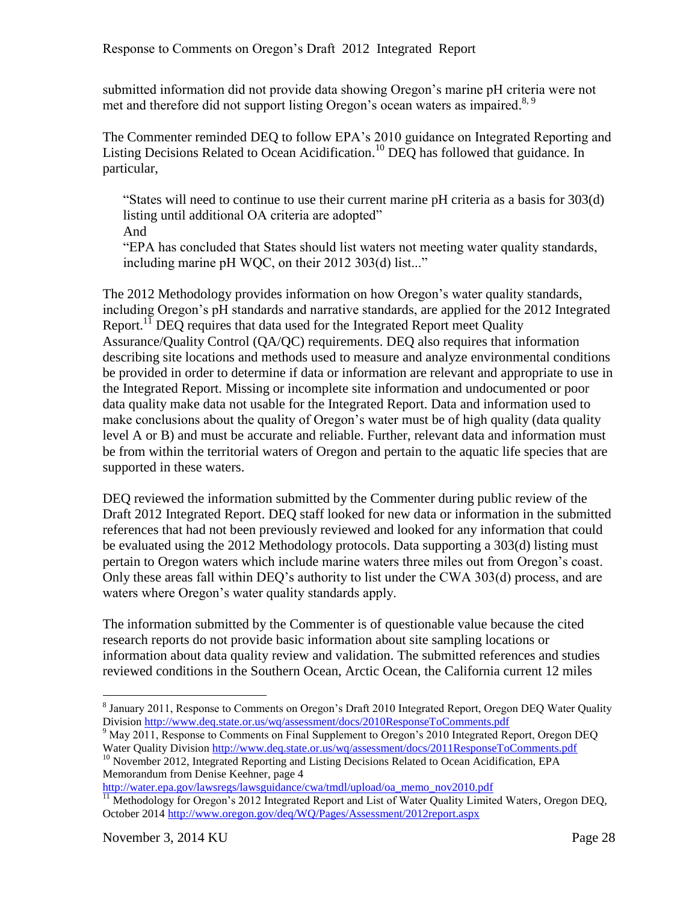submitted information did not provide data showing Oregon's marine pH criteria were not met and therefore did not support listing Oregon's ocean waters as impaired.[8, 9]

The Commenter reminded DEQ to follow EPA's 2010 guidance on Integrated Reporting and Listing Decisions Related to Ocean Acidification.[10] DEQ has followed that guidance. In particular,

> "States will need to continue to use their current marine pH criteria as a basis for 303(d) listing until additional OA criteria are adopted"
> And
> "EPA has concluded that States should list waters not meeting water quality standards, including marine pH WQC, on their 2012 303(d) list..."

The 2012 Methodology provides information on how Oregon's water quality standards, including Oregon's pH standards and narrative standards, are applied for the 2012 Integrated Report.[11] DEQ requires that data used for the Integrated Report meet Quality Assurance/Quality Control (QA/QC) requirements. DEQ also requires that information describing site locations and methods used to measure and analyze environmental conditions be provided in order to determine if data or information are relevant and appropriate to use in the Integrated Report. Missing or incomplete site information and undocumented or poor data quality make data not usable for the Integrated Report. Data and information used to make conclusions about the quality of Oregon's water must be of high quality (data quality level A or B) and must be accurate and reliable. Further, relevant data and information must be from within the territorial waters of Oregon and pertain to the aquatic life species that are supported in these waters.

DEQ reviewed the information submitted by the Commenter during public review of the Draft 2012 Integrated Report. DEQ staff looked for new data or information in the submitted references that had not been previously reviewed and looked for any information that could be evaluated using the 2012 Methodology protocols. Data supporting a 303(d) listing must pertain to Oregon waters which include marine waters three miles out from Oregon's coast. Only these areas fall within DEQ's authority to list under the CWA 303(d) process, and are waters where Oregon's water quality standards apply.

The information submitted by the Commenter is of questionable value because the cited research reports do not provide basic information about site sampling locations or information about data quality review and validation. The submitted references and studies reviewed conditions in the Southern Ocean, Arctic Ocean, the California current 12 miles

---

[8] January 2011, Response to Comments on Oregon's Draft 2010 Integrated Report, Oregon DEQ Water Quality Division http://www.deq.state.or.us/wq/assessment/docs/2010ResponseToComments.pdf

[9] May 2011, Response to Comments on Final Supplement to Oregon's 2010 Integrated Report, Oregon DEQ Water Quality Division http://www.deq.state.or.us/wq/assessment/docs/2011ResponseToComments.pdf

[10] November 2012, Integrated Reporting and Listing Decisions Related to Ocean Acidification, EPA Memorandum from Denise Keehner, page 4 http://water.epa.gov/lawsregs/lawsguidance/cwa/tmdl/upload/oa_memo_nov2010.pdf

[11] Methodology for Oregon's 2012 Integrated Report and List of Water Quality Limited Waters, Oregon DEQ, October 2014 http://www.oregon.gov/deq/WQ/Pages/Assessment/2012report.aspx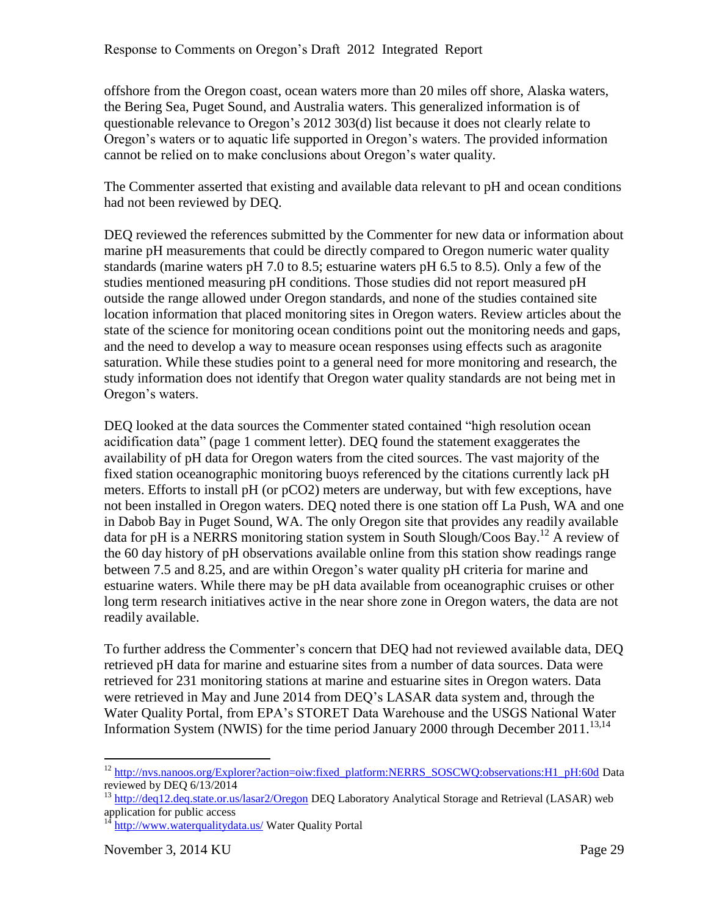offshore from the Oregon coast, ocean waters more than 20 miles off shore, Alaska waters, the Bering Sea, Puget Sound, and Australia waters. This generalized information is of questionable relevance to Oregon's 2012 303(d) list because it does not clearly relate to Oregon's waters or to aquatic life supported in Oregon's waters. The provided information cannot be relied on to make conclusions about Oregon's water quality.

The Commenter asserted that existing and available data relevant to pH and ocean conditions had not been reviewed by DEQ.

DEQ reviewed the references submitted by the Commenter for new data or information about marine pH measurements that could be directly compared to Oregon numeric water quality standards (marine waters pH 7.0 to 8.5; estuarine waters pH 6.5 to 8.5). Only a few of the studies mentioned measuring pH conditions. Those studies did not report measured pH outside the range allowed under Oregon standards, and none of the studies contained site location information that placed monitoring sites in Oregon waters. Review articles about the state of the science for monitoring ocean conditions point out the monitoring needs and gaps, and the need to develop a way to measure ocean responses using effects such as aragonite saturation. While these studies point to a general need for more monitoring and research, the study information does not identify that Oregon water quality standards are not being met in Oregon's waters.

DEQ looked at the data sources the Commenter stated contained "high resolution ocean acidification data" (page 1 comment letter). DEQ found the statement exaggerates the availability of pH data for Oregon waters from the cited sources. The vast majority of the fixed station oceanographic monitoring buoys referenced by the citations currently lack pH meters. Efforts to install pH (or pCO2) meters are underway, but with few exceptions, have not been installed in Oregon waters. DEQ noted there is one station off La Push, WA and one in Dabob Bay in Puget Sound, WA. The only Oregon site that provides any readily available data for pH is a NERRS monitoring station system in South Slough/Coos Bay.[12] A review of the 60 day history of pH observations available online from this station show readings range between 7.5 and 8.25, and are within Oregon's water quality pH criteria for marine and estuarine waters. While there may be pH data available from oceanographic cruises or other long term research initiatives active in the near shore zone in Oregon waters, the data are not readily available.

To further address the Commenter's concern that DEQ had not reviewed available data, DEQ retrieved pH data for marine and estuarine sites from a number of data sources. Data were retrieved for 231 monitoring stations at marine and estuarine sites in Oregon waters. Data were retrieved in May and June 2014 from DEQ's LASAR data system and, through the Water Quality Portal, from EPA's STORET Data Warehouse and the USGS National Water Information System (NWIS) for the time period January 2000 through December 2011.[13,14]

---

[12] http://nvs.nanoos.org/Explorer?action=oiw:fixed_platform:NERRS_SOSCWQ:observations:H1_pH:60d Data reviewed by DEQ 6/13/2014

[13] http://deq12.deq.state.or.us/lasar2/Oregon DEQ Laboratory Analytical Storage and Retrieval (LASAR) web application for public access

[14] http://www.waterqualitydata.us/ Water Quality Portal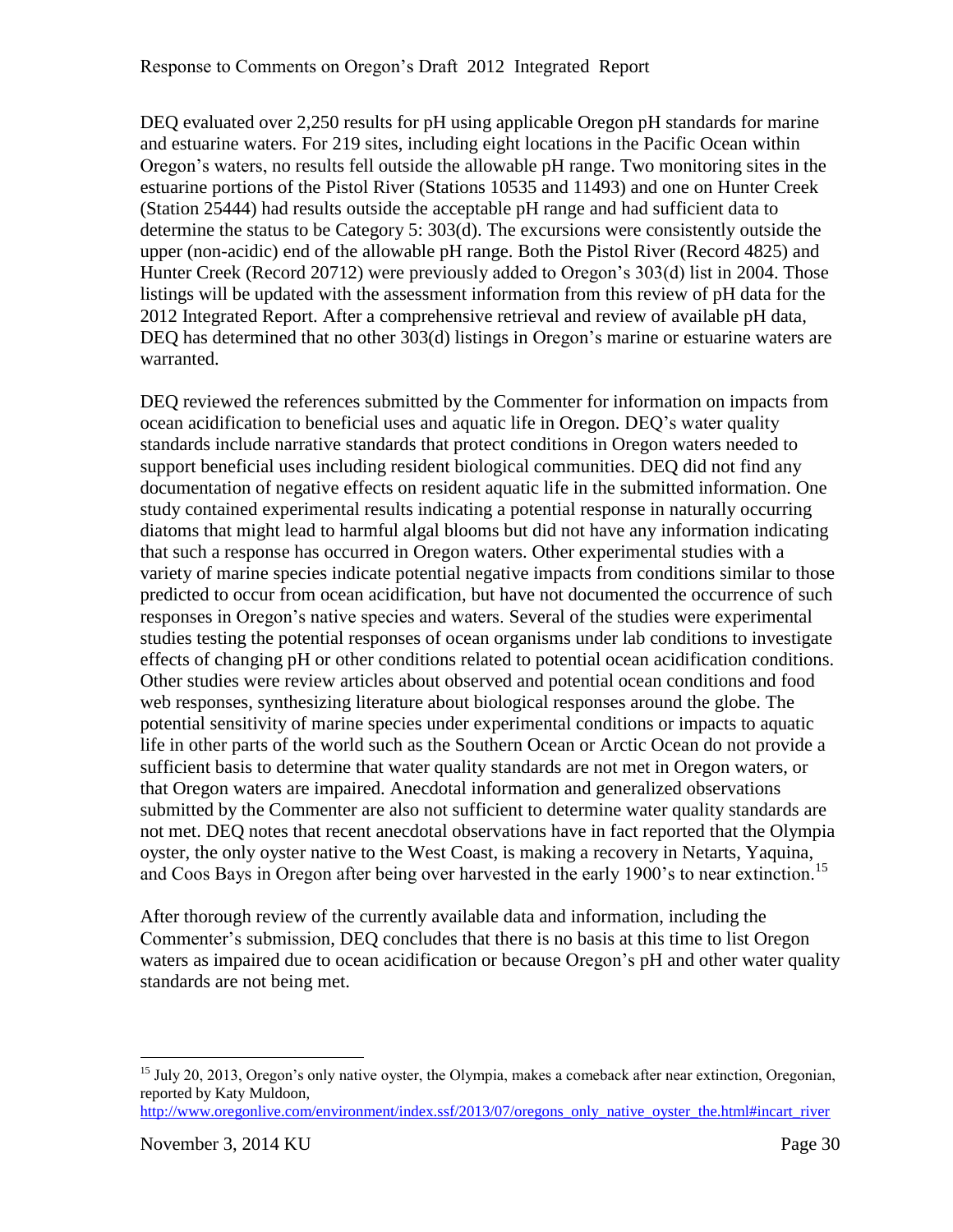DEQ evaluated over 2,250 results for pH using applicable Oregon pH standards for marine and estuarine waters. For 219 sites, including eight locations in the Pacific Ocean within Oregon's waters, no results fell outside the allowable pH range. Two monitoring sites in the estuarine portions of the Pistol River (Stations 10535 and 11493) and one on Hunter Creek (Station 25444) had results outside the acceptable pH range and had sufficient data to determine the status to be Category 5: 303(d). The excursions were consistently outside the upper (non-acidic) end of the allowable pH range. Both the Pistol River (Record 4825) and Hunter Creek (Record 20712) were previously added to Oregon's 303(d) list in 2004. Those listings will be updated with the assessment information from this review of pH data for the 2012 Integrated Report. After a comprehensive retrieval and review of available pH data, DEQ has determined that no other 303(d) listings in Oregon's marine or estuarine waters are warranted.

DEQ reviewed the references submitted by the Commenter for information on impacts from ocean acidification to beneficial uses and aquatic life in Oregon. DEQ's water quality standards include narrative standards that protect conditions in Oregon waters needed to support beneficial uses including resident biological communities. DEQ did not find any documentation of negative effects on resident aquatic life in the submitted information. One study contained experimental results indicating a potential response in naturally occurring diatoms that might lead to harmful algal blooms but did not have any information indicating that such a response has occurred in Oregon waters. Other experimental studies with a variety of marine species indicate potential negative impacts from conditions similar to those predicted to occur from ocean acidification, but have not documented the occurrence of such responses in Oregon's native species and waters. Several of the studies were experimental studies testing the potential responses of ocean organisms under lab conditions to investigate effects of changing pH or other conditions related to potential ocean acidification conditions. Other studies were review articles about observed and potential ocean conditions and food web responses, synthesizing literature about biological responses around the globe. The potential sensitivity of marine species under experimental conditions or impacts to aquatic life in other parts of the world such as the Southern Ocean or Arctic Ocean do not provide a sufficient basis to determine that water quality standards are not met in Oregon waters, or that Oregon waters are impaired. Anecdotal information and generalized observations submitted by the Commenter are also not sufficient to determine water quality standards are not met. DEQ notes that recent anecdotal observations have in fact reported that the Olympia oyster, the only oyster native to the West Coast, is making a recovery in Netarts, Yaquina, and Coos Bays in Oregon after being over harvested in the early 1900's to near extinction.[15]

After thorough review of the currently available data and information, including the Commenter's submission, DEQ concludes that there is no basis at this time to list Oregon waters as impaired due to ocean acidification or because Oregon's pH and other water quality standards are not being met.

---

[15] July 20, 2013, Oregon's only native oyster, the Olympia, makes a comeback after near extinction, Oregonian, reported by Katy Muldoon, http://www.oregonlive.com/environment/index.ssf/2013/07/oregons_only_native_oyster_the.html#incart_river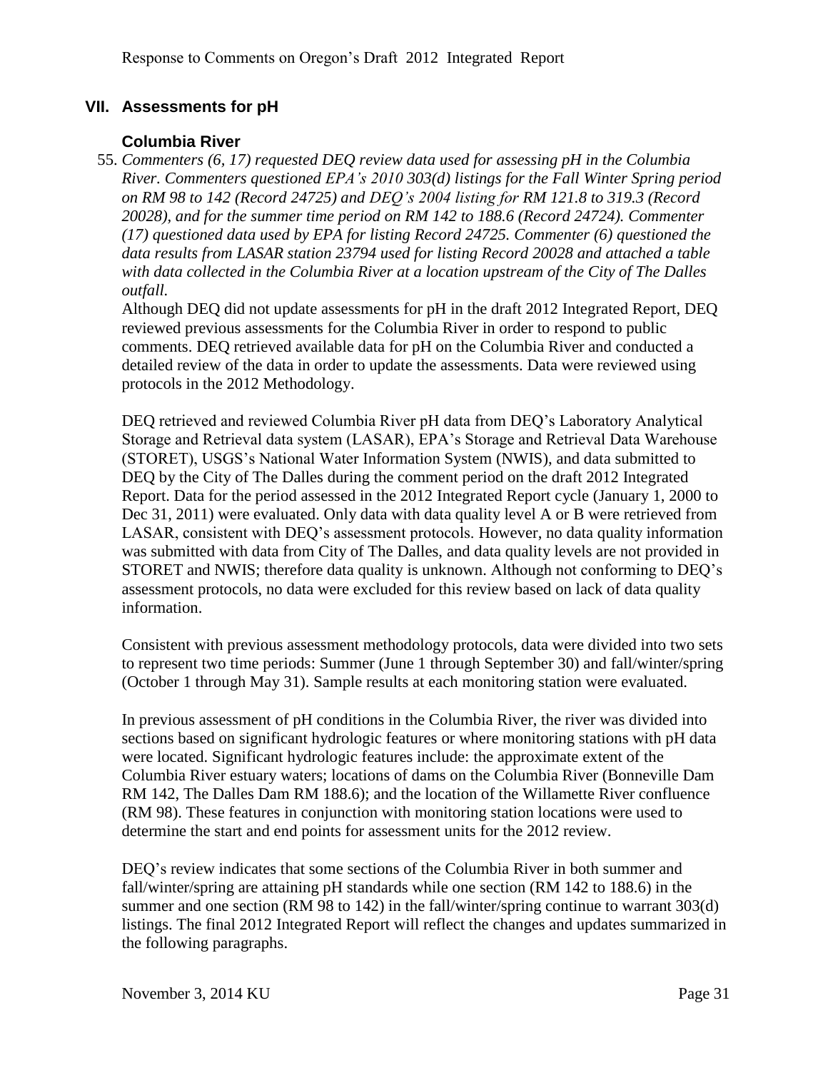## VII. Assessments for pH

### Columbia River

55. *Commenters (6, 17) requested DEQ review data used for assessing pH in the Columbia River. Commenters questioned EPA's 2010 303(d) listings for the Fall Winter Spring period on RM 98 to 142 (Record 24725) and DEQ's 2004 listing for RM 121.8 to 319.3 (Record 20028), and for the summer time period on RM 142 to 188.6 (Record 24724). Commenter (17) questioned data used by EPA for listing Record 24725. Commenter (6) questioned the data results from LASAR station 23794 used for listing Record 20028 and attached a table with data collected in the Columbia River at a location upstream of the City of The Dalles outfall.*

    Although DEQ did not update assessments for pH in the draft 2012 Integrated Report, DEQ reviewed previous assessments for the Columbia River in order to respond to public comments. DEQ retrieved available data for pH on the Columbia River and conducted a detailed review of the data in order to update the assessments. Data were reviewed using protocols in the 2012 Methodology.

    DEQ retrieved and reviewed Columbia River pH data from DEQ's Laboratory Analytical Storage and Retrieval data system (LASAR), EPA's Storage and Retrieval Data Warehouse (STORET), USGS's National Water Information System (NWIS), and data submitted to DEQ by the City of The Dalles during the comment period on the draft 2012 Integrated Report. Data for the period assessed in the 2012 Integrated Report cycle (January 1, 2000 to Dec 31, 2011) were evaluated. Only data with data quality level A or B were retrieved from LASAR, consistent with DEQ's assessment protocols. However, no data quality information was submitted with data from City of The Dalles, and data quality levels are not provided in STORET and NWIS; therefore data quality is unknown. Although not conforming to DEQ's assessment protocols, no data were excluded for this review based on lack of data quality information.

    Consistent with previous assessment methodology protocols, data were divided into two sets to represent two time periods: Summer (June 1 through September 30) and fall/winter/spring (October 1 through May 31). Sample results at each monitoring station were evaluated.

    In previous assessment of pH conditions in the Columbia River, the river was divided into sections based on significant hydrologic features or where monitoring stations with pH data were located. Significant hydrologic features include: the approximate extent of the Columbia River estuary waters; locations of dams on the Columbia River (Bonneville Dam RM 142, The Dalles Dam RM 188.6); and the location of the Willamette River confluence (RM 98). These features in conjunction with monitoring station locations were used to determine the start and end points for assessment units for the 2012 review.

    DEQ's review indicates that some sections of the Columbia River in both summer and fall/winter/spring are attaining pH standards while one section (RM 142 to 188.6) in the summer and one section (RM 98 to 142) in the fall/winter/spring continue to warrant 303(d) listings. The final 2012 Integrated Report will reflect the changes and updates summarized in the following paragraphs.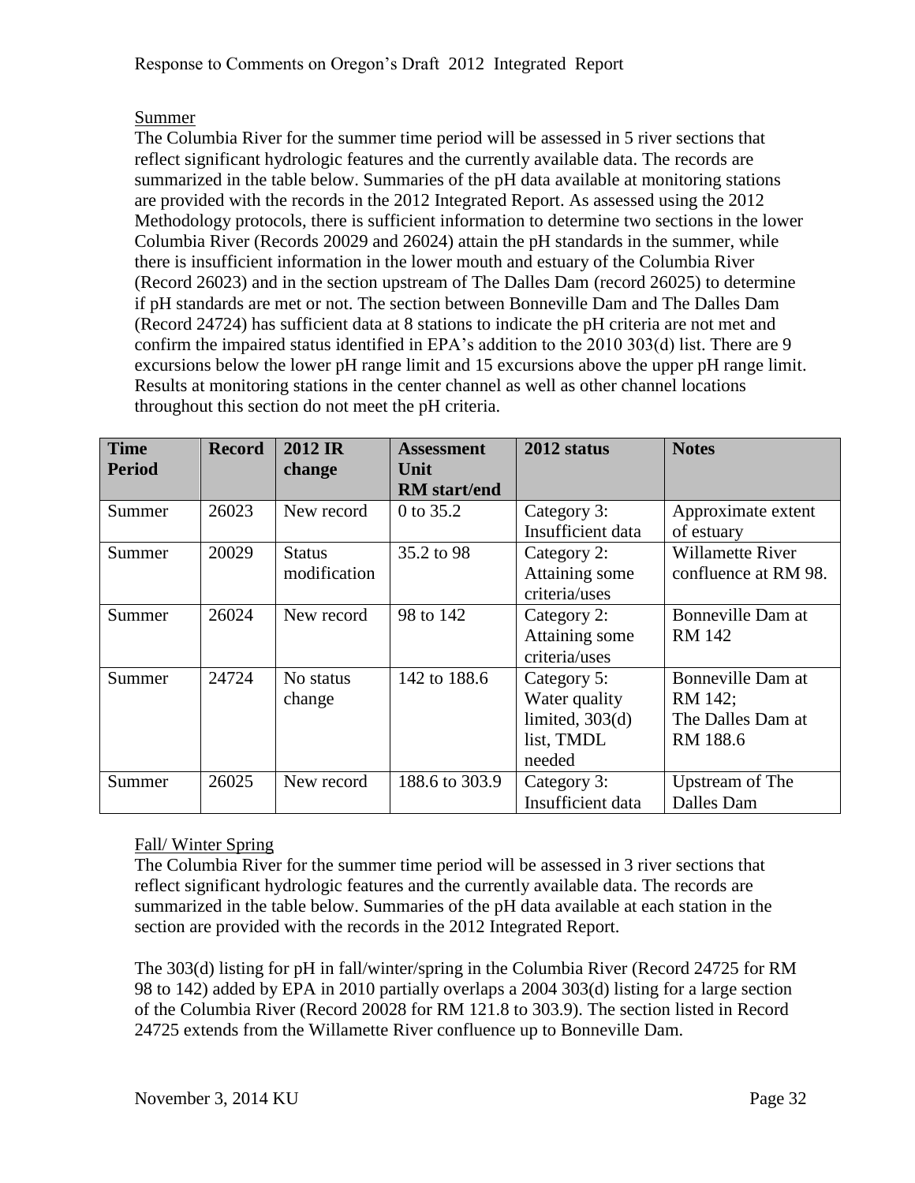Summer

The Columbia River for the summer time period will be assessed in 5 river sections that reflect significant hydrologic features and the currently available data. The records are summarized in the table below. Summaries of the pH data available at monitoring stations are provided with the records in the 2012 Integrated Report. As assessed using the 2012 Methodology protocols, there is sufficient information to determine two sections in the lower Columbia River (Records 20029 and 26024) attain the pH standards in the summer, while there is insufficient information in the lower mouth and estuary of the Columbia River (Record 26023) and in the section upstream of The Dalles Dam (record 26025) to determine if pH standards are met or not. The section between Bonneville Dam and The Dalles Dam (Record 24724) has sufficient data at 8 stations to indicate the pH criteria are not met and confirm the impaired status identified in EPA's addition to the 2010 303(d) list. There are 9 excursions below the lower pH range limit and 15 excursions above the upper pH range limit. Results at monitoring stations in the center channel as well as other channel locations throughout this section do not meet the pH criteria.

| Time Period | Record | 2012 IR change | Assessment Unit RM start/end | 2012 status | Notes |
|---|---|---|---|---|---|
| Summer | 26023 | New record | 0 to 35.2 | Category 3: Insufficient data | Approximate extent of estuary |
| Summer | 20029 | Status modification | 35.2 to 98 | Category 2: Attaining some criteria/uses | Willamette River confluence at RM 98. |
| Summer | 26024 | New record | 98 to 142 | Category 2: Attaining some criteria/uses | Bonneville Dam at RM 142 |
| Summer | 24724 | No status change | 142 to 188.6 | Category 5: Water quality limited, 303(d) list, TMDL needed | Bonneville Dam at RM 142; The Dalles Dam at RM 188.6 |
| Summer | 26025 | New record | 188.6 to 303.9 | Category 3: Insufficient data | Upstream of The Dalles Dam |

Fall/ Winter Spring

The Columbia River for the summer time period will be assessed in 3 river sections that reflect significant hydrologic features and the currently available data. The records are summarized in the table below. Summaries of the pH data available at each station in the section are provided with the records in the 2012 Integrated Report.

The 303(d) listing for pH in fall/winter/spring in the Columbia River (Record 24725 for RM 98 to 142) added by EPA in 2010 partially overlaps a 2004 303(d) listing for a large section of the Columbia River (Record 20028 for RM 121.8 to 303.9). The section listed in Record 24725 extends from the Willamette River confluence up to Bonneville Dam.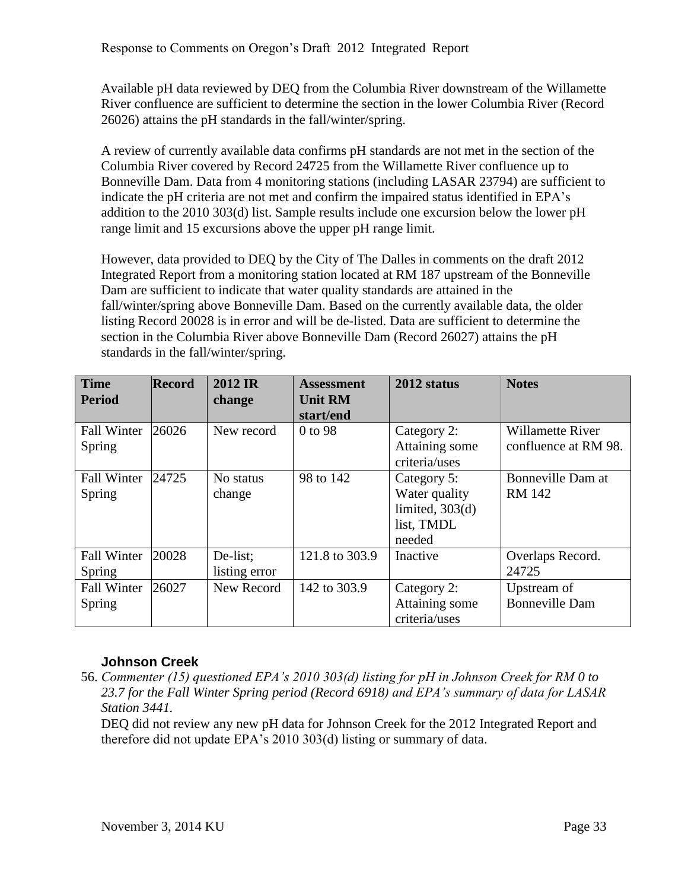Available pH data reviewed by DEQ from the Columbia River downstream of the Willamette River confluence are sufficient to determine the section in the lower Columbia River (Record 26026) attains the pH standards in the fall/winter/spring.

A review of currently available data confirms pH standards are not met in the section of the Columbia River covered by Record 24725 from the Willamette River confluence up to Bonneville Dam. Data from 4 monitoring stations (including LASAR 23794) are sufficient to indicate the pH criteria are not met and confirm the impaired status identified in EPA's addition to the 2010 303(d) list. Sample results include one excursion below the lower pH range limit and 15 excursions above the upper pH range limit.

However, data provided to DEQ by the City of The Dalles in comments on the draft 2012 Integrated Report from a monitoring station located at RM 187 upstream of the Bonneville Dam are sufficient to indicate that water quality standards are attained in the fall/winter/spring above Bonneville Dam. Based on the currently available data, the older listing Record 20028 is in error and will be de-listed. Data are sufficient to determine the section in the Columbia River above Bonneville Dam (Record 26027) attains the pH standards in the fall/winter/spring.

| Time Period | Record | 2012 IR change | Assessment Unit RM start/end | 2012 status | Notes |
|---|---|---|---|---|---|
| Fall Winter Spring | 26026 | New record | 0 to 98 | Category 2: Attaining some criteria/uses | Willamette River confluence at RM 98. |
| Fall Winter Spring | 24725 | No status change | 98 to 142 | Category 5: Water quality limited, 303(d) list, TMDL needed | Bonneville Dam at RM 142 |
| Fall Winter Spring | 20028 | De-list; listing error | 121.8 to 303.9 | Inactive | Overlaps Record. 24725 |
| Fall Winter Spring | 26027 | New Record | 142 to 303.9 | Category 2: Attaining some criteria/uses | Upstream of Bonneville Dam |

### Johnson Creek

56. *Commenter (15) questioned EPA's 2010 303(d) listing for pH in Johnson Creek for RM 0 to 23.7 for the Fall Winter Spring period (Record 6918) and EPA's summary of data for LASAR Station 3441.*
DEQ did not review any new pH data for Johnson Creek for the 2012 Integrated Report and therefore did not update EPA's 2010 303(d) listing or summary of data.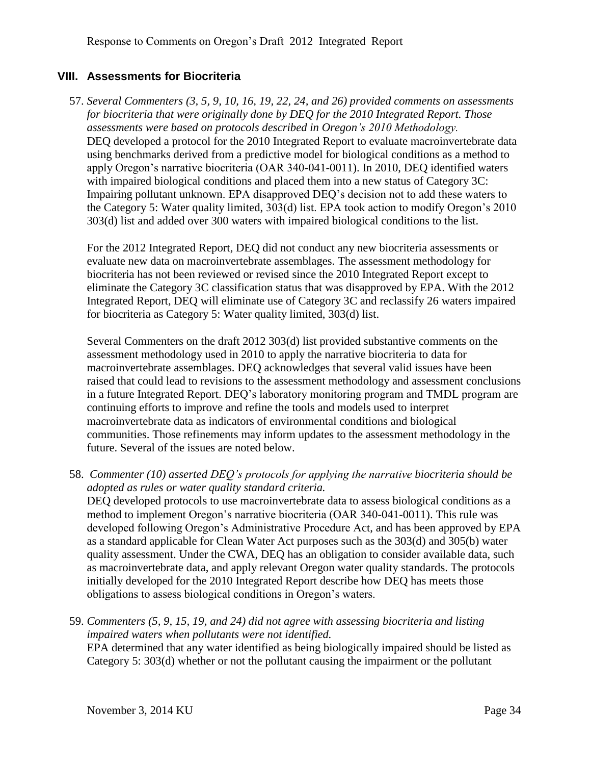## VIII. Assessments for Biocriteria

57. *Several Commenters (3, 5, 9, 10, 16, 19, 22, 24, and 26) provided comments on assessments for biocriteria that were originally done by DEQ for the 2010 Integrated Report. Those assessments were based on protocols described in Oregon's 2010 Methodology.*
DEQ developed a protocol for the 2010 Integrated Report to evaluate macroinvertebrate data using benchmarks derived from a predictive model for biological conditions as a method to apply Oregon's narrative biocriteria (OAR 340-041-0011). In 2010, DEQ identified waters with impaired biological conditions and placed them into a new status of Category 3C: Impairing pollutant unknown. EPA disapproved DEQ's decision not to add these waters to the Category 5: Water quality limited, 303(d) list. EPA took action to modify Oregon's 2010 303(d) list and added over 300 waters with impaired biological conditions to the list.

    For the 2012 Integrated Report, DEQ did not conduct any new biocriteria assessments or evaluate new data on macroinvertebrate assemblages. The assessment methodology for biocriteria has not been reviewed or revised since the 2010 Integrated Report except to eliminate the Category 3C classification status that was disapproved by EPA. With the 2012 Integrated Report, DEQ will eliminate use of Category 3C and reclassify 26 waters impaired for biocriteria as Category 5: Water quality limited, 303(d) list.

    Several Commenters on the draft 2012 303(d) list provided substantive comments on the assessment methodology used in 2010 to apply the narrative biocriteria to data for macroinvertebrate assemblages. DEQ acknowledges that several valid issues have been raised that could lead to revisions to the assessment methodology and assessment conclusions in a future Integrated Report. DEQ's laboratory monitoring program and TMDL program are continuing efforts to improve and refine the tools and models used to interpret macroinvertebrate data as indicators of environmental conditions and biological communities. Those refinements may inform updates to the assessment methodology in the future. Several of the issues are noted below.

58. *Commenter (10) asserted DEQ's protocols for applying the narrative biocriteria should be adopted as rules or water quality standard criteria.*
DEQ developed protocols to use macroinvertebrate data to assess biological conditions as a method to implement Oregon's narrative biocriteria (OAR 340-041-0011). This rule was developed following Oregon's Administrative Procedure Act, and has been approved by EPA as a standard applicable for Clean Water Act purposes such as the 303(d) and 305(b) water quality assessment. Under the CWA, DEQ has an obligation to consider available data, such as macroinvertebrate data, and apply relevant Oregon water quality standards. The protocols initially developed for the 2010 Integrated Report describe how DEQ has meets those obligations to assess biological conditions in Oregon's waters.

59. *Commenters (5, 9, 15, 19, and 24) did not agree with assessing biocriteria and listing impaired waters when pollutants were not identified.*
EPA determined that any water identified as being biologically impaired should be listed as Category 5: 303(d) whether or not the pollutant causing the impairment or the pollutant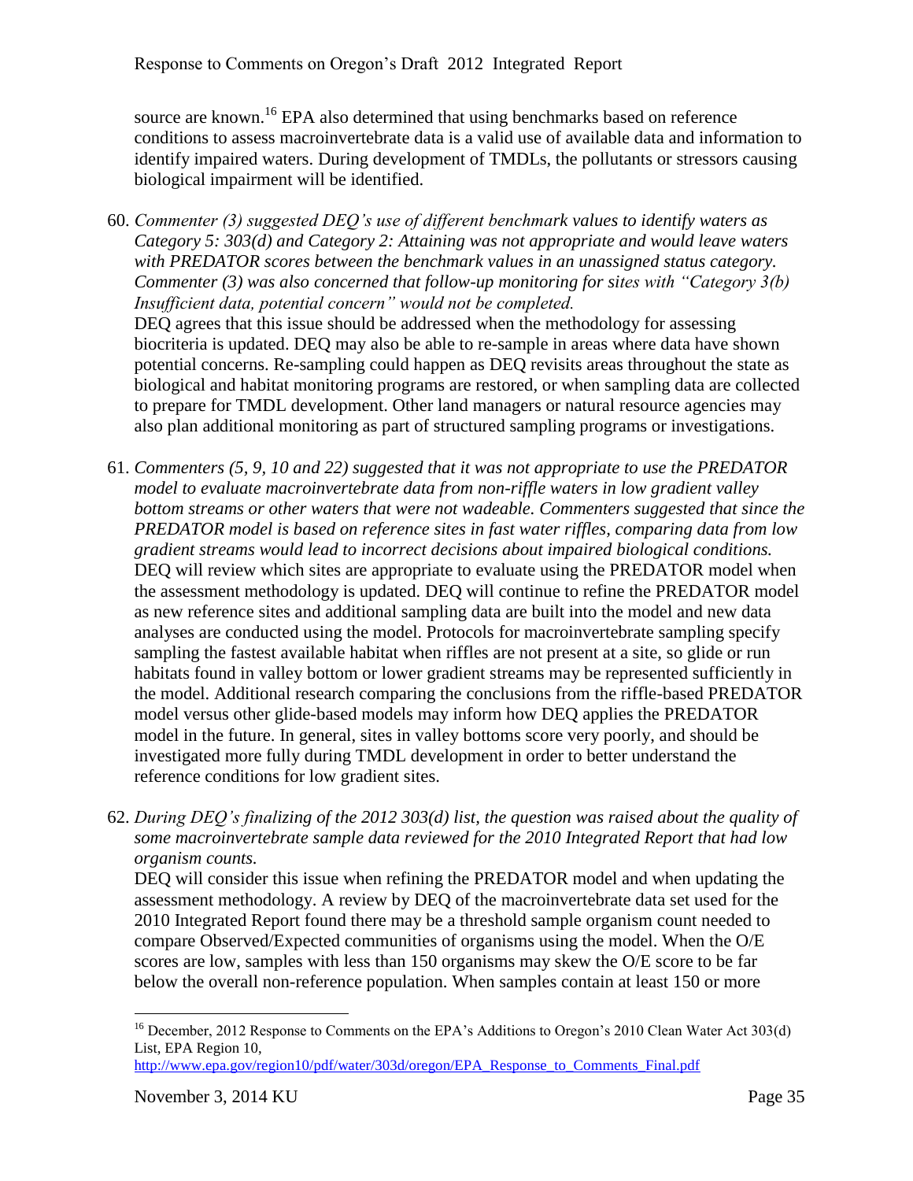source are known.[16] EPA also determined that using benchmarks based on reference conditions to assess macroinvertebrate data is a valid use of available data and information to identify impaired waters. During development of TMDLs, the pollutants or stressors causing biological impairment will be identified.

60. *Commenter (3) suggested DEQ's use of different benchmark values to identify waters as Category 5: 303(d) and Category 2: Attaining was not appropriate and would leave waters with PREDATOR scores between the benchmark values in an unassigned status category. Commenter (3) was also concerned that follow-up monitoring for sites with "Category 3(b) Insufficient data, potential concern" would not be completed.*
   DEQ agrees that this issue should be addressed when the methodology for assessing biocriteria is updated. DEQ may also be able to re-sample in areas where data have shown potential concerns. Re-sampling could happen as DEQ revisits areas throughout the state as biological and habitat monitoring programs are restored, or when sampling data are collected to prepare for TMDL development. Other land managers or natural resource agencies may also plan additional monitoring as part of structured sampling programs or investigations.

61. *Commenters (5, 9, 10 and 22) suggested that it was not appropriate to use the PREDATOR model to evaluate macroinvertebrate data from non-riffle waters in low gradient valley bottom streams or other waters that were not wadeable. Commenters suggested that since the PREDATOR model is based on reference sites in fast water riffles, comparing data from low gradient streams would lead to incorrect decisions about impaired biological conditions.*
   DEQ will review which sites are appropriate to evaluate using the PREDATOR model when the assessment methodology is updated. DEQ will continue to refine the PREDATOR model as new reference sites and additional sampling data are built into the model and new data analyses are conducted using the model. Protocols for macroinvertebrate sampling specify sampling the fastest available habitat when riffles are not present at a site, so glide or run habitats found in valley bottom or lower gradient streams may be represented sufficiently in the model. Additional research comparing the conclusions from the riffle-based PREDATOR model versus other glide-based models may inform how DEQ applies the PREDATOR model in the future. In general, sites in valley bottoms score very poorly, and should be investigated more fully during TMDL development in order to better understand the reference conditions for low gradient sites.

62. *During DEQ's finalizing of the 2012 303(d) list, the question was raised about the quality of some macroinvertebrate sample data reviewed for the 2010 Integrated Report that had low organism counts.*
   DEQ will consider this issue when refining the PREDATOR model and when updating the assessment methodology. A review by DEQ of the macroinvertebrate data set used for the 2010 Integrated Report found there may be a threshold sample organism count needed to compare Observed/Expected communities of organisms using the model. When the O/E scores are low, samples with less than 150 organisms may skew the O/E score to be far below the overall non-reference population. When samples contain at least 150 or more

---

[16] December, 2012 Response to Comments on the EPA's Additions to Oregon's 2010 Clean Water Act 303(d) List, EPA Region 10, http://www.epa.gov/region10/pdf/water/303d/oregon/EPA_Response_to_Comments_Final.pdf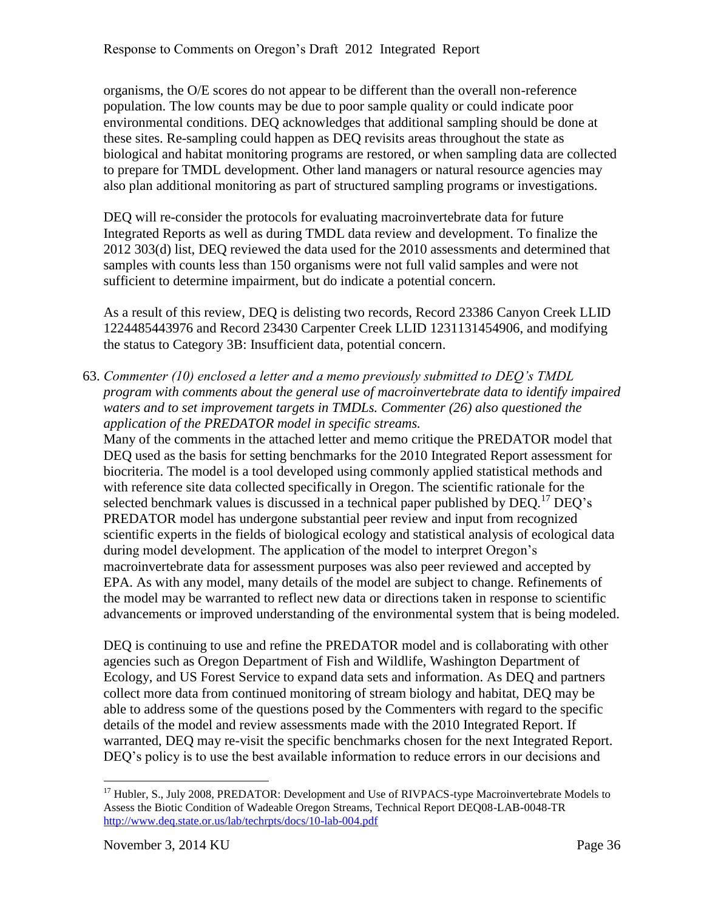organisms, the O/E scores do not appear to be different than the overall non-reference population. The low counts may be due to poor sample quality or could indicate poor environmental conditions. DEQ acknowledges that additional sampling should be done at these sites. Re-sampling could happen as DEQ revisits areas throughout the state as biological and habitat monitoring programs are restored, or when sampling data are collected to prepare for TMDL development. Other land managers or natural resource agencies may also plan additional monitoring as part of structured sampling programs or investigations.

DEQ will re-consider the protocols for evaluating macroinvertebrate data for future Integrated Reports as well as during TMDL data review and development. To finalize the 2012 303(d) list, DEQ reviewed the data used for the 2010 assessments and determined that samples with counts less than 150 organisms were not full valid samples and were not sufficient to determine impairment, but do indicate a potential concern.

As a result of this review, DEQ is delisting two records, Record 23386 Canyon Creek LLID 1224485443976 and Record 23430 Carpenter Creek LLID 1231131454906, and modifying the status to Category 3B: Insufficient data, potential concern.

63. *Commenter (10) enclosed a letter and a memo previously submitted to DEQ's TMDL program with comments about the general use of macroinvertebrate data to identify impaired waters and to set improvement targets in TMDLs. Commenter (26) also questioned the application of the PREDATOR model in specific streams.*

    Many of the comments in the attached letter and memo critique the PREDATOR model that DEQ used as the basis for setting benchmarks for the 2010 Integrated Report assessment for biocriteria. The model is a tool developed using commonly applied statistical methods and with reference site data collected specifically in Oregon. The scientific rationale for the selected benchmark values is discussed in a technical paper published by DEQ.[17] DEQ's PREDATOR model has undergone substantial peer review and input from recognized scientific experts in the fields of biological ecology and statistical analysis of ecological data during model development. The application of the model to interpret Oregon's macroinvertebrate data for assessment purposes was also peer reviewed and accepted by EPA. As with any model, many details of the model are subject to change. Refinements of the model may be warranted to reflect new data or directions taken in response to scientific advancements or improved understanding of the environmental system that is being modeled.

    DEQ is continuing to use and refine the PREDATOR model and is collaborating with other agencies such as Oregon Department of Fish and Wildlife, Washington Department of Ecology, and US Forest Service to expand data sets and information. As DEQ and partners collect more data from continued monitoring of stream biology and habitat, DEQ may be able to address some of the questions posed by the Commenters with regard to the specific details of the model and review assessments made with the 2010 Integrated Report. If warranted, DEQ may re-visit the specific benchmarks chosen for the next Integrated Report. DEQ's policy is to use the best available information to reduce errors in our decisions and

[17] Hubler, S., July 2008, PREDATOR: Development and Use of RIVPACS-type Macroinvertebrate Models to Assess the Biotic Condition of Wadeable Oregon Streams, Technical Report DEQ08-LAB-0048-TR http://www.deq.state.or.us/lab/techrpts/docs/10-lab-004.pdf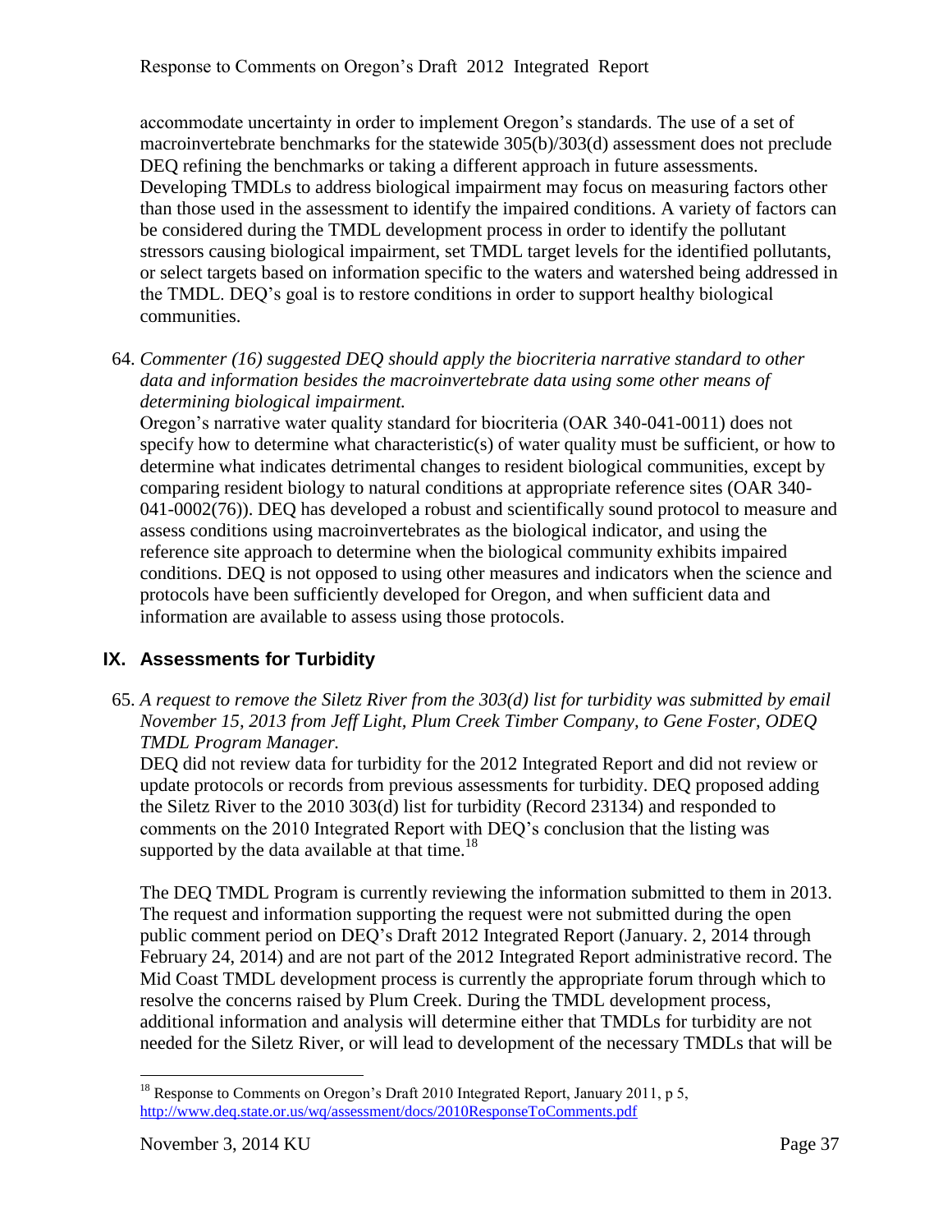accommodate uncertainty in order to implement Oregon's standards. The use of a set of macroinvertebrate benchmarks for the statewide 305(b)/303(d) assessment does not preclude DEQ refining the benchmarks or taking a different approach in future assessments. Developing TMDLs to address biological impairment may focus on measuring factors other than those used in the assessment to identify the impaired conditions. A variety of factors can be considered during the TMDL development process in order to identify the pollutant stressors causing biological impairment, set TMDL target levels for the identified pollutants, or select targets based on information specific to the waters and watershed being addressed in the TMDL. DEQ's goal is to restore conditions in order to support healthy biological communities.

64. *Commenter (16) suggested DEQ should apply the biocriteria narrative standard to other data and information besides the macroinvertebrate data using some other means of determining biological impairment.*
Oregon's narrative water quality standard for biocriteria (OAR 340-041-0011) does not specify how to determine what characteristic(s) of water quality must be sufficient, or how to determine what indicates detrimental changes to resident biological communities, except by comparing resident biology to natural conditions at appropriate reference sites (OAR 340-041-0002(76)). DEQ has developed a robust and scientifically sound protocol to measure and assess conditions using macroinvertebrates as the biological indicator, and using the reference site approach to determine when the biological community exhibits impaired conditions. DEQ is not opposed to using other measures and indicators when the science and protocols have been sufficiently developed for Oregon, and when sufficient data and information are available to assess using those protocols.

## IX. Assessments for Turbidity

65. *A request to remove the Siletz River from the 303(d) list for turbidity was submitted by email November 15, 2013 from Jeff Light, Plum Creek Timber Company, to Gene Foster, ODEQ TMDL Program Manager.*
DEQ did not review data for turbidity for the 2012 Integrated Report and did not review or update protocols or records from previous assessments for turbidity. DEQ proposed adding the Siletz River to the 2010 303(d) list for turbidity (Record 23134) and responded to comments on the 2010 Integrated Report with DEQ's conclusion that the listing was supported by the data available at that time.[18]

The DEQ TMDL Program is currently reviewing the information submitted to them in 2013. The request and information supporting the request were not submitted during the open public comment period on DEQ's Draft 2012 Integrated Report (January. 2, 2014 through February 24, 2014) and are not part of the 2012 Integrated Report administrative record. The Mid Coast TMDL development process is currently the appropriate forum through which to resolve the concerns raised by Plum Creek. During the TMDL development process, additional information and analysis will determine either that TMDLs for turbidity are not needed for the Siletz River, or will lead to development of the necessary TMDLs that will be

[18] Response to Comments on Oregon's Draft 2010 Integrated Report, January 2011, p 5, http://www.deq.state.or.us/wq/assessment/docs/2010ResponseToComments.pdf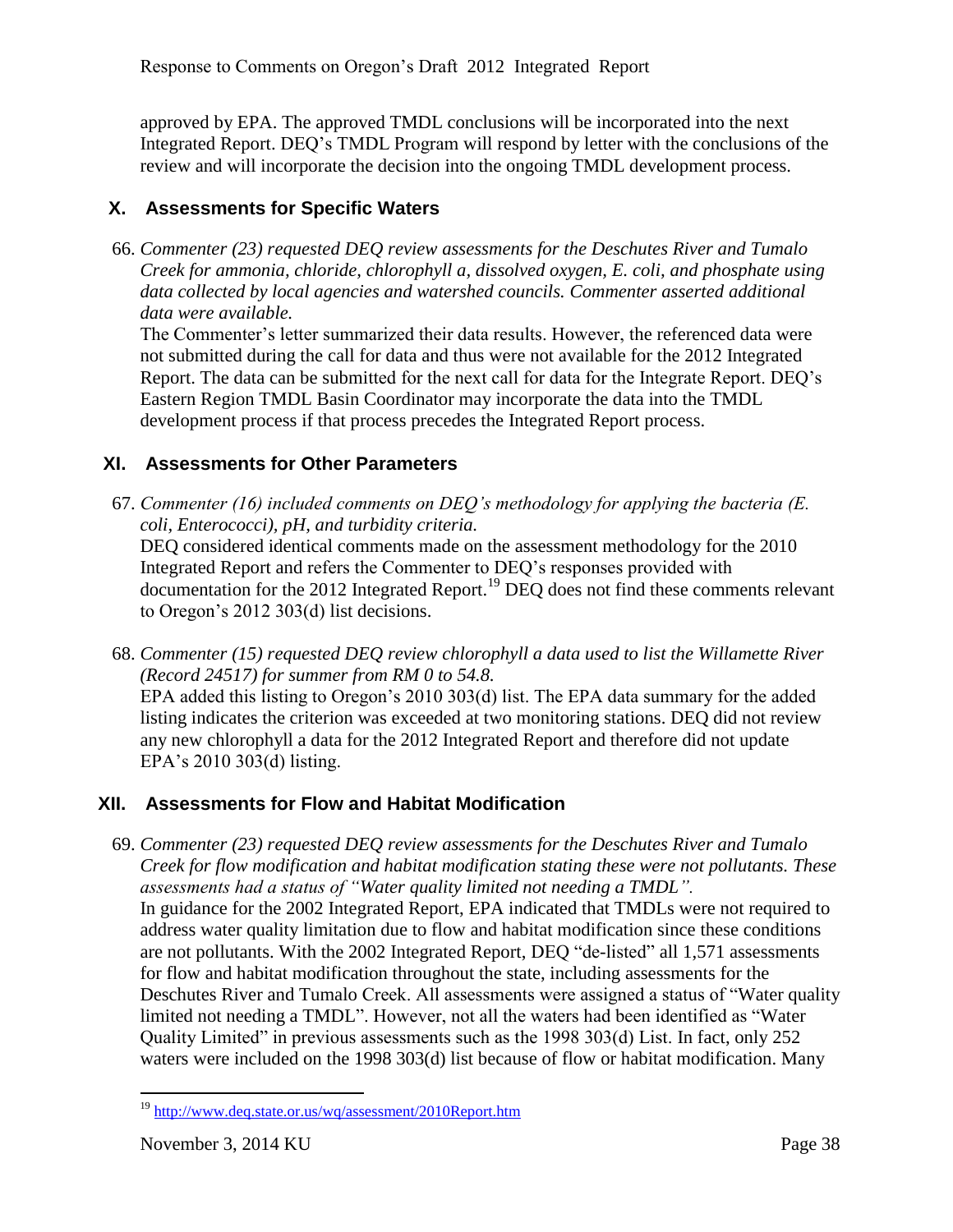approved by EPA. The approved TMDL conclusions will be incorporated into the next Integrated Report. DEQ's TMDL Program will respond by letter with the conclusions of the review and will incorporate the decision into the ongoing TMDL development process.

## X. Assessments for Specific Waters

66. *Commenter (23) requested DEQ review assessments for the Deschutes River and Tumalo Creek for ammonia, chloride, chlorophyll a, dissolved oxygen, E. coli, and phosphate using data collected by local agencies and watershed councils. Commenter asserted additional data were available.*
   The Commenter's letter summarized their data results. However, the referenced data were not submitted during the call for data and thus were not available for the 2012 Integrated Report. The data can be submitted for the next call for data for the Integrate Report. DEQ's Eastern Region TMDL Basin Coordinator may incorporate the data into the TMDL development process if that process precedes the Integrated Report process.

## XI. Assessments for Other Parameters

67. *Commenter (16) included comments on DEQ's methodology for applying the bacteria (E. coli, Enterococci), pH, and turbidity criteria.*
   DEQ considered identical comments made on the assessment methodology for the 2010 Integrated Report and refers the Commenter to DEQ's responses provided with documentation for the 2012 Integrated Report.[19] DEQ does not find these comments relevant to Oregon's 2012 303(d) list decisions.

68. *Commenter (15) requested DEQ review chlorophyll a data used to list the Willamette River (Record 24517) for summer from RM 0 to 54.8.*
   EPA added this listing to Oregon's 2010 303(d) list. The EPA data summary for the added listing indicates the criterion was exceeded at two monitoring stations. DEQ did not review any new chlorophyll a data for the 2012 Integrated Report and therefore did not update EPA's 2010 303(d) listing.

## XII. Assessments for Flow and Habitat Modification

69. *Commenter (23) requested DEQ review assessments for the Deschutes River and Tumalo Creek for flow modification and habitat modification stating these were not pollutants. These assessments had a status of "Water quality limited not needing a TMDL".*
   In guidance for the 2002 Integrated Report, EPA indicated that TMDLs were not required to address water quality limitation due to flow and habitat modification since these conditions are not pollutants. With the 2002 Integrated Report, DEQ "de-listed" all 1,571 assessments for flow and habitat modification throughout the state, including assessments for the Deschutes River and Tumalo Creek. All assessments were assigned a status of "Water quality limited not needing a TMDL". However, not all the waters had been identified as "Water Quality Limited" in previous assessments such as the 1998 303(d) List. In fact, only 252 waters were included on the 1998 303(d) list because of flow or habitat modification. Many

---

[19] http://www.deq.state.or.us/wq/assessment/2010Report.htm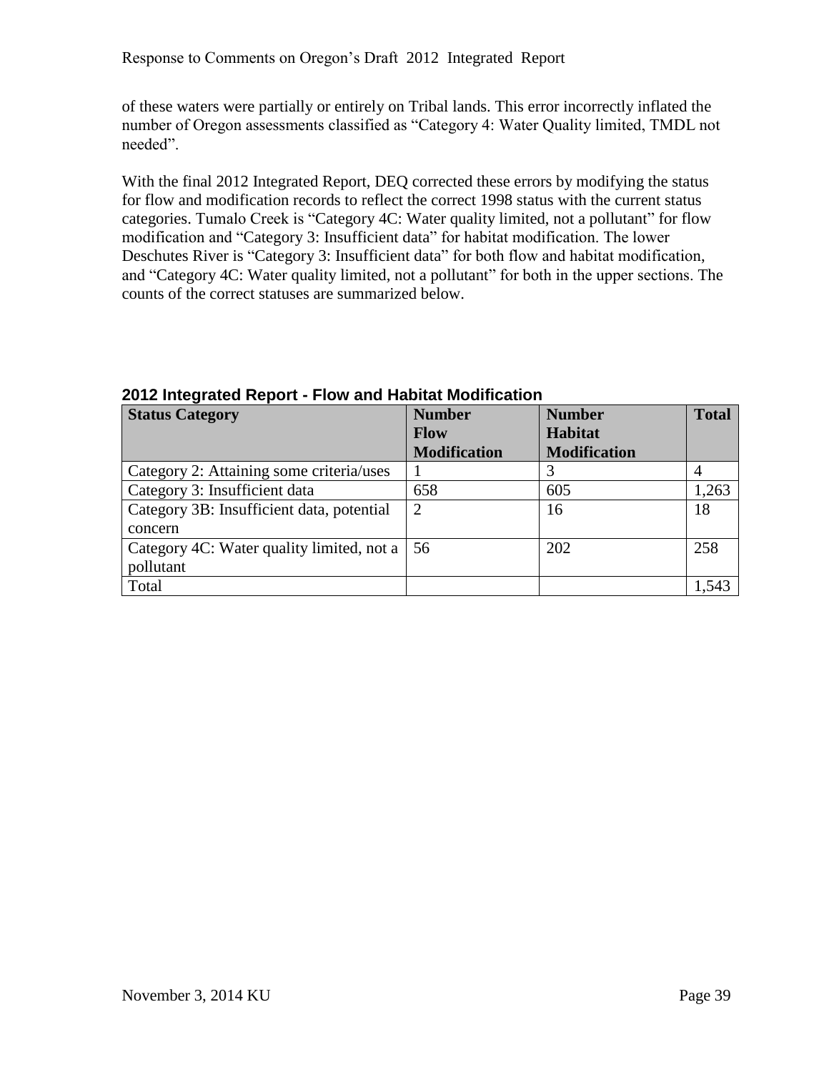of these waters were partially or entirely on Tribal lands. This error incorrectly inflated the number of Oregon assessments classified as “Category 4: Water Quality limited, TMDL not needed”.

With the final 2012 Integrated Report, DEQ corrected these errors by modifying the status for flow and modification records to reflect the correct 1998 status with the current status categories. Tumalo Creek is “Category 4C: Water quality limited, not a pollutant” for flow modification and “Category 3: Insufficient data” for habitat modification. The lower Deschutes River is “Category 3: Insufficient data” for both flow and habitat modification, and “Category 4C: Water quality limited, not a pollutant” for both in the upper sections. The counts of the correct statuses are summarized below.

**2012 Integrated Report - Flow and Habitat Modification**

| Status Category | Number Flow Modification | Number Habitat Modification | Total |
|---|---|---|---|
| Category 2: Attaining some criteria/uses | 1 | 3 | 4 |
| Category 3: Insufficient data | 658 | 605 | 1,263 |
| Category 3B: Insufficient data, potential concern | 2 | 16 | 18 |
| Category 4C: Water quality limited, not a pollutant | 56 | 202 | 258 |
| Total | | | 1,543 |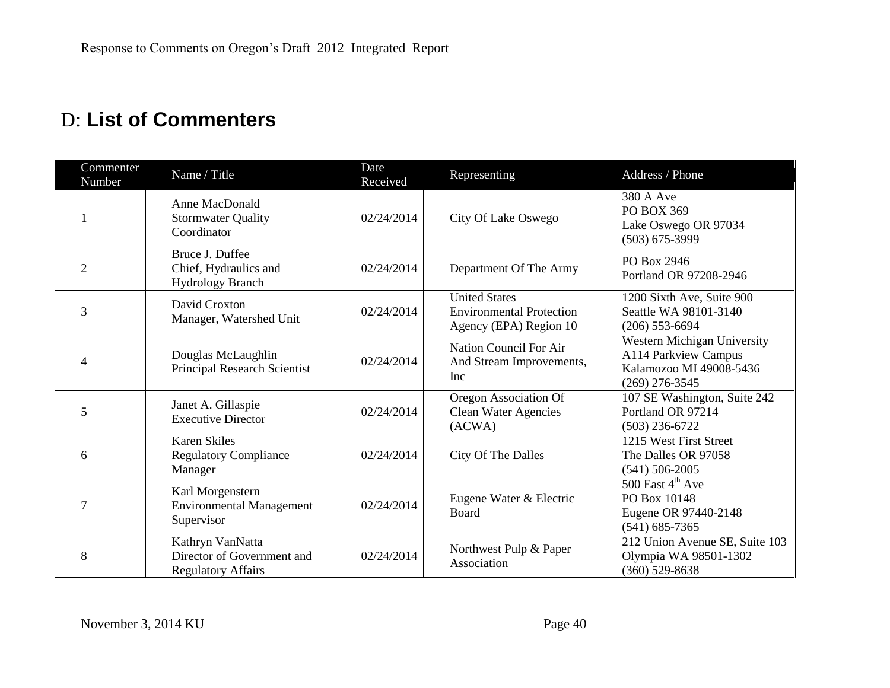## D: **List of Commenters**

| Commenter Number | Name / Title | Date Received | Representing | Address / Phone |
|---|---|---|---|---|
| 1 | Anne MacDonald<br>Stormwater Quality Coordinator | 02/24/2014 | City Of Lake Oswego | 380 A Ave<br>PO BOX 369<br>Lake Oswego OR 97034<br>(503) 675-3999 |
| 2 | Bruce J. Duffee<br>Chief, Hydraulics and Hydrology Branch | 02/24/2014 | Department Of The Army | PO Box 2946<br>Portland OR 97208-2946 |
| 3 | David Croxton<br>Manager, Watershed Unit | 02/24/2014 | United States Environmental Protection Agency (EPA) Region 10 | 1200 Sixth Ave, Suite 900<br>Seattle WA 98101-3140<br>(206) 553-6694 |
| 4 | Douglas McLaughlin<br>Principal Research Scientist | 02/24/2014 | Nation Council For Air And Stream Improvements, Inc | Western Michigan University<br>A114 Parkview Campus<br>Kalamozoo MI 49008-5436<br>(269) 276-3545 |
| 5 | Janet A. Gillaspie<br>Executive Director | 02/24/2014 | Oregon Association Of Clean Water Agencies (ACWA) | 107 SE Washington, Suite 242<br>Portland OR 97214<br>(503) 236-6722 |
| 6 | Karen Skiles<br>Regulatory Compliance Manager | 02/24/2014 | City Of The Dalles | 1215 West First Street<br>The Dalles OR 97058<br>(541) 506-2005 |
| 7 | Karl Morgenstern<br>Environmental Management Supervisor | 02/24/2014 | Eugene Water & Electric Board | 500 East 4th Ave<br>PO Box 10148<br>Eugene OR 97440-2148<br>(541) 685-7365 |
| 8 | Kathryn VanNatta<br>Director of Government and Regulatory Affairs | 02/24/2014 | Northwest Pulp & Paper Association | 212 Union Avenue SE, Suite 103<br>Olympia WA 98501-1302<br>(360) 529-8638 |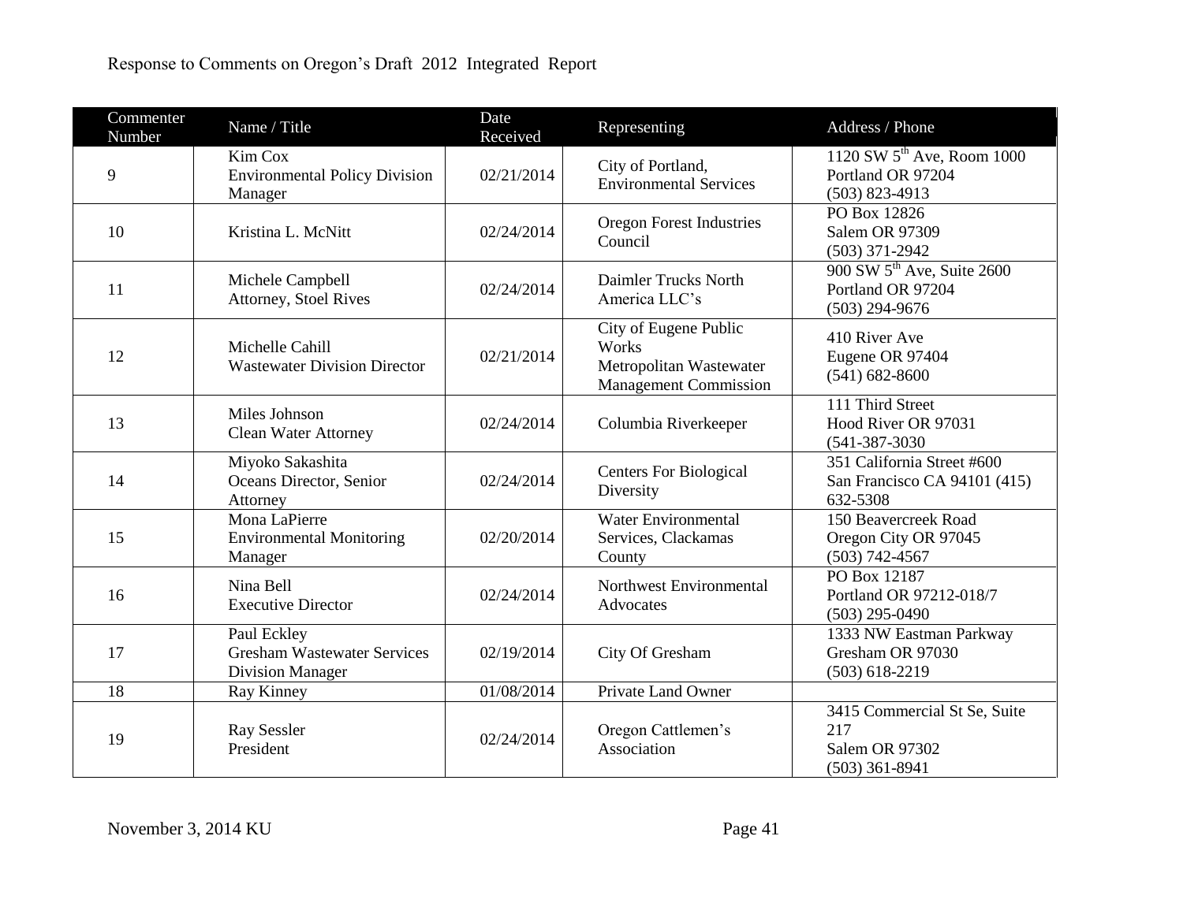| Commenter Number | Name / Title | Date Received | Representing | Address / Phone |
|---|---|---|---|---|
| 9 | Kim Cox<br>Environmental Policy Division Manager | 02/21/2014 | City of Portland, Environmental Services | 1120 SW 5th Ave, Room 1000<br>Portland OR 97204<br>(503) 823-4913 |
| 10 | Kristina L. McNitt | 02/24/2014 | Oregon Forest Industries Council | PO Box 12826<br>Salem OR 97309<br>(503) 371-2942 |
| 11 | Michele Campbell<br>Attorney, Stoel Rives | 02/24/2014 | Daimler Trucks North America LLC's | 900 SW 5th Ave, Suite 2600<br>Portland OR 97204<br>(503) 294-9676 |
| 12 | Michelle Cahill<br>Wastewater Division Director | 02/21/2014 | City of Eugene Public Works<br>Metropolitan Wastewater Management Commission | 410 River Ave<br>Eugene OR 97404<br>(541) 682-8600 |
| 13 | Miles Johnson<br>Clean Water Attorney | 02/24/2014 | Columbia Riverkeeper | 111 Third Street<br>Hood River OR 97031<br>(541-387-3030 |
| 14 | Miyoko Sakashita<br>Oceans Director, Senior Attorney | 02/24/2014 | Centers For Biological Diversity | 351 California Street #600<br>San Francisco CA 94101 (415) 632-5308 |
| 15 | Mona LaPierre<br>Environmental Monitoring Manager | 02/20/2014 | Water Environmental Services, Clackamas County | 150 Beavercreek Road<br>Oregon City OR 97045<br>(503) 742-4567 |
| 16 | Nina Bell<br>Executive Director | 02/24/2014 | Northwest Environmental Advocates | PO Box 12187<br>Portland OR 97212-018/7<br>(503) 295-0490 |
| 17 | Paul Eckley<br>Gresham Wastewater Services Division Manager | 02/19/2014 | City Of Gresham | 1333 NW Eastman Parkway<br>Gresham OR 97030<br>(503) 618-2219 |
| 18 | Ray Kinney | 01/08/2014 | Private Land Owner | |
| 19 | Ray Sessler<br>President | 02/24/2014 | Oregon Cattlemen's Association | 3415 Commercial St Se, Suite 217<br>Salem OR 97302<br>(503) 361-8941 |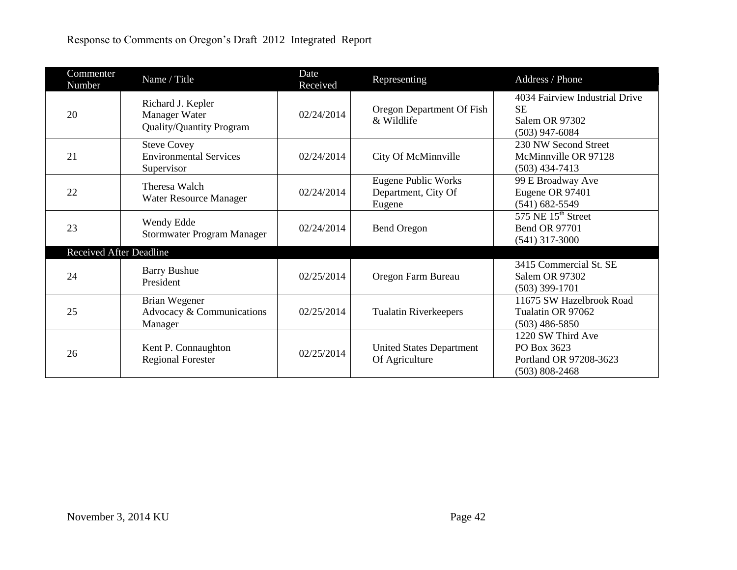| Commenter Number | Name / Title | Date Received | Representing | Address / Phone |
|---|---|---|---|---|
| 20 | Richard J. Kepler<br>Manager Water<br>Quality/Quantity Program | 02/24/2014 | Oregon Department Of Fish & Wildlife | 4034 Fairview Industrial Drive SE<br>Salem OR 97302<br>(503) 947-6084 |
| 21 | Steve Covey<br>Environmental Services<br>Supervisor | 02/24/2014 | City Of McMinnville | 230 NW Second Street<br>McMinnville OR 97128<br>(503) 434-7413 |
| 22 | Theresa Walch<br>Water Resource Manager | 02/24/2014 | Eugene Public Works Department, City Of Eugene | 99 E Broadway Ave<br>Eugene OR 97401<br>(541) 682-5549 |
| 23 | Wendy Edde<br>Stormwater Program Manager | 02/24/2014 | Bend Oregon | 575 NE 15th Street<br>Bend OR 97701<br>(541) 317-3000 |
| Received After Deadline | | | | |
| 24 | Barry Bushue<br>President | 02/25/2014 | Oregon Farm Bureau | 3415 Commercial St. SE<br>Salem OR 97302<br>(503) 399-1701 |
| 25 | Brian Wegener<br>Advocacy & Communications<br>Manager | 02/25/2014 | Tualatin Riverkeepers | 11675 SW Hazelbrook Road<br>Tualatin OR 97062<br>(503) 486-5850 |
| 26 | Kent P. Connaughton<br>Regional Forester | 02/25/2014 | United States Department Of Agriculture | 1220 SW Third Ave<br>PO Box 3623<br>Portland OR 97208-3623<br>(503) 808-2468 |